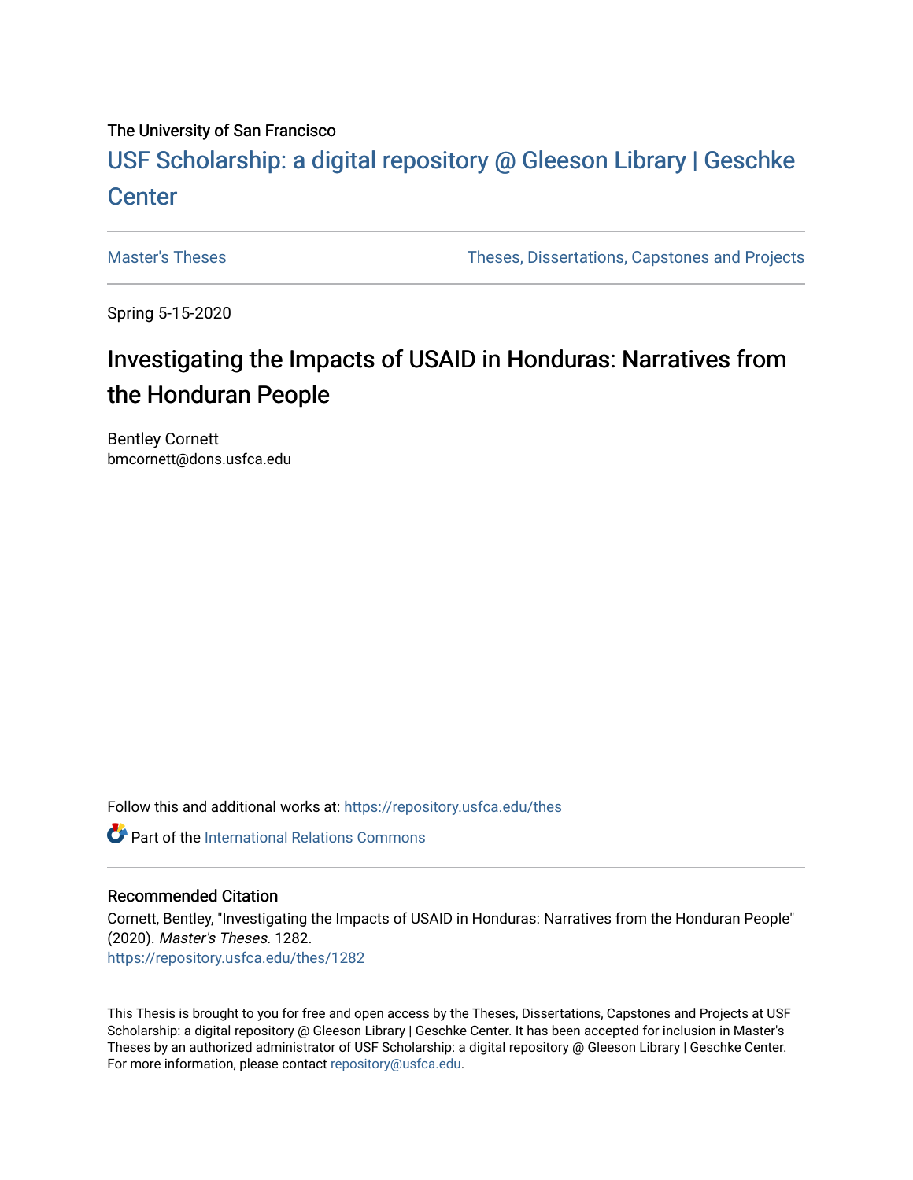The University of San Francisco

USF Scholarship: a digital repository @ Gleeson Library | Geschke Center

Master's Theses | Theses, Dissertations, Capstones and Projects

Spring 5-15-2020

# Investigating the Impacts of USAID in Honduras: Narratives from the Honduran People

Bentley Cornett
bmcornett@dons.usfca.edu

Follow this and additional works at: https://repository.usfca.edu/thes

Part of the International Relations Commons

## Recommended Citation

Cornett, Bentley, "Investigating the Impacts of USAID in Honduras: Narratives from the Honduran People" (2020). *Master's Theses*. 1282.
https://repository.usfca.edu/thes/1282

This Thesis is brought to you for free and open access by the Theses, Dissertations, Capstones and Projects at USF Scholarship: a digital repository @ Gleeson Library | Geschke Center. It has been accepted for inclusion in Master's Theses by an authorized administrator of USF Scholarship: a digital repository @ Gleeson Library | Geschke Center. For more information, please contact repository@usfca.edu.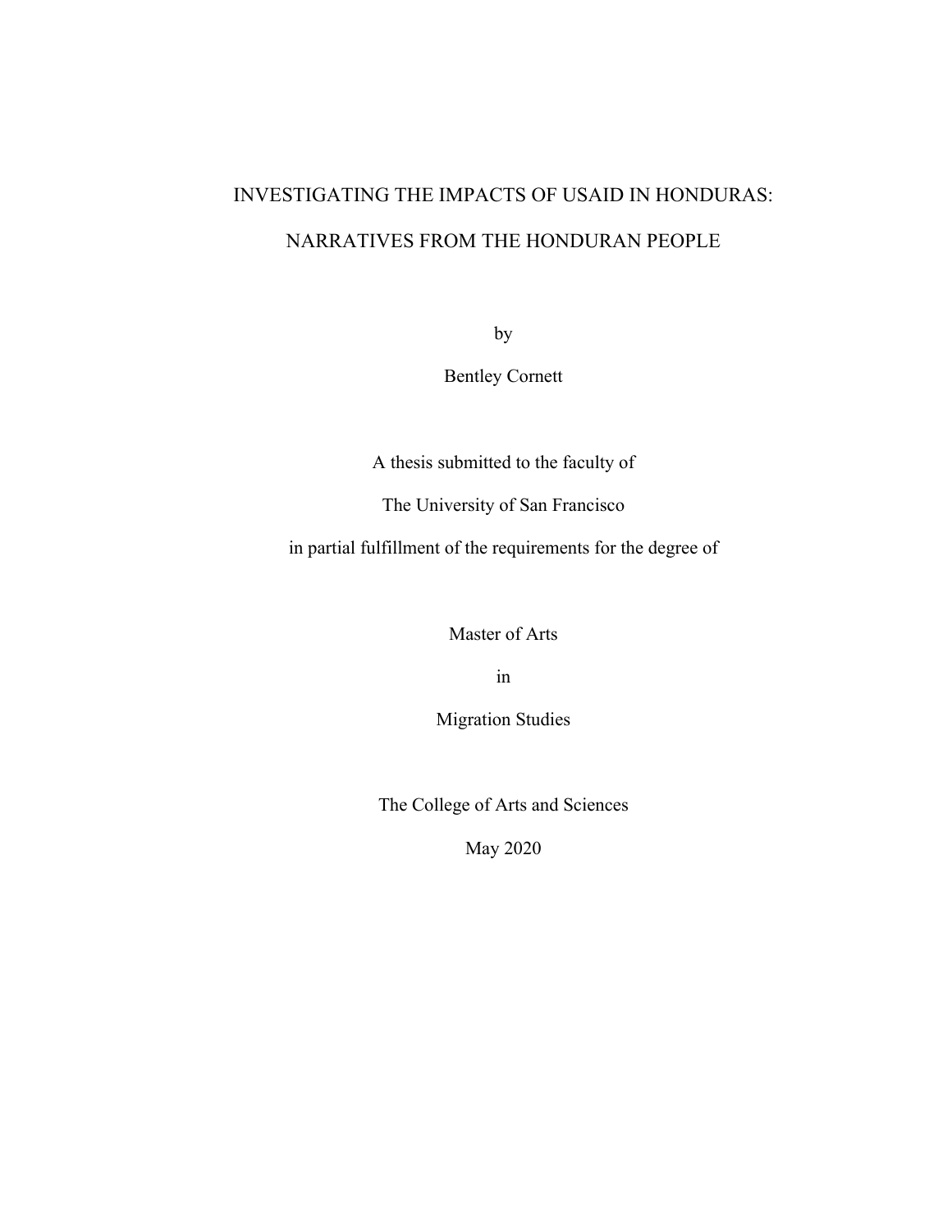# INVESTIGATING THE IMPACTS OF USAID IN HONDURAS:

# NARRATIVES FROM THE HONDURAN PEOPLE

by

Bentley Cornett

A thesis submitted to the faculty of

The University of San Francisco

in partial fulfillment of the requirements for the degree of

Master of Arts

in

Migration Studies

The College of Arts and Sciences

May 2020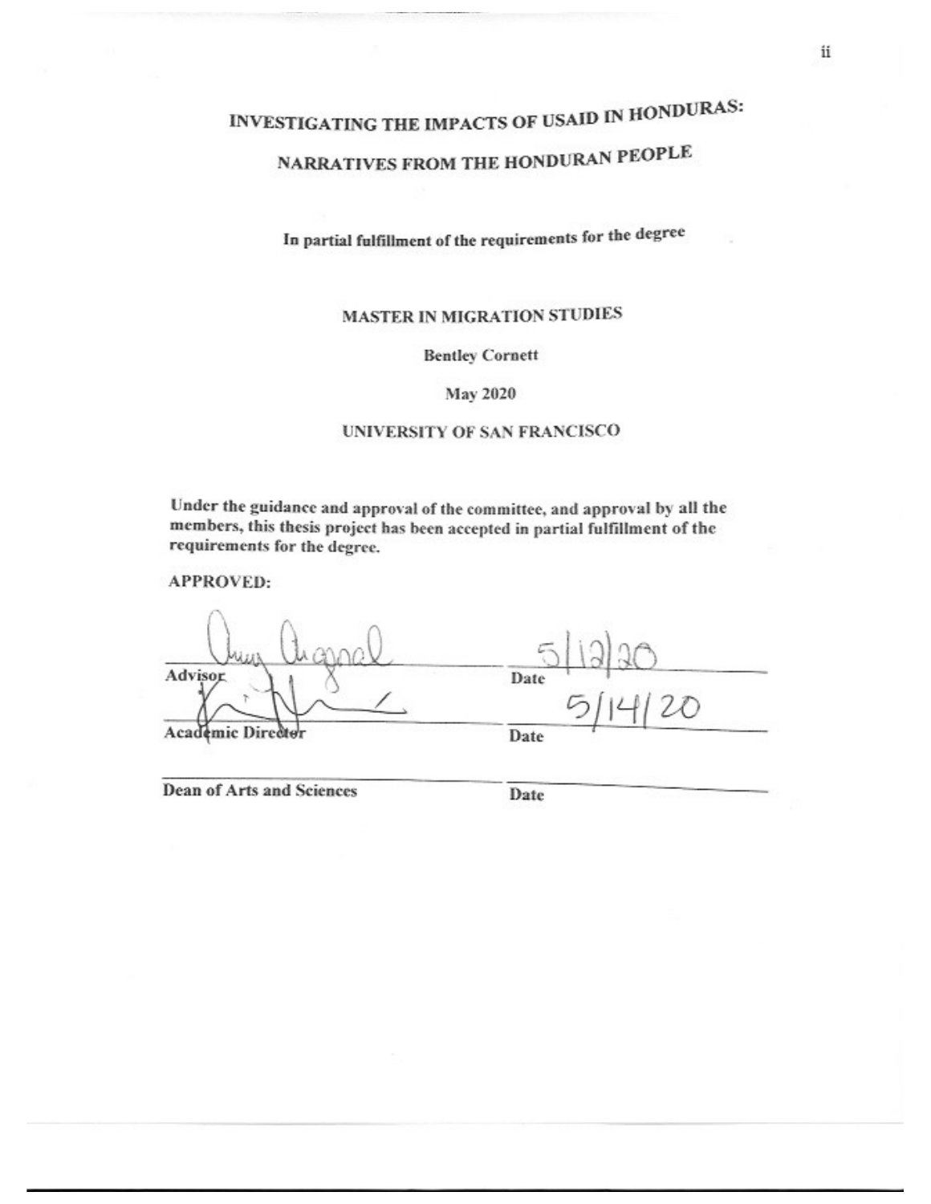# INVESTIGATING THE IMPACTS OF USAID IN HONDURAS:

# NARRATIVES FROM THE HONDURAN PEOPLE

**In partial fulfillment of the requirements for the degree**

**MASTER IN MIGRATION STUDIES**

**Bentley Cornett**

**May 2020**

**UNIVERSITY OF SAN FRANCISCO**

**Under the guidance and approval of the committee, and approval by all the members, this thesis project has been accepted in partial fulfillment of the requirements for the degree.**

**APPROVED:**

| | |
|---|---|
| Amy Argnal | 5/12/20 |
| **Advisor** | **Date** |
| | 5/14/20 |
| **Academic Director** | **Date** |
| | |
| **Dean of Arts and Sciences** | **Date** |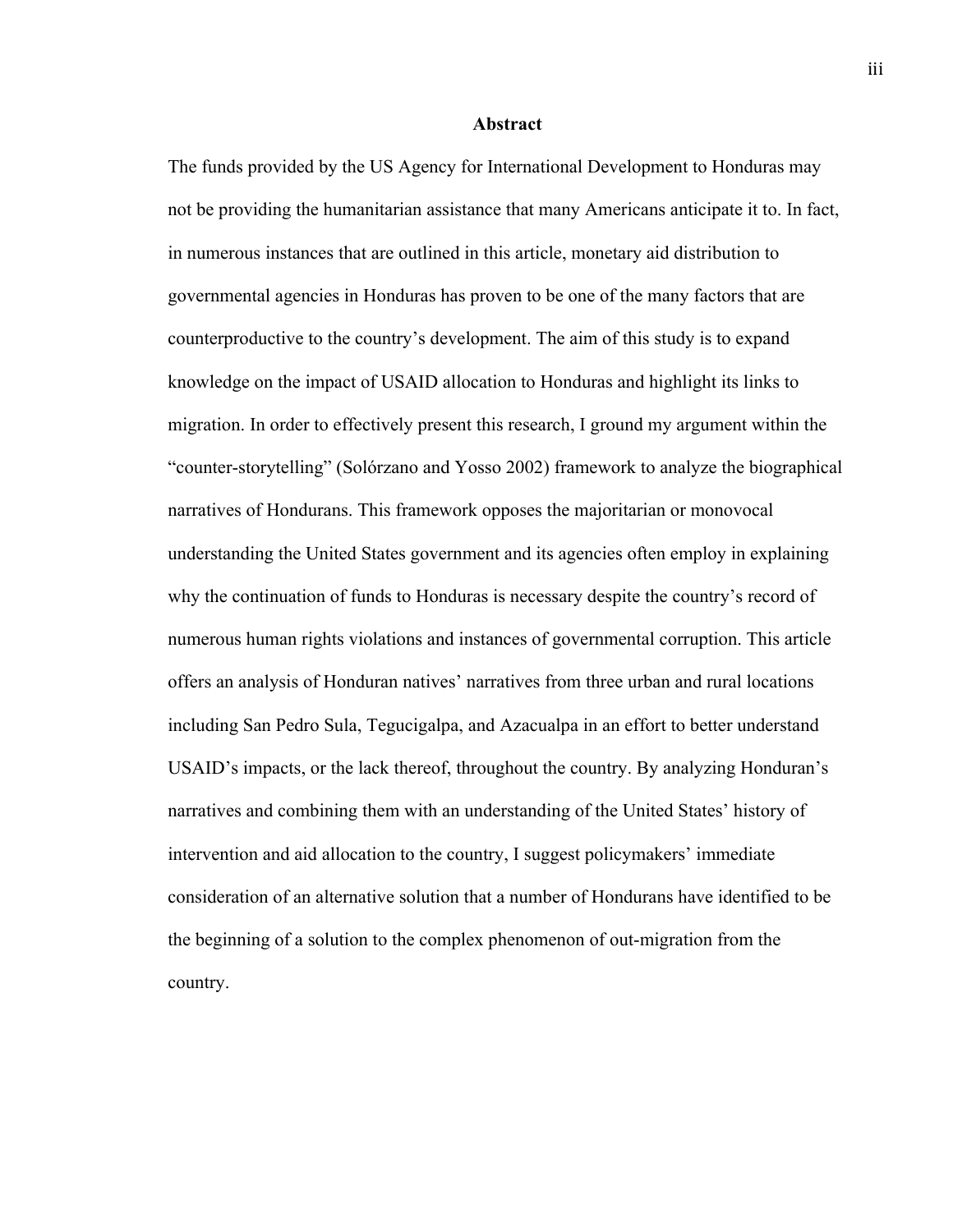## Abstract

The funds provided by the US Agency for International Development to Honduras may not be providing the humanitarian assistance that many Americans anticipate it to. In fact, in numerous instances that are outlined in this article, monetary aid distribution to governmental agencies in Honduras has proven to be one of the many factors that are counterproductive to the country's development. The aim of this study is to expand knowledge on the impact of USAID allocation to Honduras and highlight its links to migration. In order to effectively present this research, I ground my argument within the "counter-storytelling" (Solórzano and Yosso 2002) framework to analyze the biographical narratives of Hondurans. This framework opposes the majoritarian or monovocal understanding the United States government and its agencies often employ in explaining why the continuation of funds to Honduras is necessary despite the country's record of numerous human rights violations and instances of governmental corruption. This article offers an analysis of Honduran natives' narratives from three urban and rural locations including San Pedro Sula, Tegucigalpa, and Azacualpa in an effort to better understand USAID's impacts, or the lack thereof, throughout the country. By analyzing Honduran's narratives and combining them with an understanding of the United States' history of intervention and aid allocation to the country, I suggest policymakers' immediate consideration of an alternative solution that a number of Hondurans have identified to be the beginning of a solution to the complex phenomenon of out-migration from the country.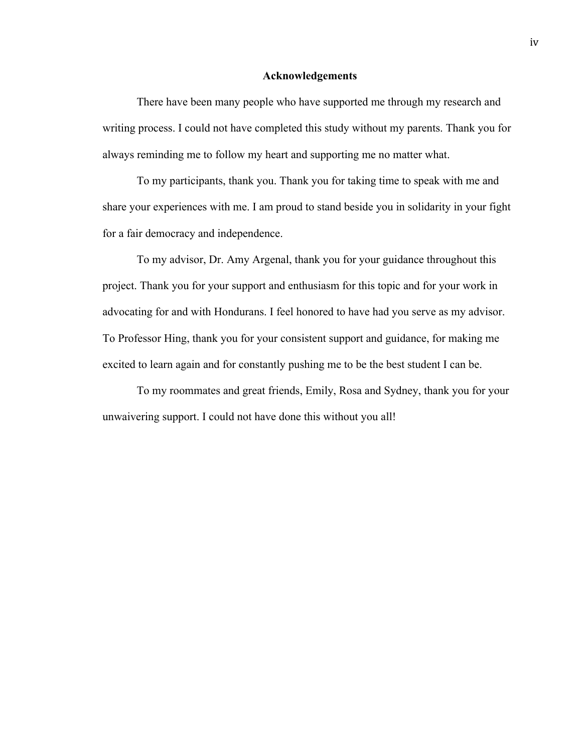# Acknowledgements

There have been many people who have supported me through my research and writing process. I could not have completed this study without my parents. Thank you for always reminding me to follow my heart and supporting me no matter what.

To my participants, thank you. Thank you for taking time to speak with me and share your experiences with me. I am proud to stand beside you in solidarity in your fight for a fair democracy and independence.

To my advisor, Dr. Amy Argenal, thank you for your guidance throughout this project. Thank you for your support and enthusiasm for this topic and for your work in advocating for and with Hondurans. I feel honored to have had you serve as my advisor. To Professor Hing, thank you for your consistent support and guidance, for making me excited to learn again and for constantly pushing me to be the best student I can be.

To my roommates and great friends, Emily, Rosa and Sydney, thank you for your unwaivering support. I could not have done this without you all!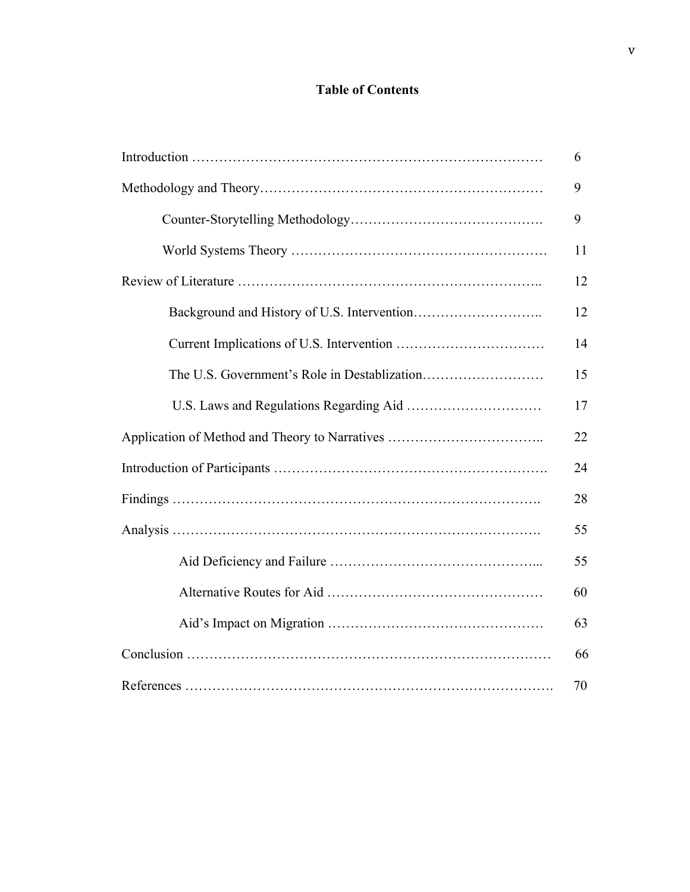# Table of Contents

| | |
|---|---|
| Introduction | 6 |
| Methodology and Theory | 9 |
| Counter-Storytelling Methodology | 9 |
| World Systems Theory | 11 |
| Review of Literature | 12 |
| Background and History of U.S. Intervention | 12 |
| Current Implications of U.S. Intervention | 14 |
| The U.S. Government's Role in Destablization | 15 |
| U.S. Laws and Regulations Regarding Aid | 17 |
| Application of Method and Theory to Narratives | 22 |
| Introduction of Participants | 24 |
| Findings | 28 |
| Analysis | 55 |
| Aid Deficiency and Failure | 55 |
| Alternative Routes for Aid | 60 |
| Aid's Impact on Migration | 63 |
| Conclusion | 66 |
| References | 70 |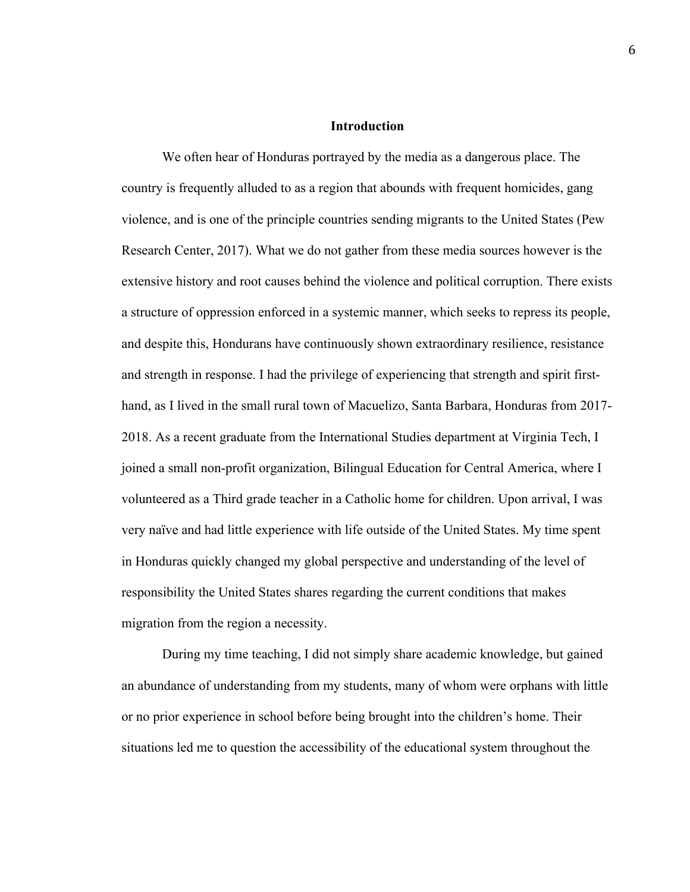# Introduction

We often hear of Honduras portrayed by the media as a dangerous place. The country is frequently alluded to as a region that abounds with frequent homicides, gang violence, and is one of the principle countries sending migrants to the United States (Pew Research Center, 2017). What we do not gather from these media sources however is the extensive history and root causes behind the violence and political corruption. There exists a structure of oppression enforced in a systemic manner, which seeks to repress its people, and despite this, Hondurans have continuously shown extraordinary resilience, resistance and strength in response. I had the privilege of experiencing that strength and spirit first-hand, as I lived in the small rural town of Macuelizo, Santa Barbara, Honduras from 2017-2018. As a recent graduate from the International Studies department at Virginia Tech, I joined a small non-profit organization, Bilingual Education for Central America, where I volunteered as a Third grade teacher in a Catholic home for children. Upon arrival, I was very naïve and had little experience with life outside of the United States. My time spent in Honduras quickly changed my global perspective and understanding of the level of responsibility the United States shares regarding the current conditions that makes migration from the region a necessity.

During my time teaching, I did not simply share academic knowledge, but gained an abundance of understanding from my students, many of whom were orphans with little or no prior experience in school before being brought into the children's home. Their situations led me to question the accessibility of the educational system throughout the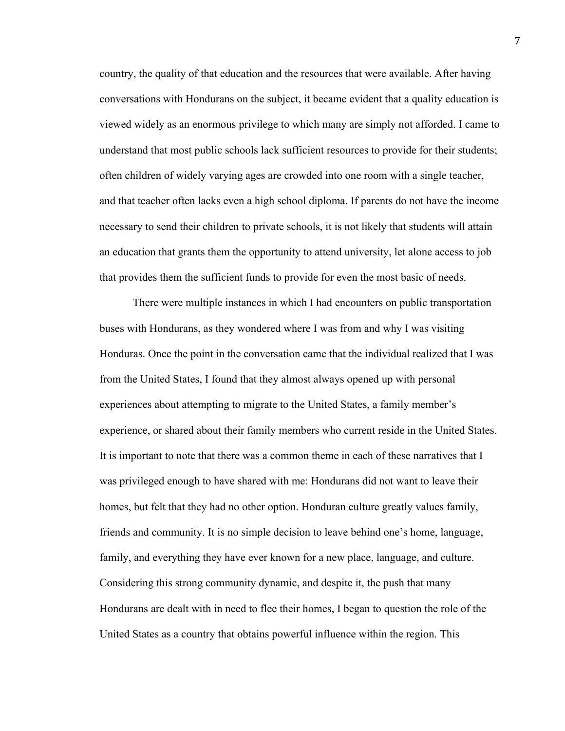country, the quality of that education and the resources that were available. After having conversations with Hondurans on the subject, it became evident that a quality education is viewed widely as an enormous privilege to which many are simply not afforded. I came to understand that most public schools lack sufficient resources to provide for their students; often children of widely varying ages are crowded into one room with a single teacher, and that teacher often lacks even a high school diploma. If parents do not have the income necessary to send their children to private schools, it is not likely that students will attain an education that grants them the opportunity to attend university, let alone access to job that provides them the sufficient funds to provide for even the most basic of needs.

There were multiple instances in which I had encounters on public transportation buses with Hondurans, as they wondered where I was from and why I was visiting Honduras. Once the point in the conversation came that the individual realized that I was from the United States, I found that they almost always opened up with personal experiences about attempting to migrate to the United States, a family member's experience, or shared about their family members who current reside in the United States. It is important to note that there was a common theme in each of these narratives that I was privileged enough to have shared with me: Hondurans did not want to leave their homes, but felt that they had no other option. Honduran culture greatly values family, friends and community. It is no simple decision to leave behind one's home, language, family, and everything they have ever known for a new place, language, and culture. Considering this strong community dynamic, and despite it, the push that many Hondurans are dealt with in need to flee their homes, I began to question the role of the United States as a country that obtains powerful influence within the region. This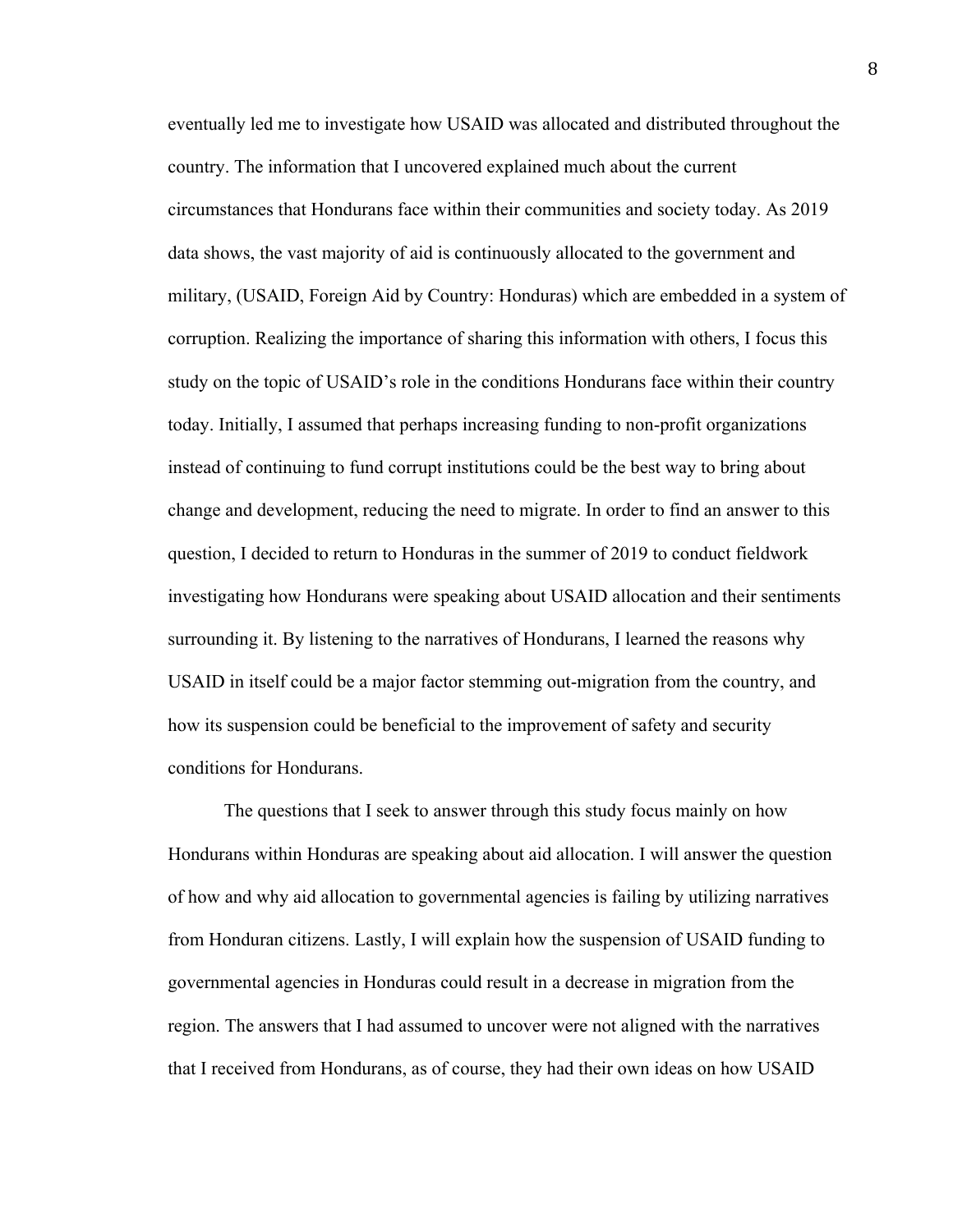eventually led me to investigate how USAID was allocated and distributed throughout the country. The information that I uncovered explained much about the current circumstances that Hondurans face within their communities and society today. As 2019 data shows, the vast majority of aid is continuously allocated to the government and military, (USAID, Foreign Aid by Country: Honduras) which are embedded in a system of corruption. Realizing the importance of sharing this information with others, I focus this study on the topic of USAID's role in the conditions Hondurans face within their country today. Initially, I assumed that perhaps increasing funding to non-profit organizations instead of continuing to fund corrupt institutions could be the best way to bring about change and development, reducing the need to migrate. In order to find an answer to this question, I decided to return to Honduras in the summer of 2019 to conduct fieldwork investigating how Hondurans were speaking about USAID allocation and their sentiments surrounding it. By listening to the narratives of Hondurans, I learned the reasons why USAID in itself could be a major factor stemming out-migration from the country, and how its suspension could be beneficial to the improvement of safety and security conditions for Hondurans.

The questions that I seek to answer through this study focus mainly on how Hondurans within Honduras are speaking about aid allocation. I will answer the question of how and why aid allocation to governmental agencies is failing by utilizing narratives from Honduran citizens. Lastly, I will explain how the suspension of USAID funding to governmental agencies in Honduras could result in a decrease in migration from the region. The answers that I had assumed to uncover were not aligned with the narratives that I received from Hondurans, as of course, they had their own ideas on how USAID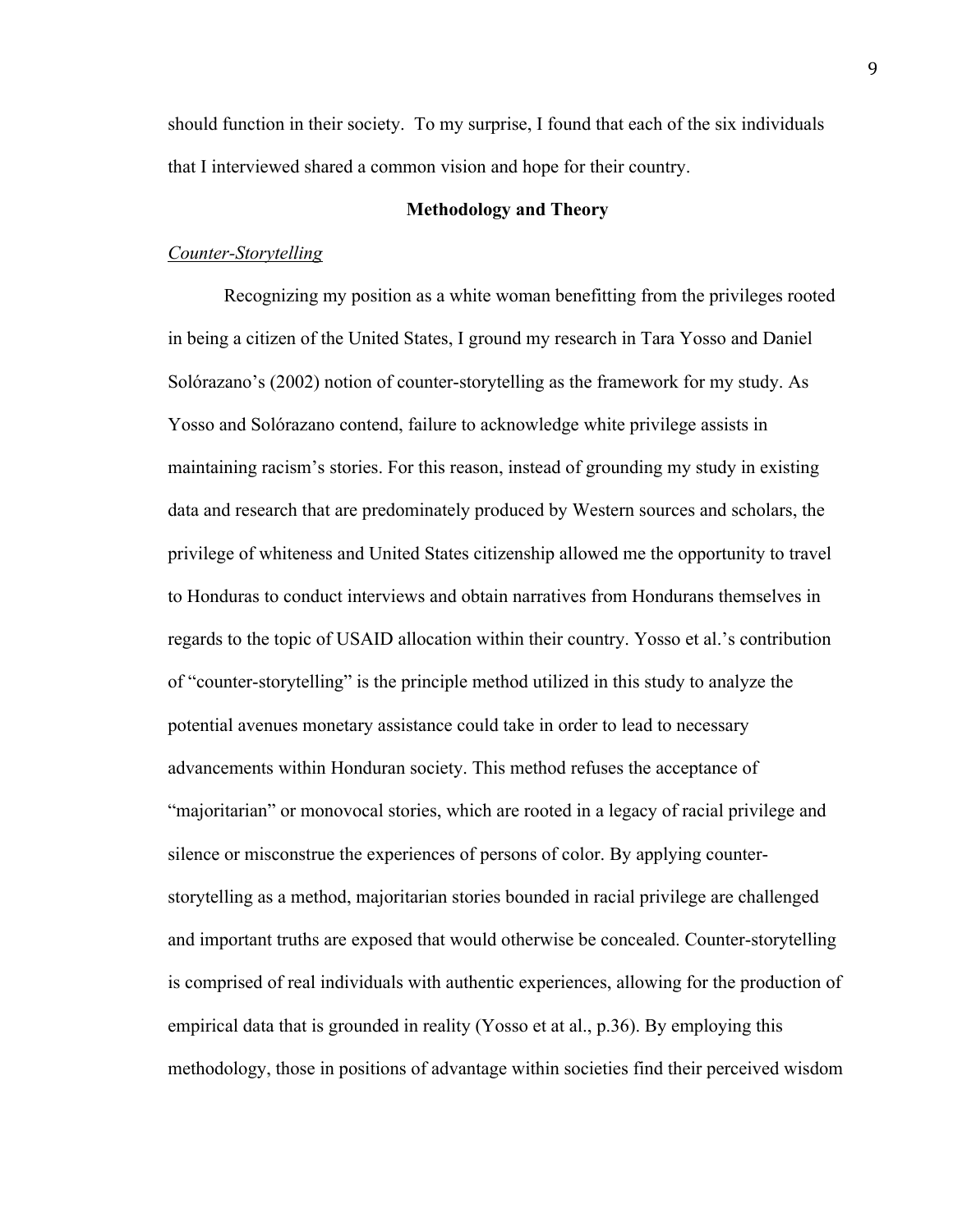should function in their society. To my surprise, I found that each of the six individuals that I interviewed shared a common vision and hope for their country.

## Methodology and Theory

### *Counter-Storytelling*

Recognizing my position as a white woman benefitting from the privileges rooted in being a citizen of the United States, I ground my research in Tara Yosso and Daniel Solórazano's (2002) notion of counter-storytelling as the framework for my study. As Yosso and Solórazano contend, failure to acknowledge white privilege assists in maintaining racism's stories. For this reason, instead of grounding my study in existing data and research that are predominately produced by Western sources and scholars, the privilege of whiteness and United States citizenship allowed me the opportunity to travel to Honduras to conduct interviews and obtain narratives from Hondurans themselves in regards to the topic of USAID allocation within their country. Yosso et al.'s contribution of "counter-storytelling" is the principle method utilized in this study to analyze the potential avenues monetary assistance could take in order to lead to necessary advancements within Honduran society. This method refuses the acceptance of "majoritarian" or monovocal stories, which are rooted in a legacy of racial privilege and silence or misconstrue the experiences of persons of color. By applying counter-storytelling as a method, majoritarian stories bounded in racial privilege are challenged and important truths are exposed that would otherwise be concealed. Counter-storytelling is comprised of real individuals with authentic experiences, allowing for the production of empirical data that is grounded in reality (Yosso et at al., p.36). By employing this methodology, those in positions of advantage within societies find their perceived wisdom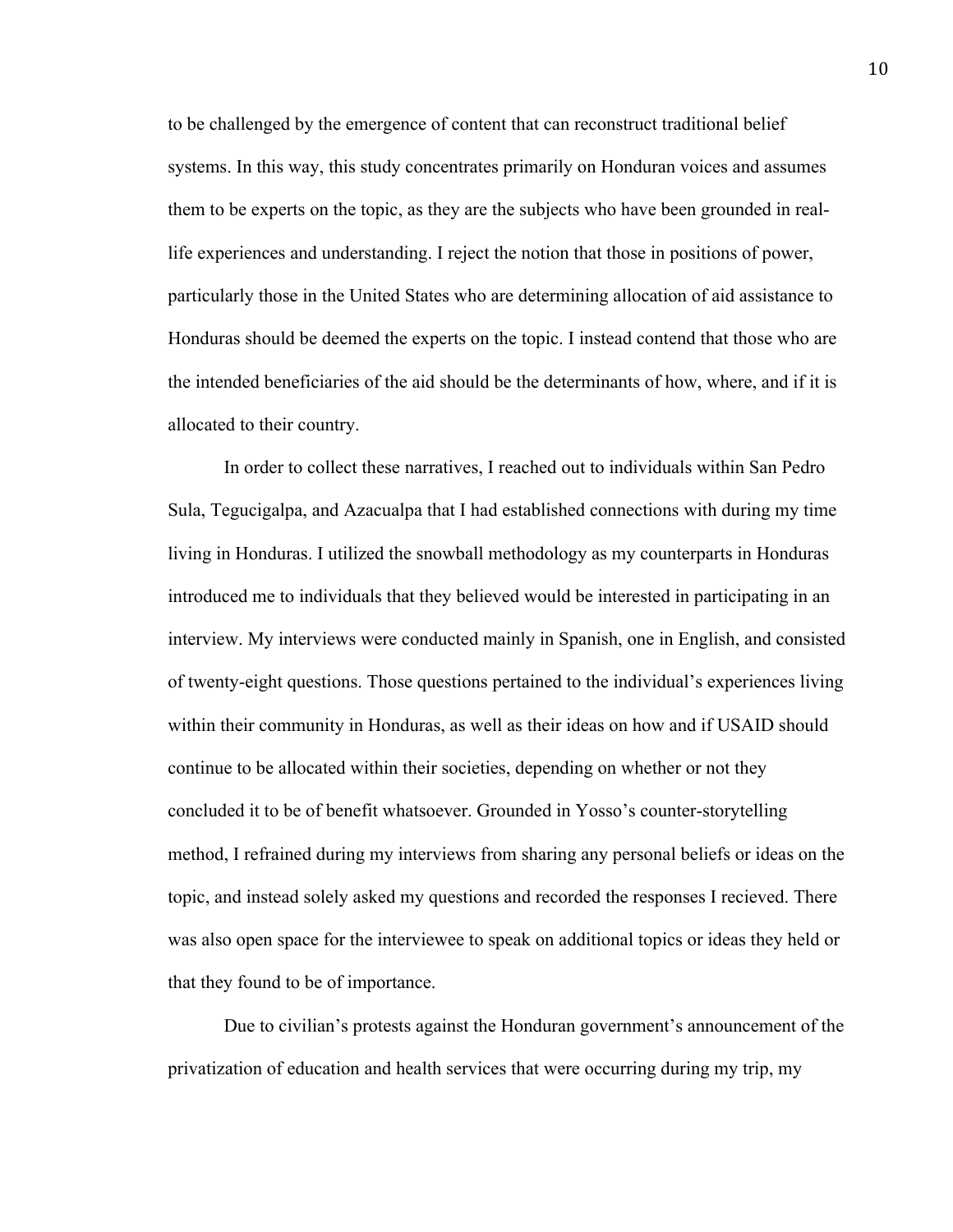to be challenged by the emergence of content that can reconstruct traditional belief systems. In this way, this study concentrates primarily on Honduran voices and assumes them to be experts on the topic, as they are the subjects who have been grounded in real-life experiences and understanding. I reject the notion that those in positions of power, particularly those in the United States who are determining allocation of aid assistance to Honduras should be deemed the experts on the topic. I instead contend that those who are the intended beneficiaries of the aid should be the determinants of how, where, and if it is allocated to their country.

In order to collect these narratives, I reached out to individuals within San Pedro Sula, Tegucigalpa, and Azacualpa that I had established connections with during my time living in Honduras. I utilized the snowball methodology as my counterparts in Honduras introduced me to individuals that they believed would be interested in participating in an interview. My interviews were conducted mainly in Spanish, one in English, and consisted of twenty-eight questions. Those questions pertained to the individual's experiences living within their community in Honduras, as well as their ideas on how and if USAID should continue to be allocated within their societies, depending on whether or not they concluded it to be of benefit whatsoever. Grounded in Yosso's counter-storytelling method, I refrained during my interviews from sharing any personal beliefs or ideas on the topic, and instead solely asked my questions and recorded the responses I recieved. There was also open space for the interviewee to speak on additional topics or ideas they held or that they found to be of importance.

Due to civilian's protests against the Honduran government's announcement of the privatization of education and health services that were occurring during my trip, my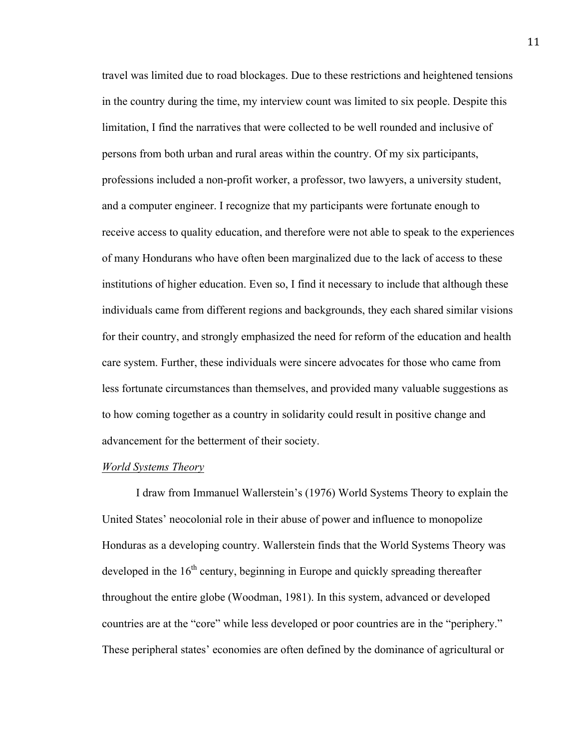travel was limited due to road blockages. Due to these restrictions and heightened tensions in the country during the time, my interview count was limited to six people. Despite this limitation, I find the narratives that were collected to be well rounded and inclusive of persons from both urban and rural areas within the country. Of my six participants, professions included a non-profit worker, a professor, two lawyers, a university student, and a computer engineer. I recognize that my participants were fortunate enough to receive access to quality education, and therefore were not able to speak to the experiences of many Hondurans who have often been marginalized due to the lack of access to these institutions of higher education. Even so, I find it necessary to include that although these individuals came from different regions and backgrounds, they each shared similar visions for their country, and strongly emphasized the need for reform of the education and health care system. Further, these individuals were sincere advocates for those who came from less fortunate circumstances than themselves, and provided many valuable suggestions as to how coming together as a country in solidarity could result in positive change and advancement for the betterment of their society.

### *World Systems Theory*

I draw from Immanuel Wallerstein's (1976) World Systems Theory to explain the United States' neocolonial role in their abuse of power and influence to monopolize Honduras as a developing country. Wallerstein finds that the World Systems Theory was developed in the 16th century, beginning in Europe and quickly spreading thereafter throughout the entire globe (Woodman, 1981). In this system, advanced or developed countries are at the "core" while less developed or poor countries are in the "periphery." These peripheral states' economies are often defined by the dominance of agricultural or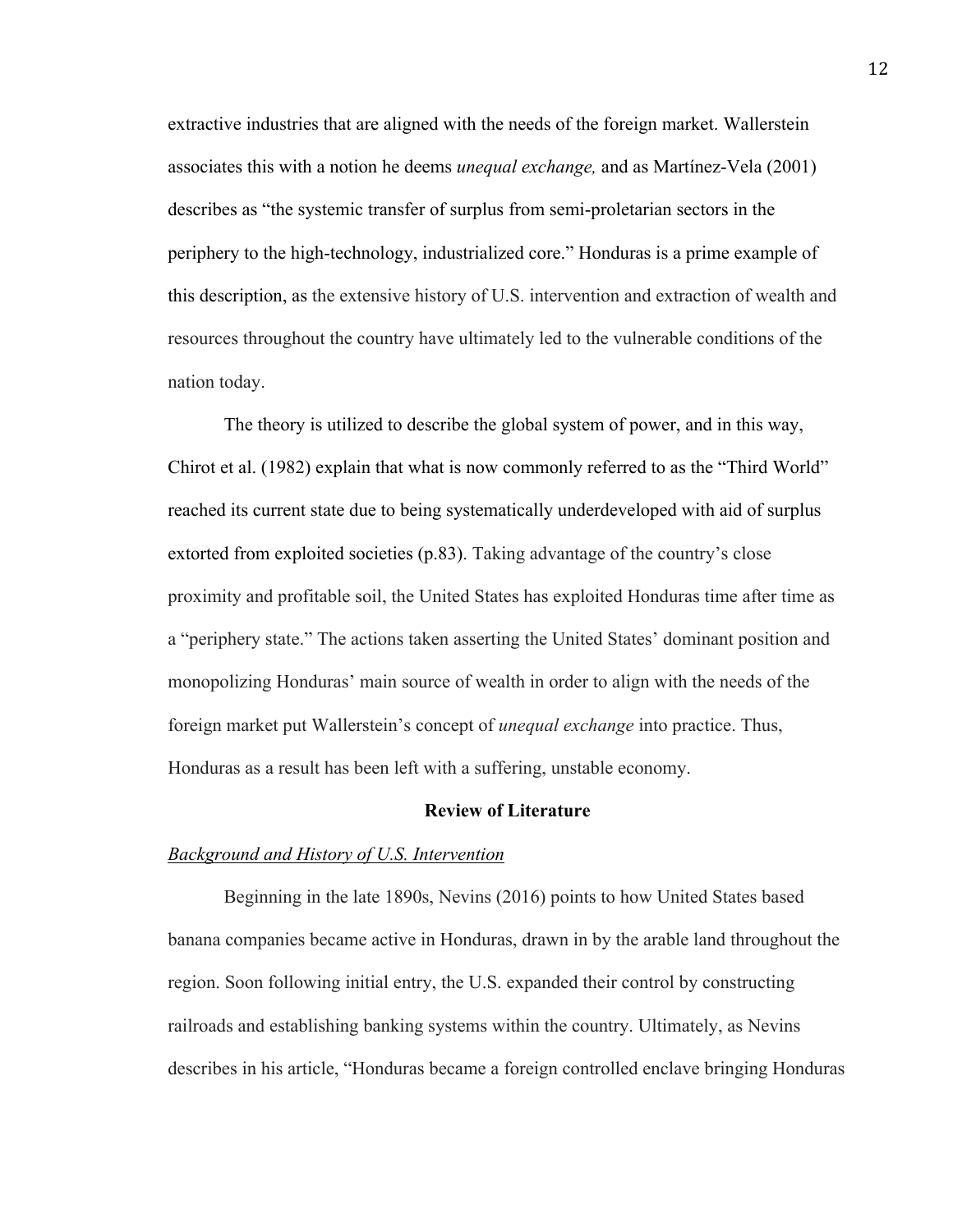extractive industries that are aligned with the needs of the foreign market. Wallerstein associates this with a notion he deems *unequal exchange,* and as Martínez-Vela (2001) describes as "the systemic transfer of surplus from semi-proletarian sectors in the periphery to the high-technology, industrialized core." Honduras is a prime example of this description, as the extensive history of U.S. intervention and extraction of wealth and resources throughout the country have ultimately led to the vulnerable conditions of the nation today.

The theory is utilized to describe the global system of power, and in this way, Chirot et al. (1982) explain that what is now commonly referred to as the "Third World" reached its current state due to being systematically underdeveloped with aid of surplus extorted from exploited societies (p.83). Taking advantage of the country's close proximity and profitable soil, the United States has exploited Honduras time after time as a "periphery state." The actions taken asserting the United States' dominant position and monopolizing Honduras' main source of wealth in order to align with the needs of the foreign market put Wallerstein's concept of *unequal exchange* into practice. Thus, Honduras as a result has been left with a suffering, unstable economy.

## Review of Literature

### Background and History of U.S. Intervention

Beginning in the late 1890s, Nevins (2016) points to how United States based banana companies became active in Honduras, drawn in by the arable land throughout the region. Soon following initial entry, the U.S. expanded their control by constructing railroads and establishing banking systems within the country. Ultimately, as Nevins describes in his article, "Honduras became a foreign controlled enclave bringing Honduras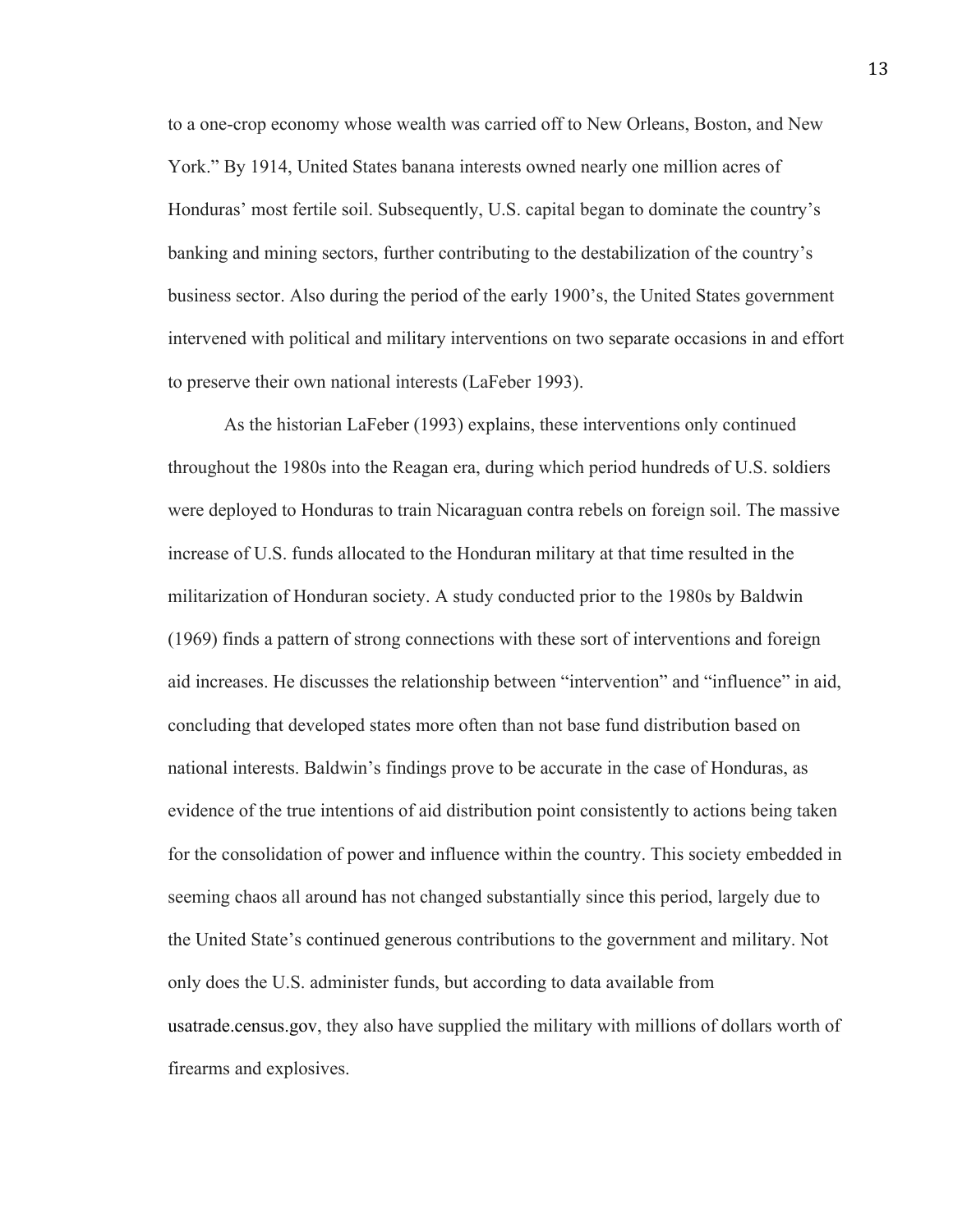to a one-crop economy whose wealth was carried off to New Orleans, Boston, and New York." By 1914, United States banana interests owned nearly one million acres of Honduras' most fertile soil. Subsequently, U.S. capital began to dominate the country's banking and mining sectors, further contributing to the destabilization of the country's business sector. Also during the period of the early 1900's, the United States government intervened with political and military interventions on two separate occasions in and effort to preserve their own national interests (LaFeber 1993).

As the historian LaFeber (1993) explains, these interventions only continued throughout the 1980s into the Reagan era, during which period hundreds of U.S. soldiers were deployed to Honduras to train Nicaraguan contra rebels on foreign soil. The massive increase of U.S. funds allocated to the Honduran military at that time resulted in the militarization of Honduran society. A study conducted prior to the 1980s by Baldwin (1969) finds a pattern of strong connections with these sort of interventions and foreign aid increases. He discusses the relationship between "intervention" and "influence" in aid, concluding that developed states more often than not base fund distribution based on national interests. Baldwin's findings prove to be accurate in the case of Honduras, as evidence of the true intentions of aid distribution point consistently to actions being taken for the consolidation of power and influence within the country. This society embedded in seeming chaos all around has not changed substantially since this period, largely due to the United State's continued generous contributions to the government and military. Not only does the U.S. administer funds, but according to data available from usatrade.census.gov, they also have supplied the military with millions of dollars worth of firearms and explosives.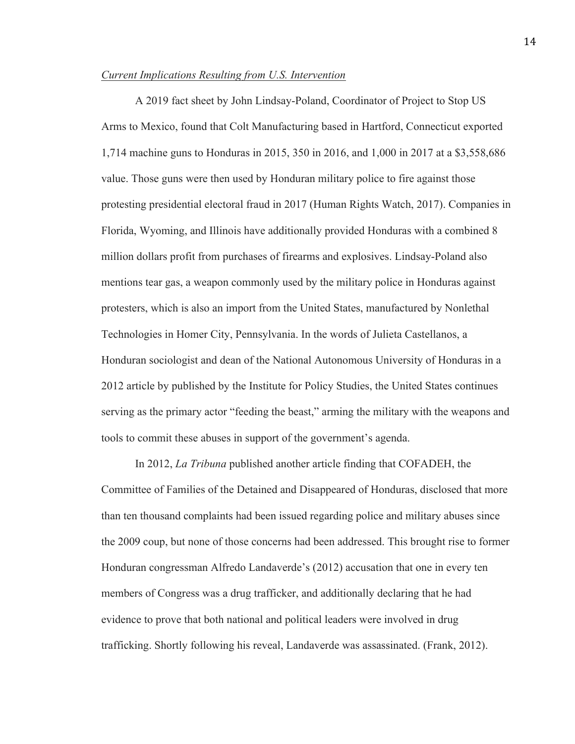*Current Implications Resulting from U.S. Intervention*

A 2019 fact sheet by John Lindsay-Poland, Coordinator of Project to Stop US Arms to Mexico, found that Colt Manufacturing based in Hartford, Connecticut exported 1,714 machine guns to Honduras in 2015, 350 in 2016, and 1,000 in 2017 at a $3,558,686 value. Those guns were then used by Honduran military police to fire against those protesting presidential electoral fraud in 2017 (Human Rights Watch, 2017). Companies in Florida, Wyoming, and Illinois have additionally provided Honduras with a combined 8 million dollars profit from purchases of firearms and explosives. Lindsay-Poland also mentions tear gas, a weapon commonly used by the military police in Honduras against protesters, which is also an import from the United States, manufactured by Nonlethal Technologies in Homer City, Pennsylvania. In the words of Julieta Castellanos, a Honduran sociologist and dean of the National Autonomous University of Honduras in a 2012 article by published by the Institute for Policy Studies, the United States continues serving as the primary actor "feeding the beast," arming the military with the weapons and tools to commit these abuses in support of the government's agenda.

In 2012, *La Tribuna* published another article finding that COFADEH, the Committee of Families of the Detained and Disappeared of Honduras, disclosed that more than ten thousand complaints had been issued regarding police and military abuses since the 2009 coup, but none of those concerns had been addressed. This brought rise to former Honduran congressman Alfredo Landaverde's (2012) accusation that one in every ten members of Congress was a drug trafficker, and additionally declaring that he had evidence to prove that both national and political leaders were involved in drug trafficking. Shortly following his reveal, Landaverde was assassinated. (Frank, 2012).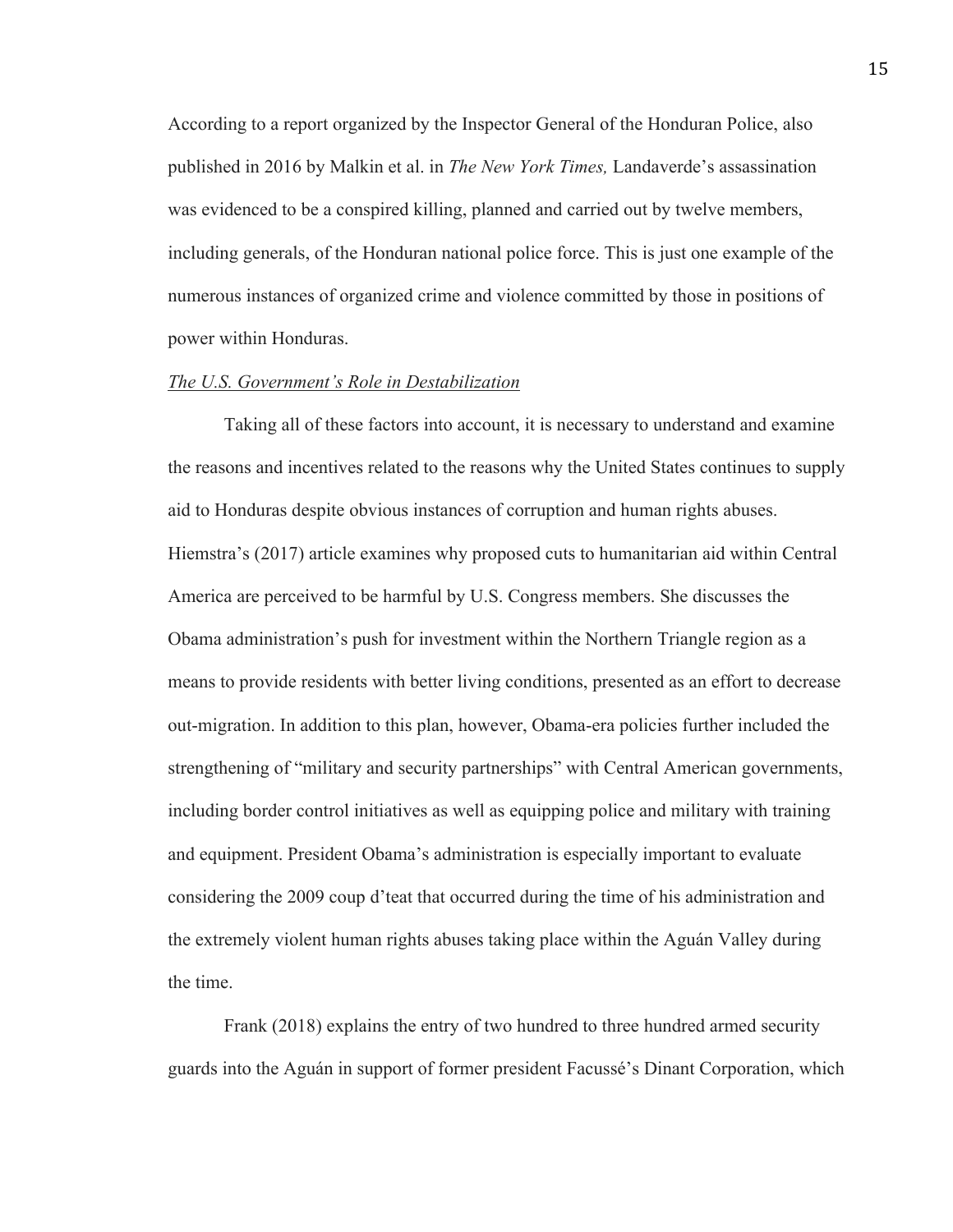According to a report organized by the Inspector General of the Honduran Police, also published in 2016 by Malkin et al. in *The New York Times,* Landaverde's assassination was evidenced to be a conspired killing, planned and carried out by twelve members, including generals, of the Honduran national police force. This is just one example of the numerous instances of organized crime and violence committed by those in positions of power within Honduras.

*The U.S. Government's Role in Destabilization*

Taking all of these factors into account, it is necessary to understand and examine the reasons and incentives related to the reasons why the United States continues to supply aid to Honduras despite obvious instances of corruption and human rights abuses. Hiemstra's (2017) article examines why proposed cuts to humanitarian aid within Central America are perceived to be harmful by U.S. Congress members. She discusses the Obama administration's push for investment within the Northern Triangle region as a means to provide residents with better living conditions, presented as an effort to decrease out-migration. In addition to this plan, however, Obama-era policies further included the strengthening of "military and security partnerships" with Central American governments, including border control initiatives as well as equipping police and military with training and equipment. President Obama's administration is especially important to evaluate considering the 2009 coup d'teat that occurred during the time of his administration and the extremely violent human rights abuses taking place within the Aguán Valley during the time.

Frank (2018) explains the entry of two hundred to three hundred armed security guards into the Aguán in support of former president Facussé's Dinant Corporation, which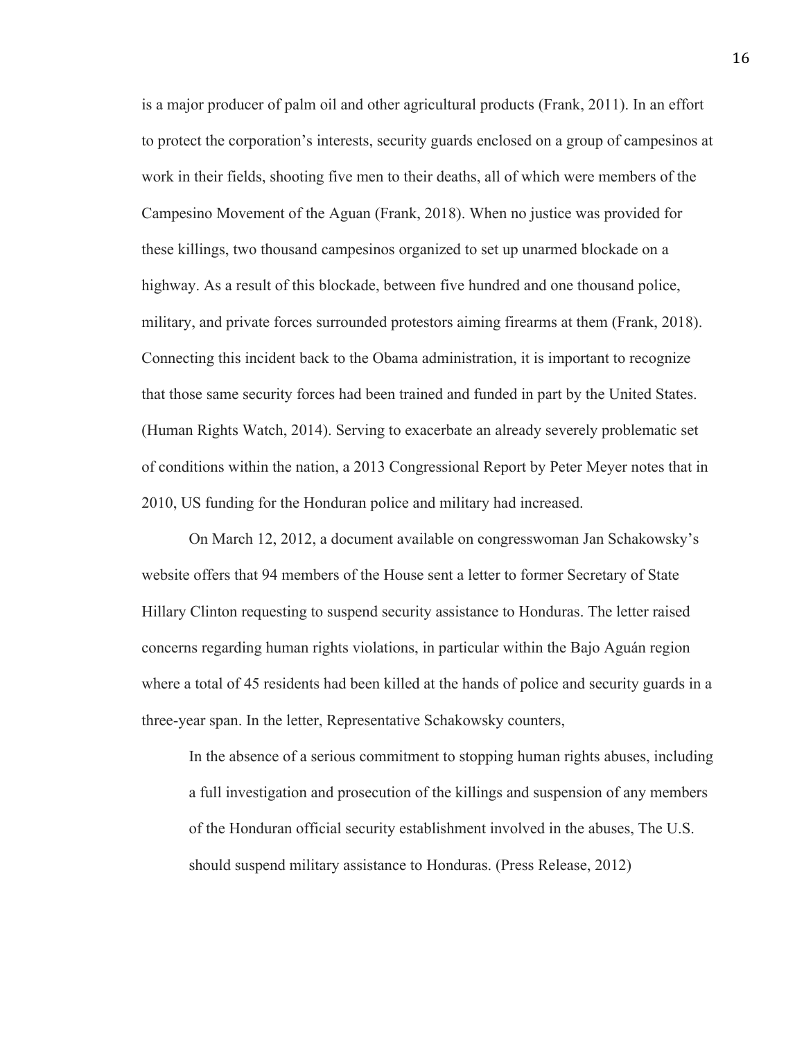is a major producer of palm oil and other agricultural products (Frank, 2011). In an effort to protect the corporation's interests, security guards enclosed on a group of campesinos at work in their fields, shooting five men to their deaths, all of which were members of the Campesino Movement of the Aguan (Frank, 2018). When no justice was provided for these killings, two thousand campesinos organized to set up unarmed blockade on a highway. As a result of this blockade, between five hundred and one thousand police, military, and private forces surrounded protestors aiming firearms at them (Frank, 2018). Connecting this incident back to the Obama administration, it is important to recognize that those same security forces had been trained and funded in part by the United States. (Human Rights Watch, 2014). Serving to exacerbate an already severely problematic set of conditions within the nation, a 2013 Congressional Report by Peter Meyer notes that in 2010, US funding for the Honduran police and military had increased.

On March 12, 2012, a document available on congresswoman Jan Schakowsky's website offers that 94 members of the House sent a letter to former Secretary of State Hillary Clinton requesting to suspend security assistance to Honduras. The letter raised concerns regarding human rights violations, in particular within the Bajo Aguán region where a total of 45 residents had been killed at the hands of police and security guards in a three-year span. In the letter, Representative Schakowsky counters,

> In the absence of a serious commitment to stopping human rights abuses, including a full investigation and prosecution of the killings and suspension of any members of the Honduran official security establishment involved in the abuses, The U.S. should suspend military assistance to Honduras. (Press Release, 2012)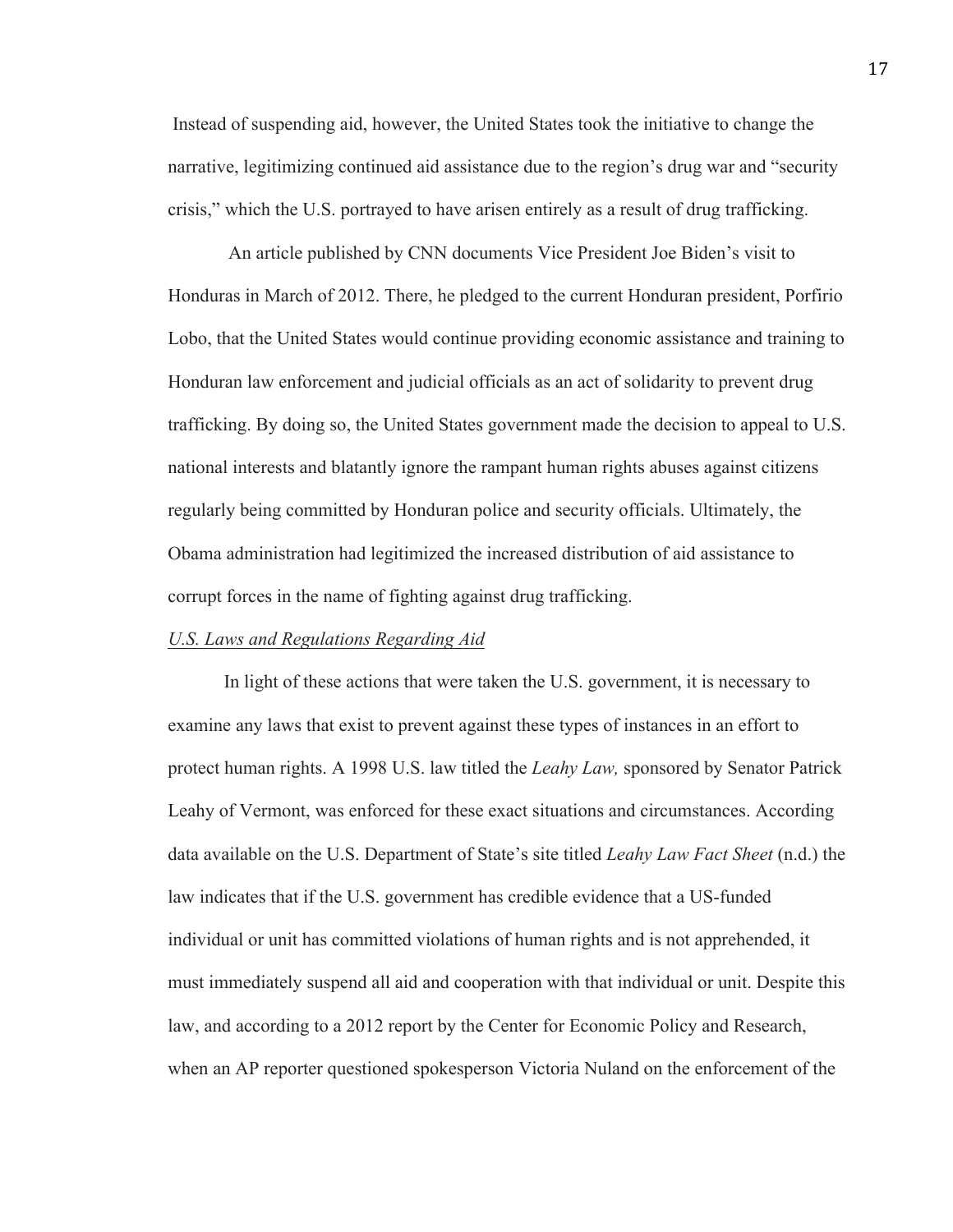Instead of suspending aid, however, the United States took the initiative to change the narrative, legitimizing continued aid assistance due to the region's drug war and "security crisis," which the U.S. portrayed to have arisen entirely as a result of drug trafficking.

An article published by CNN documents Vice President Joe Biden's visit to Honduras in March of 2012. There, he pledged to the current Honduran president, Porfirio Lobo, that the United States would continue providing economic assistance and training to Honduran law enforcement and judicial officials as an act of solidarity to prevent drug trafficking. By doing so, the United States government made the decision to appeal to U.S. national interests and blatantly ignore the rampant human rights abuses against citizens regularly being committed by Honduran police and security officials. Ultimately, the Obama administration had legitimized the increased distribution of aid assistance to corrupt forces in the name of fighting against drug trafficking.

*U.S. Laws and Regulations Regarding Aid*

In light of these actions that were taken the U.S. government, it is necessary to examine any laws that exist to prevent against these types of instances in an effort to protect human rights. A 1998 U.S. law titled the *Leahy Law,* sponsored by Senator Patrick Leahy of Vermont, was enforced for these exact situations and circumstances. According data available on the U.S. Department of State's site titled *Leahy Law Fact Sheet* (n.d.) the law indicates that if the U.S. government has credible evidence that a US-funded individual or unit has committed violations of human rights and is not apprehended, it must immediately suspend all aid and cooperation with that individual or unit. Despite this law, and according to a 2012 report by the Center for Economic Policy and Research, when an AP reporter questioned spokesperson Victoria Nuland on the enforcement of the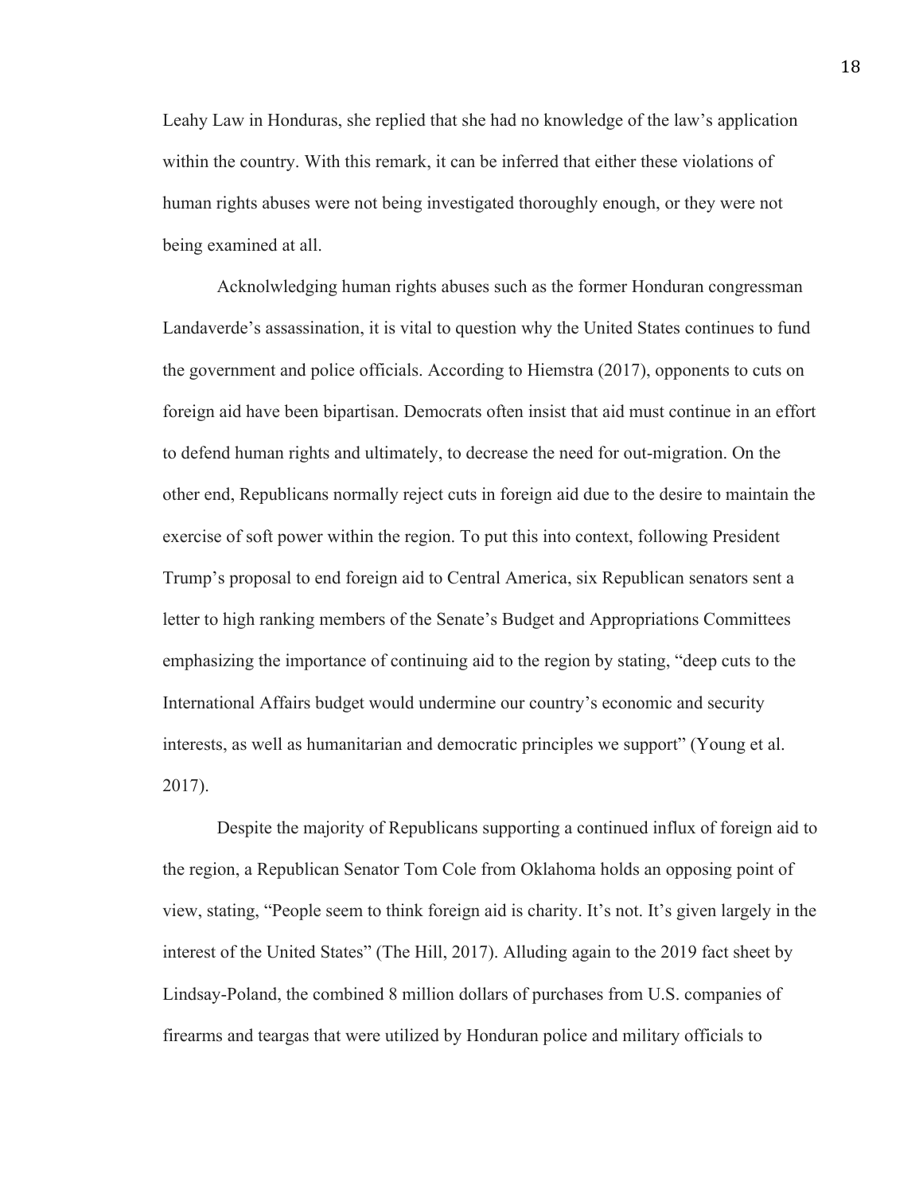Leahy Law in Honduras, she replied that she had no knowledge of the law's application within the country. With this remark, it can be inferred that either these violations of human rights abuses were not being investigated thoroughly enough, or they were not being examined at all.

Acknolwledging human rights abuses such as the former Honduran congressman Landaverde's assassination, it is vital to question why the United States continues to fund the government and police officials. According to Hiemstra (2017), opponents to cuts on foreign aid have been bipartisan. Democrats often insist that aid must continue in an effort to defend human rights and ultimately, to decrease the need for out-migration. On the other end, Republicans normally reject cuts in foreign aid due to the desire to maintain the exercise of soft power within the region. To put this into context, following President Trump's proposal to end foreign aid to Central America, six Republican senators sent a letter to high ranking members of the Senate's Budget and Appropriations Committees emphasizing the importance of continuing aid to the region by stating, "deep cuts to the International Affairs budget would undermine our country's economic and security interests, as well as humanitarian and democratic principles we support" (Young et al. 2017).

Despite the majority of Republicans supporting a continued influx of foreign aid to the region, a Republican Senator Tom Cole from Oklahoma holds an opposing point of view, stating, "People seem to think foreign aid is charity. It's not. It's given largely in the interest of the United States" (The Hill, 2017). Alluding again to the 2019 fact sheet by Lindsay-Poland, the combined 8 million dollars of purchases from U.S. companies of firearms and teargas that were utilized by Honduran police and military officials to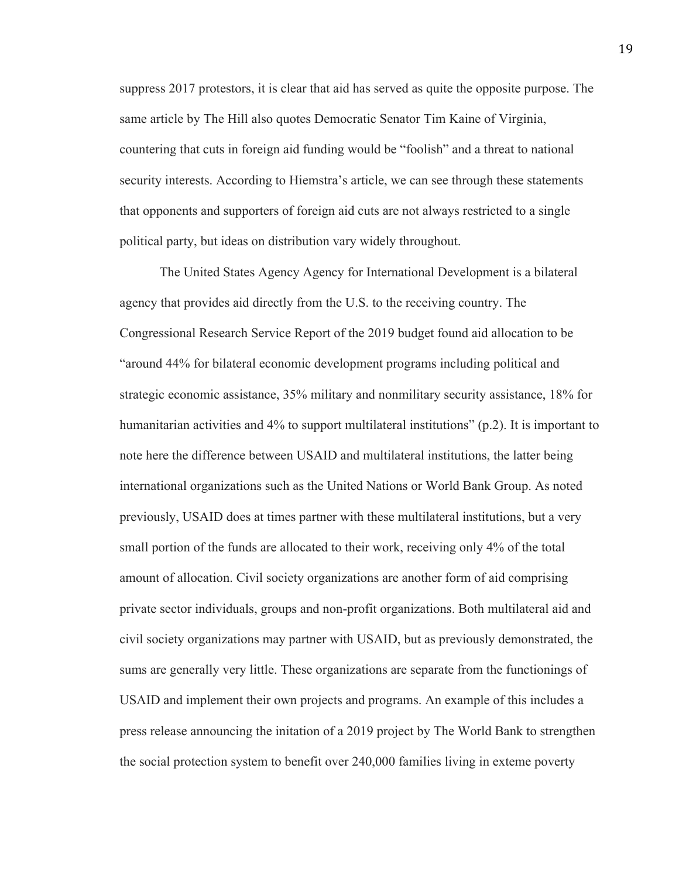suppress 2017 protestors, it is clear that aid has served as quite the opposite purpose. The same article by The Hill also quotes Democratic Senator Tim Kaine of Virginia, countering that cuts in foreign aid funding would be "foolish" and a threat to national security interests. According to Hiemstra's article, we can see through these statements that opponents and supporters of foreign aid cuts are not always restricted to a single political party, but ideas on distribution vary widely throughout.

The United States Agency Agency for International Development is a bilateral agency that provides aid directly from the U.S. to the receiving country. The Congressional Research Service Report of the 2019 budget found aid allocation to be "around 44% for bilateral economic development programs including political and strategic economic assistance, 35% military and nonmilitary security assistance, 18% for humanitarian activities and 4% to support multilateral institutions" (p.2). It is important to note here the difference between USAID and multilateral institutions, the latter being international organizations such as the United Nations or World Bank Group. As noted previously, USAID does at times partner with these multilateral institutions, but a very small portion of the funds are allocated to their work, receiving only 4% of the total amount of allocation. Civil society organizations are another form of aid comprising private sector individuals, groups and non-profit organizations. Both multilateral aid and civil society organizations may partner with USAID, but as previously demonstrated, the sums are generally very little. These organizations are separate from the functionings of USAID and implement their own projects and programs. An example of this includes a press release announcing the initation of a 2019 project by The World Bank to strengthen the social protection system to benefit over 240,000 families living in exteme poverty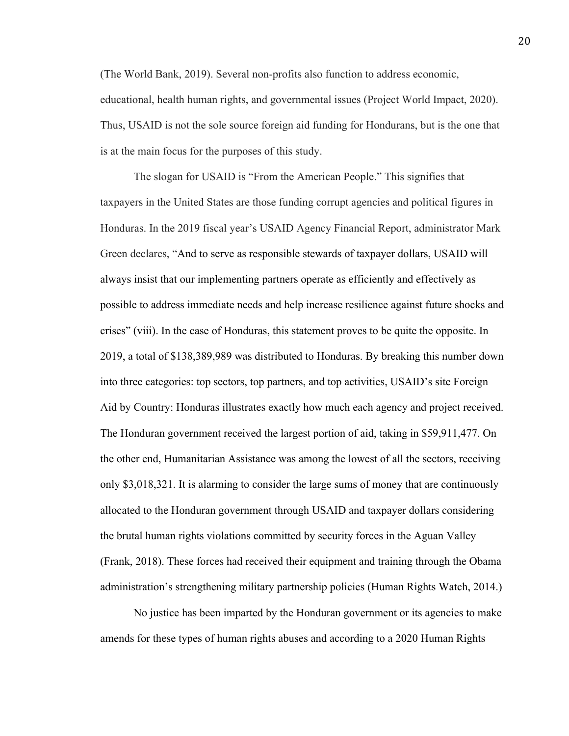(The World Bank, 2019). Several non-profits also function to address economic, educational, health human rights, and governmental issues (Project World Impact, 2020). Thus, USAID is not the sole source foreign aid funding for Hondurans, but is the one that is at the main focus for the purposes of this study.

The slogan for USAID is "From the American People." This signifies that taxpayers in the United States are those funding corrupt agencies and political figures in Honduras. In the 2019 fiscal year's USAID Agency Financial Report, administrator Mark Green declares, "And to serve as responsible stewards of taxpayer dollars, USAID will always insist that our implementing partners operate as efficiently and effectively as possible to address immediate needs and help increase resilience against future shocks and crises" (viii). In the case of Honduras, this statement proves to be quite the opposite. In 2019, a total of $138,389,989 was distributed to Honduras. By breaking this number down into three categories: top sectors, top partners, and top activities, USAID's site Foreign Aid by Country: Honduras illustrates exactly how much each agency and project received. The Honduran government received the largest portion of aid, taking in $59,911,477. On the other end, Humanitarian Assistance was among the lowest of all the sectors, receiving only $3,018,321. It is alarming to consider the large sums of money that are continuously allocated to the Honduran government through USAID and taxpayer dollars considering the brutal human rights violations committed by security forces in the Aguan Valley (Frank, 2018). These forces had received their equipment and training through the Obama administration's strengthening military partnership policies (Human Rights Watch, 2014.)

No justice has been imparted by the Honduran government or its agencies to make amends for these types of human rights abuses and according to a 2020 Human Rights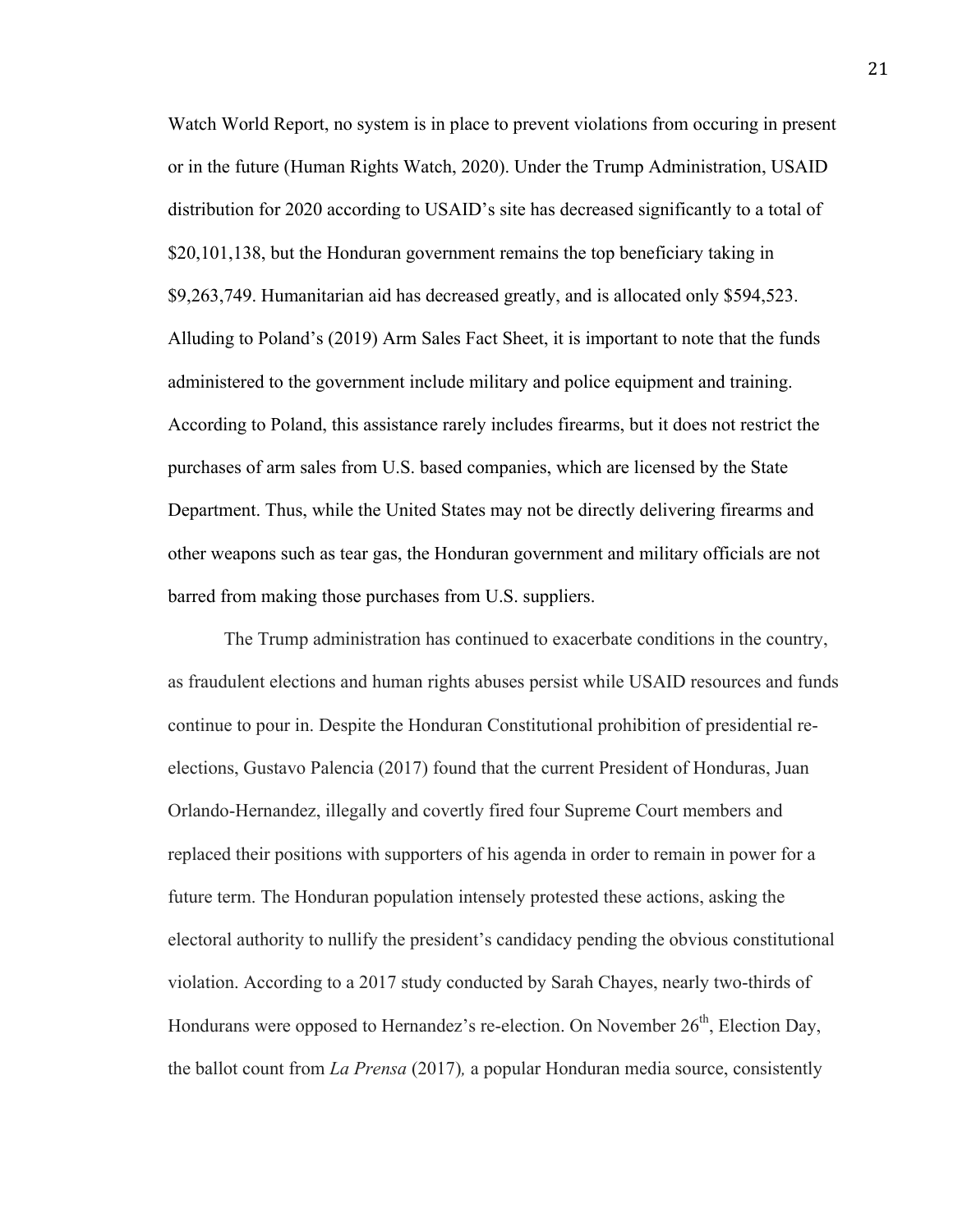Watch World Report, no system is in place to prevent violations from occuring in present or in the future (Human Rights Watch, 2020). Under the Trump Administration, USAID distribution for 2020 according to USAID's site has decreased significantly to a total of \$20,101,138, but the Honduran government remains the top beneficiary taking in \$9,263,749. Humanitarian aid has decreased greatly, and is allocated only \$594,523. Alluding to Poland's (2019) Arm Sales Fact Sheet, it is important to note that the funds administered to the government include military and police equipment and training. According to Poland, this assistance rarely includes firearms, but it does not restrict the purchases of arm sales from U.S. based companies, which are licensed by the State Department. Thus, while the United States may not be directly delivering firearms and other weapons such as tear gas, the Honduran government and military officials are not barred from making those purchases from U.S. suppliers.

The Trump administration has continued to exacerbate conditions in the country, as fraudulent elections and human rights abuses persist while USAID resources and funds continue to pour in. Despite the Honduran Constitutional prohibition of presidential re-elections, Gustavo Palencia (2017) found that the current President of Honduras, Juan Orlando-Hernandez, illegally and covertly fired four Supreme Court members and replaced their positions with supporters of his agenda in order to remain in power for a future term. The Honduran population intensely protested these actions, asking the electoral authority to nullify the president's candidacy pending the obvious constitutional violation. According to a 2017 study conducted by Sarah Chayes, nearly two-thirds of Hondurans were opposed to Hernandez's re-election. On November 26th, Election Day, the ballot count from *La Prensa* (2017)*,* a popular Honduran media source, consistently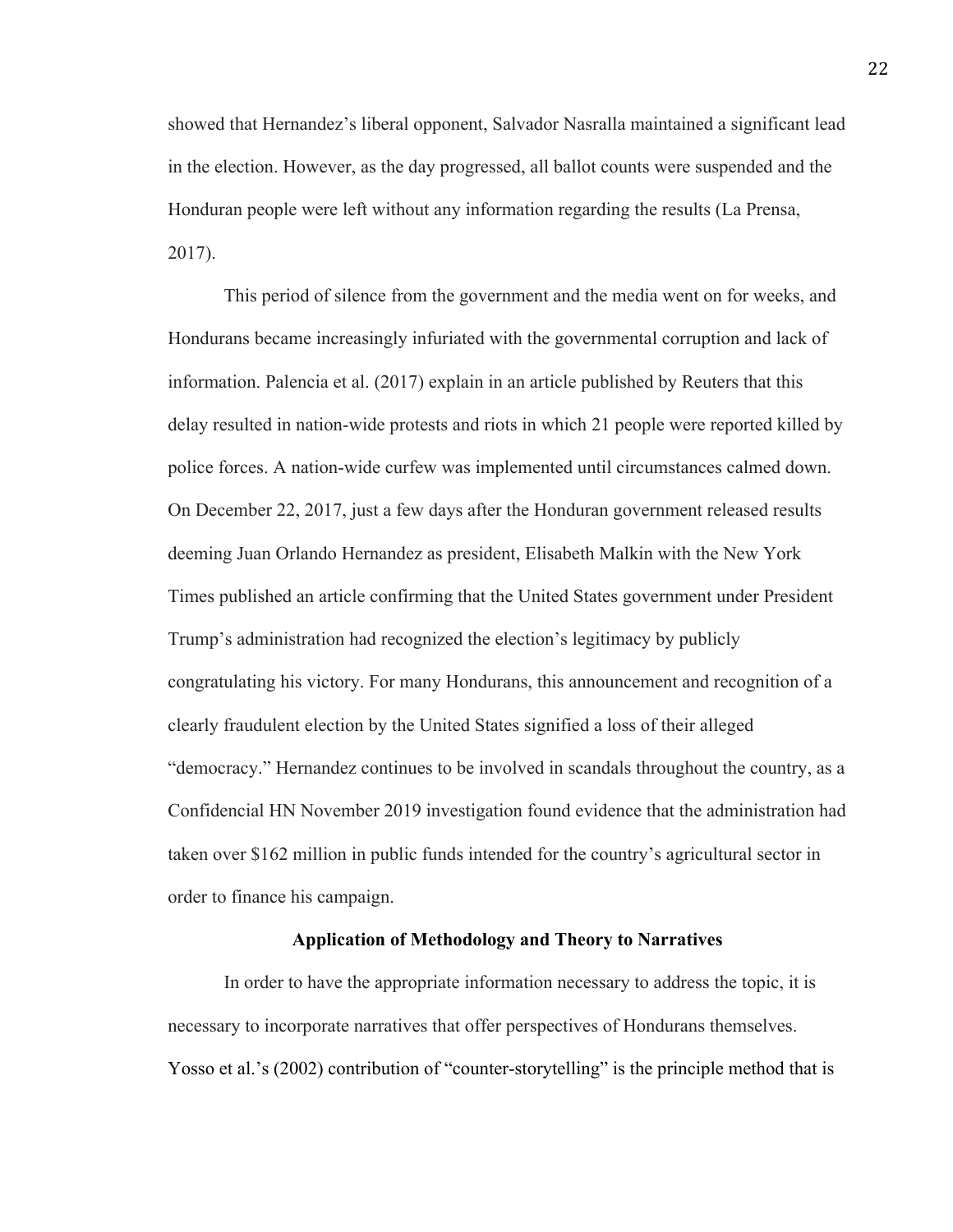showed that Hernandez's liberal opponent, Salvador Nasralla maintained a significant lead in the election. However, as the day progressed, all ballot counts were suspended and the Honduran people were left without any information regarding the results (La Prensa, 2017).

This period of silence from the government and the media went on for weeks, and Hondurans became increasingly infuriated with the governmental corruption and lack of information. Palencia et al. (2017) explain in an article published by Reuters that this delay resulted in nation-wide protests and riots in which 21 people were reported killed by police forces. A nation-wide curfew was implemented until circumstances calmed down. On December 22, 2017, just a few days after the Honduran government released results deeming Juan Orlando Hernandez as president, Elisabeth Malkin with the New York Times published an article confirming that the United States government under President Trump's administration had recognized the election's legitimacy by publicly congratulating his victory. For many Hondurans, this announcement and recognition of a clearly fraudulent election by the United States signified a loss of their alleged "democracy." Hernandez continues to be involved in scandals throughout the country, as a Confidencial HN November 2019 investigation found evidence that the administration had taken over $162 million in public funds intended for the country's agricultural sector in order to finance his campaign.

## Application of Methodology and Theory to Narratives

In order to have the appropriate information necessary to address the topic, it is necessary to incorporate narratives that offer perspectives of Hondurans themselves. Yosso et al.'s (2002) contribution of "counter-storytelling" is the principle method that is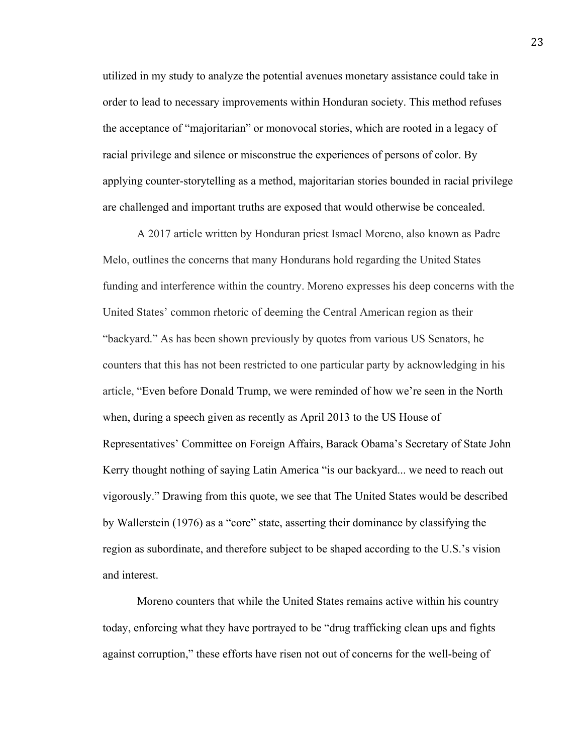utilized in my study to analyze the potential avenues monetary assistance could take in order to lead to necessary improvements within Honduran society. This method refuses the acceptance of "majoritarian" or monovocal stories, which are rooted in a legacy of racial privilege and silence or misconstrue the experiences of persons of color. By applying counter-storytelling as a method, majoritarian stories bounded in racial privilege are challenged and important truths are exposed that would otherwise be concealed.

A 2017 article written by Honduran priest Ismael Moreno, also known as Padre Melo, outlines the concerns that many Hondurans hold regarding the United States funding and interference within the country. Moreno expresses his deep concerns with the United States' common rhetoric of deeming the Central American region as their "backyard." As has been shown previously by quotes from various US Senators, he counters that this has not been restricted to one particular party by acknowledging in his article, "Even before Donald Trump, we were reminded of how we're seen in the North when, during a speech given as recently as April 2013 to the US House of Representatives' Committee on Foreign Affairs, Barack Obama's Secretary of State John Kerry thought nothing of saying Latin America "is our backyard... we need to reach out vigorously." Drawing from this quote, we see that The United States would be described by Wallerstein (1976) as a "core" state, asserting their dominance by classifying the region as subordinate, and therefore subject to be shaped according to the U.S.'s vision and interest.

Moreno counters that while the United States remains active within his country today, enforcing what they have portrayed to be "drug trafficking clean ups and fights against corruption," these efforts have risen not out of concerns for the well-being of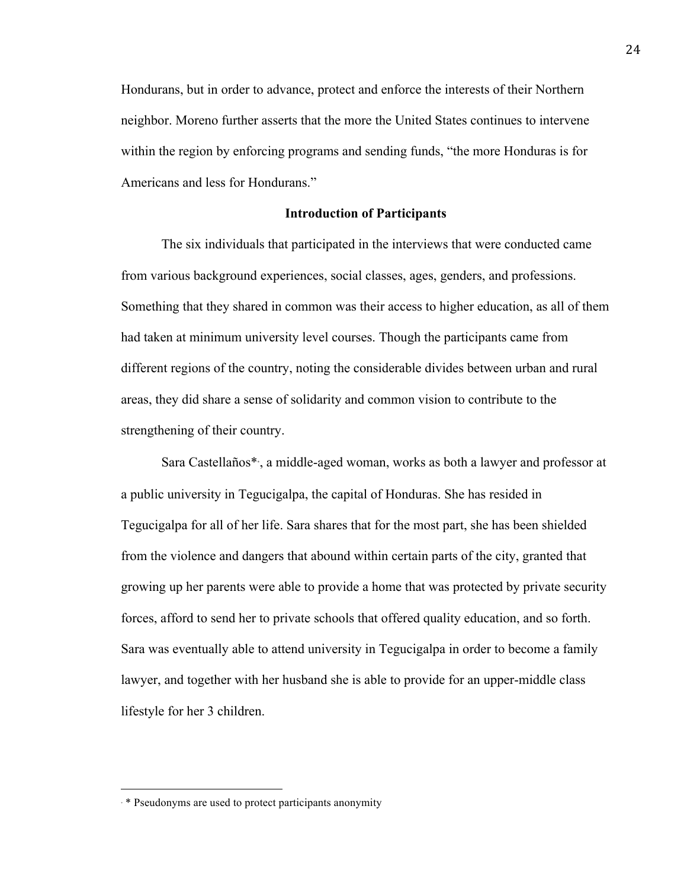Hondurans, but in order to advance, protect and enforce the interests of their Northern neighbor. Moreno further asserts that the more the United States continues to intervene within the region by enforcing programs and sending funds, "the more Honduras is for Americans and less for Hondurans."

## Introduction of Participants

The six individuals that participated in the interviews that were conducted came from various background experiences, social classes, ages, genders, and professions. Something that they shared in common was their access to higher education, as all of them had taken at minimum university level courses. Though the participants came from different regions of the country, noting the considerable divides between urban and rural areas, they did share a sense of solidarity and common vision to contribute to the strengthening of their country.

Sara Castellaños*, a middle-aged woman, works as both a lawyer and professor at a public university in Tegucigalpa, the capital of Honduras. She has resided in Tegucigalpa for all of her life. Sara shares that for the most part, she has been shielded from the violence and dangers that abound within certain parts of the city, granted that growing up her parents were able to provide a home that was protected by private security forces, afford to send her to private schools that offered quality education, and so forth. Sara was eventually able to attend university in Tegucigalpa in order to become a family lawyer, and together with her husband she is able to provide for an upper-middle class lifestyle for her 3 children.

---

* Pseudonyms are used to protect participants anonymity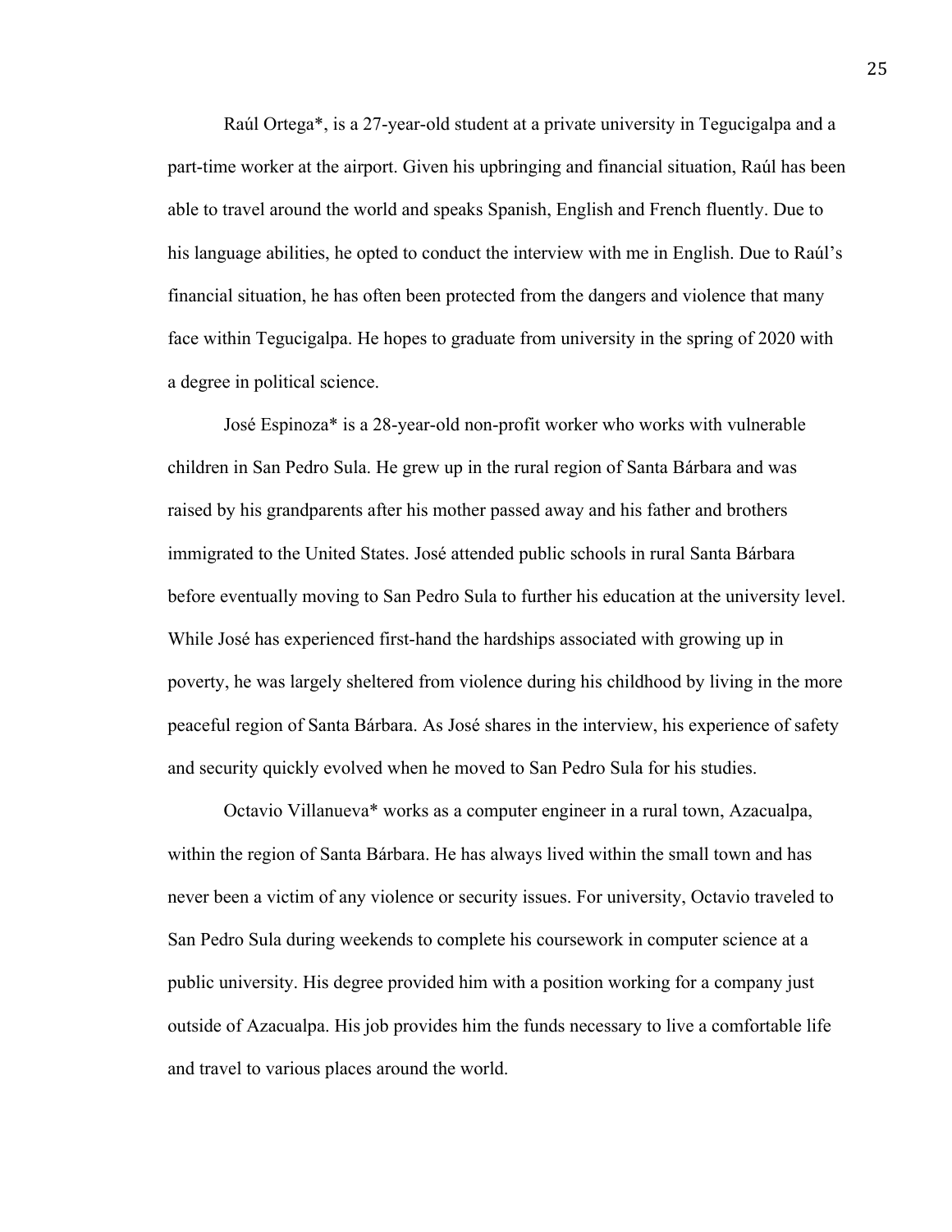Raúl Ortega*, is a 27-year-old student at a private university in Tegucigalpa and a part-time worker at the airport. Given his upbringing and financial situation, Raúl has been able to travel around the world and speaks Spanish, English and French fluently. Due to his language abilities, he opted to conduct the interview with me in English. Due to Raúl's financial situation, he has often been protected from the dangers and violence that many face within Tegucigalpa. He hopes to graduate from university in the spring of 2020 with a degree in political science.

José Espinoza* is a 28-year-old non-profit worker who works with vulnerable children in San Pedro Sula. He grew up in the rural region of Santa Bárbara and was raised by his grandparents after his mother passed away and his father and brothers immigrated to the United States. José attended public schools in rural Santa Bárbara before eventually moving to San Pedro Sula to further his education at the university level. While José has experienced first-hand the hardships associated with growing up in poverty, he was largely sheltered from violence during his childhood by living in the more peaceful region of Santa Bárbara. As José shares in the interview, his experience of safety and security quickly evolved when he moved to San Pedro Sula for his studies.

Octavio Villanueva* works as a computer engineer in a rural town, Azacualpa, within the region of Santa Bárbara. He has always lived within the small town and has never been a victim of any violence or security issues. For university, Octavio traveled to San Pedro Sula during weekends to complete his coursework in computer science at a public university. His degree provided him with a position working for a company just outside of Azacualpa. His job provides him the funds necessary to live a comfortable life and travel to various places around the world.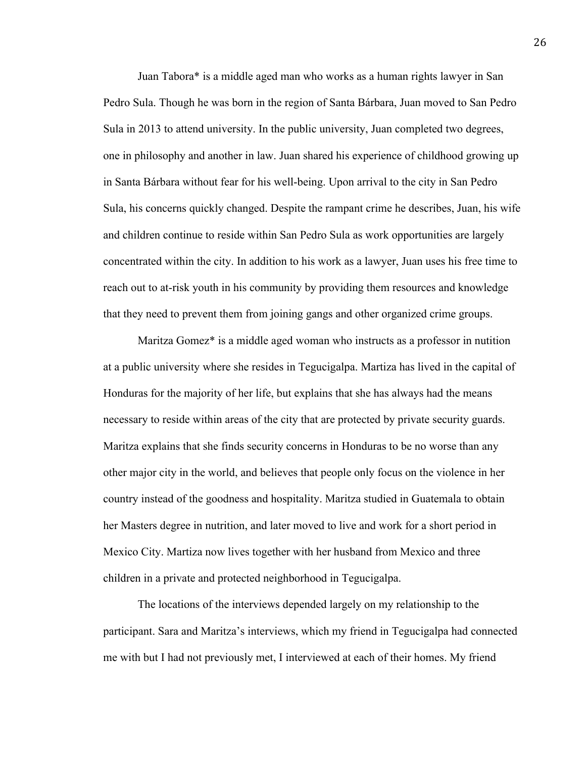Juan Tabora* is a middle aged man who works as a human rights lawyer in San Pedro Sula. Though he was born in the region of Santa Bárbara, Juan moved to San Pedro Sula in 2013 to attend university. In the public university, Juan completed two degrees, one in philosophy and another in law. Juan shared his experience of childhood growing up in Santa Bárbara without fear for his well-being. Upon arrival to the city in San Pedro Sula, his concerns quickly changed. Despite the rampant crime he describes, Juan, his wife and children continue to reside within San Pedro Sula as work opportunities are largely concentrated within the city. In addition to his work as a lawyer, Juan uses his free time to reach out to at-risk youth in his community by providing them resources and knowledge that they need to prevent them from joining gangs and other organized crime groups.

Maritza Gomez* is a middle aged woman who instructs as a professor in nutition at a public university where she resides in Tegucigalpa. Martiza has lived in the capital of Honduras for the majority of her life, but explains that she has always had the means necessary to reside within areas of the city that are protected by private security guards. Maritza explains that she finds security concerns in Honduras to be no worse than any other major city in the world, and believes that people only focus on the violence in her country instead of the goodness and hospitality. Maritza studied in Guatemala to obtain her Masters degree in nutrition, and later moved to live and work for a short period in Mexico City. Martiza now lives together with her husband from Mexico and three children in a private and protected neighborhood in Tegucigalpa.

The locations of the interviews depended largely on my relationship to the participant. Sara and Maritza's interviews, which my friend in Tegucigalpa had connected me with but I had not previously met, I interviewed at each of their homes. My friend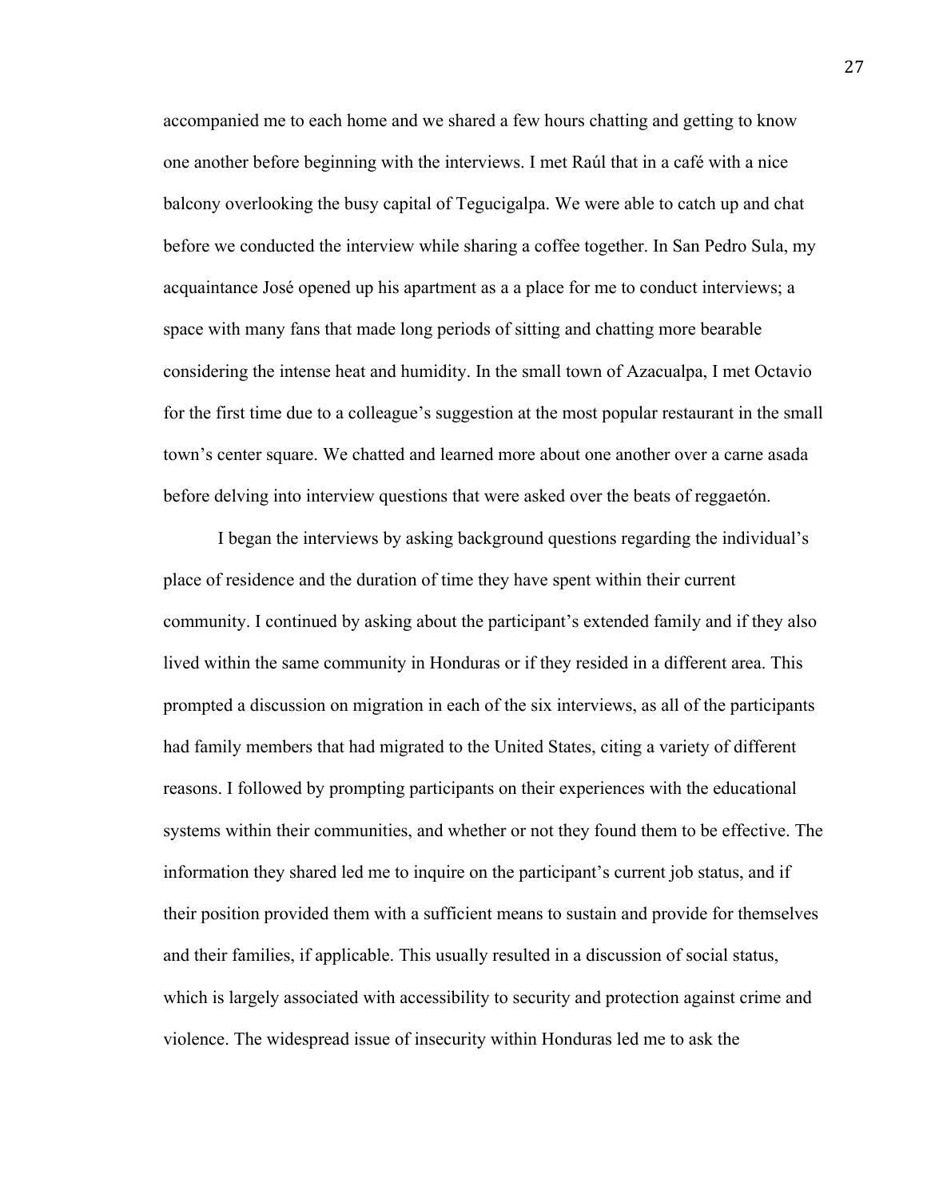accompanied me to each home and we shared a few hours chatting and getting to know one another before beginning with the interviews. I met Raúl that in a café with a nice balcony overlooking the busy capital of Tegucigalpa. We were able to catch up and chat before we conducted the interview while sharing a coffee together. In San Pedro Sula, my acquaintance José opened up his apartment as a a place for me to conduct interviews; a space with many fans that made long periods of sitting and chatting more bearable considering the intense heat and humidity. In the small town of Azacualpa, I met Octavio for the first time due to a colleague's suggestion at the most popular restaurant in the small town's center square. We chatted and learned more about one another over a carne asada before delving into interview questions that were asked over the beats of reggaetón.

I began the interviews by asking background questions regarding the individual's place of residence and the duration of time they have spent within their current community. I continued by asking about the participant's extended family and if they also lived within the same community in Honduras or if they resided in a different area. This prompted a discussion on migration in each of the six interviews, as all of the participants had family members that had migrated to the United States, citing a variety of different reasons. I followed by prompting participants on their experiences with the educational systems within their communities, and whether or not they found them to be effective. The information they shared led me to inquire on the participant's current job status, and if their position provided them with a sufficient means to sustain and provide for themselves and their families, if applicable. This usually resulted in a discussion of social status, which is largely associated with accessibility to security and protection against crime and violence. The widespread issue of insecurity within Honduras led me to ask the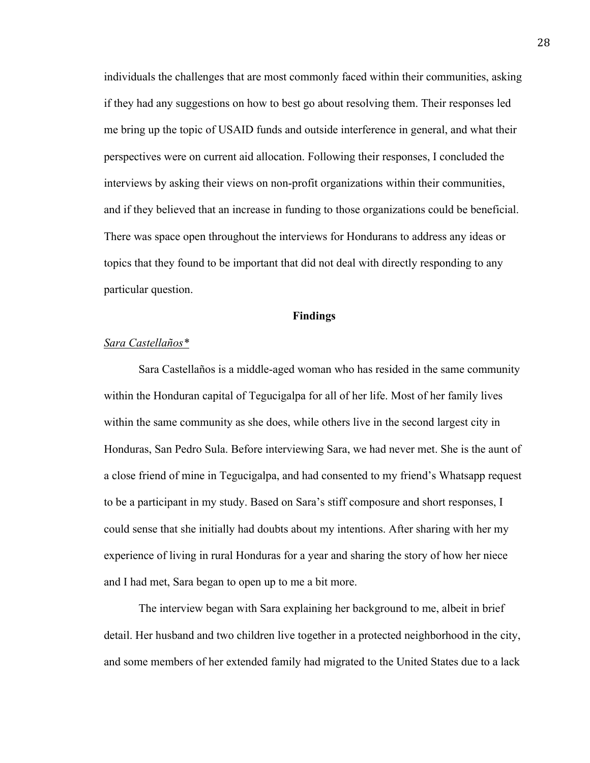individuals the challenges that are most commonly faced within their communities, asking if they had any suggestions on how to best go about resolving them. Their responses led me bring up the topic of USAID funds and outside interference in general, and what their perspectives were on current aid allocation. Following their responses, I concluded the interviews by asking their views on non-profit organizations within their communities, and if they believed that an increase in funding to those organizations could be beneficial. There was space open throughout the interviews for Hondurans to address any ideas or topics that they found to be important that did not deal with directly responding to any particular question.

## Findings

### *Sara Castellaños**

Sara Castellaños is a middle-aged woman who has resided in the same community within the Honduran capital of Tegucigalpa for all of her life. Most of her family lives within the same community as she does, while others live in the second largest city in Honduras, San Pedro Sula. Before interviewing Sara, we had never met. She is the aunt of a close friend of mine in Tegucigalpa, and had consented to my friend's Whatsapp request to be a participant in my study. Based on Sara's stiff composure and short responses, I could sense that she initially had doubts about my intentions. After sharing with her my experience of living in rural Honduras for a year and sharing the story of how her niece and I had met, Sara began to open up to me a bit more.

The interview began with Sara explaining her background to me, albeit in brief detail. Her husband and two children live together in a protected neighborhood in the city, and some members of her extended family had migrated to the United States due to a lack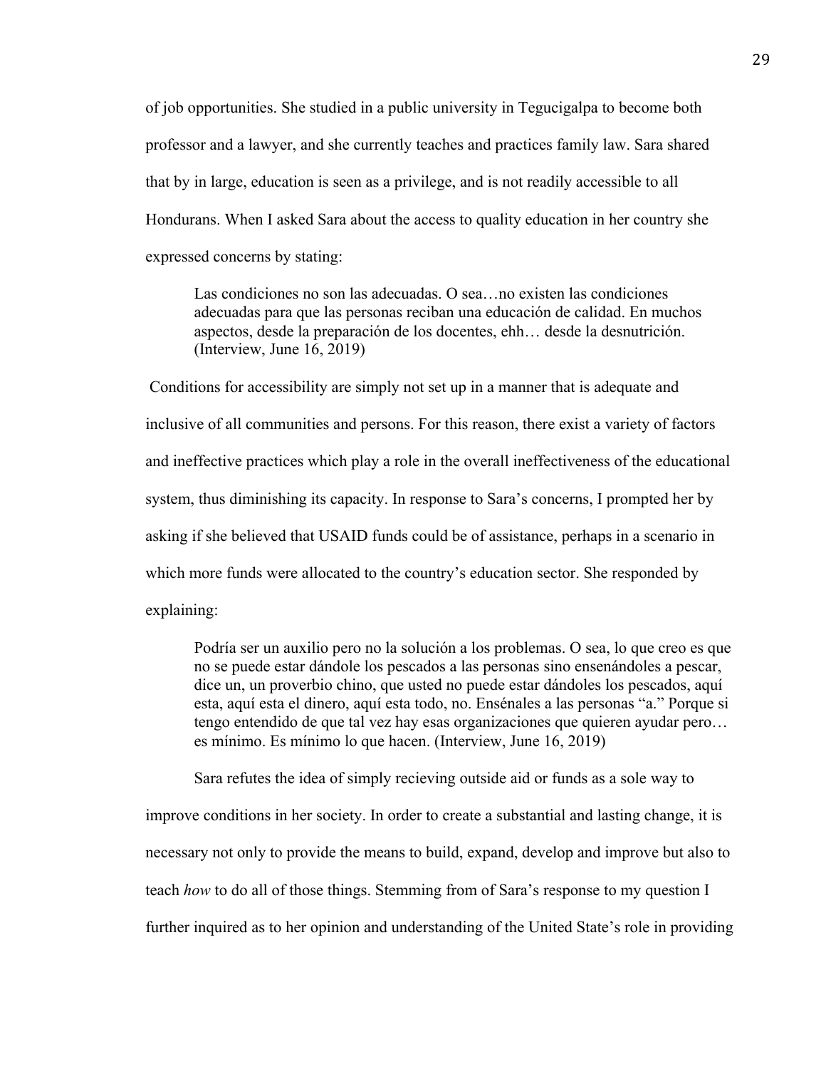of job opportunities. She studied in a public university in Tegucigalpa to become both professor and a lawyer, and she currently teaches and practices family law. Sara shared that by in large, education is seen as a privilege, and is not readily accessible to all Hondurans. When I asked Sara about the access to quality education in her country she expressed concerns by stating:

> Las condiciones no son las adecuadas. O sea…no existen las condiciones adecuadas para que las personas reciban una educación de calidad. En muchos aspectos, desde la preparación de los docentes, ehh… desde la desnutrición. (Interview, June 16, 2019)

Conditions for accessibility are simply not set up in a manner that is adequate and inclusive of all communities and persons. For this reason, there exist a variety of factors and ineffective practices which play a role in the overall ineffectiveness of the educational system, thus diminishing its capacity. In response to Sara's concerns, I prompted her by asking if she believed that USAID funds could be of assistance, perhaps in a scenario in which more funds were allocated to the country's education sector. She responded by explaining:

> Podría ser un auxilio pero no la solución a los problemas. O sea, lo que creo es que no se puede estar dándole los pescados a las personas sino ensenándoles a pescar, dice un, un proverbio chino, que usted no puede estar dándoles los pescados, aquí esta, aquí esta el dinero, aquí esta todo, no. Ensénales a las personas "a." Porque si tengo entendido de que tal vez hay esas organizaciones que quieren ayudar pero… es mínimo. Es mínimo lo que hacen. (Interview, June 16, 2019)

Sara refutes the idea of simply recieving outside aid or funds as a sole way to improve conditions in her society. In order to create a substantial and lasting change, it is necessary not only to provide the means to build, expand, develop and improve but also to teach *how* to do all of those things. Stemming from of Sara's response to my question I further inquired as to her opinion and understanding of the United State's role in providing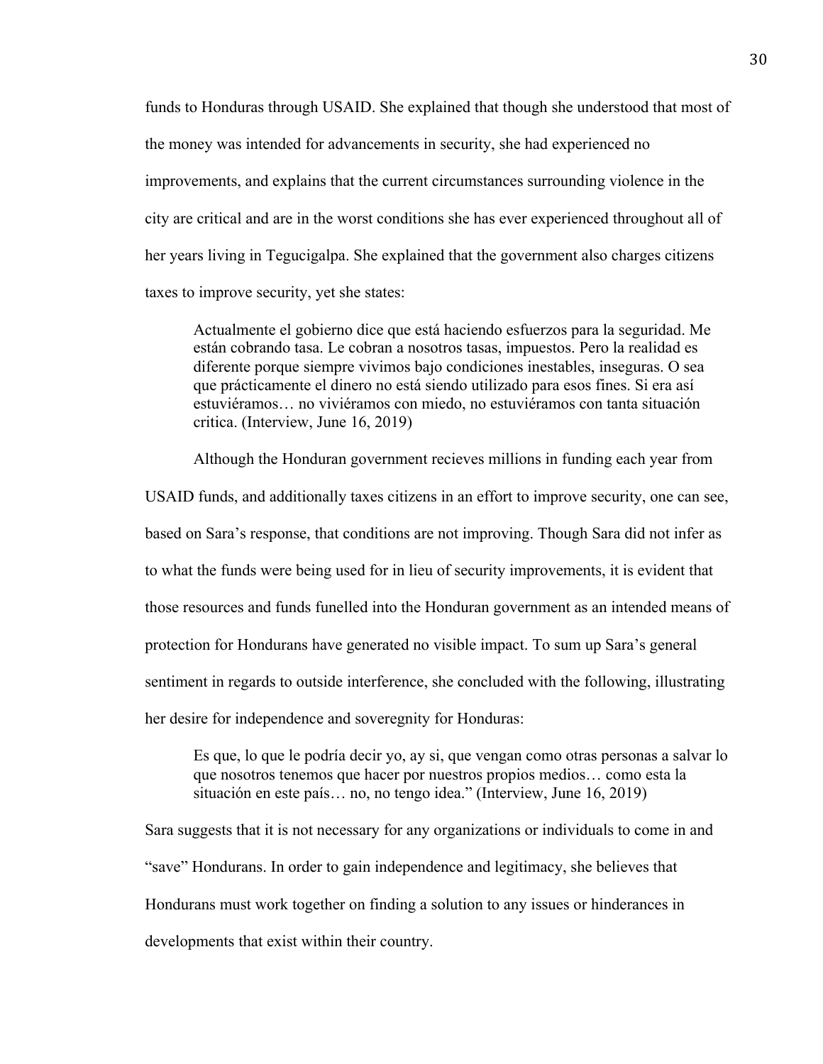funds to Honduras through USAID. She explained that though she understood that most of the money was intended for advancements in security, she had experienced no improvements, and explains that the current circumstances surrounding violence in the city are critical and are in the worst conditions she has ever experienced throughout all of her years living in Tegucigalpa. She explained that the government also charges citizens taxes to improve security, yet she states:

> Actualmente el gobierno dice que está haciendo esfuerzos para la seguridad. Me están cobrando tasa. Le cobran a nosotros tasas, impuestos. Pero la realidad es diferente porque siempre vivimos bajo condiciones inestables, inseguras. O sea que prácticamente el dinero no está siendo utilizado para esos fines. Si era así estuviéramos… no viviéramos con miedo, no estuviéramos con tanta situación critica. (Interview, June 16, 2019)

Although the Honduran government recieves millions in funding each year from USAID funds, and additionally taxes citizens in an effort to improve security, one can see, based on Sara's response, that conditions are not improving. Though Sara did not infer as to what the funds were being used for in lieu of security improvements, it is evident that those resources and funds funelled into the Honduran government as an intended means of protection for Hondurans have generated no visible impact. To sum up Sara's general sentiment in regards to outside interference, she concluded with the following, illustrating her desire for independence and soveregnity for Honduras:

> Es que, lo que le podría decir yo, ay si, que vengan como otras personas a salvar lo que nosotros tenemos que hacer por nuestros propios medios… como esta la situación en este país… no, no tengo idea." (Interview, June 16, 2019)

Sara suggests that it is not necessary for any organizations or individuals to come in and "save" Hondurans. In order to gain independence and legitimacy, she believes that Hondurans must work together on finding a solution to any issues or hinderances in developments that exist within their country.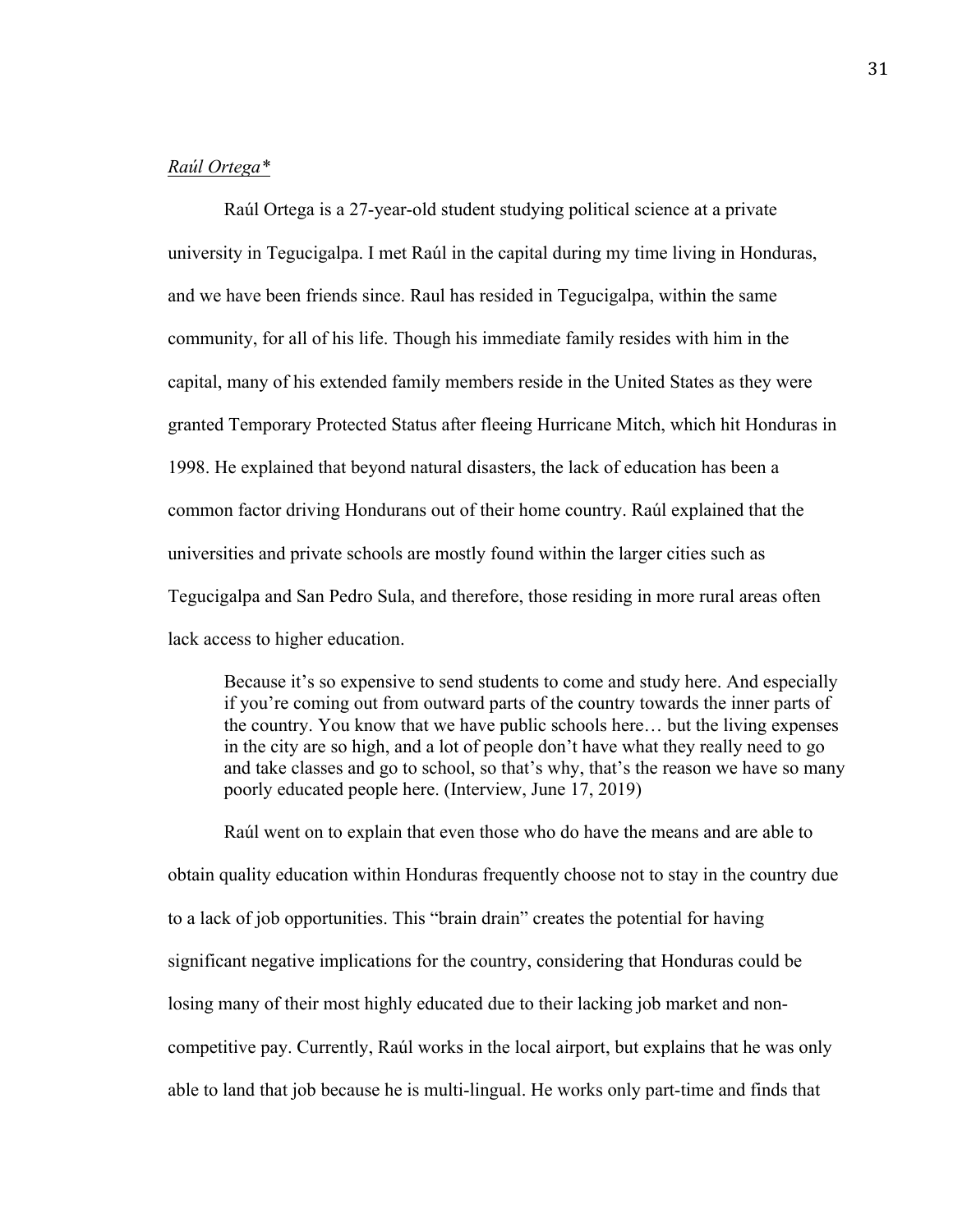*Raúl Ortega**

Raúl Ortega is a 27-year-old student studying political science at a private university in Tegucigalpa. I met Raúl in the capital during my time living in Honduras, and we have been friends since. Raul has resided in Tegucigalpa, within the same community, for all of his life. Though his immediate family resides with him in the capital, many of his extended family members reside in the United States as they were granted Temporary Protected Status after fleeing Hurricane Mitch, which hit Honduras in 1998. He explained that beyond natural disasters, the lack of education has been a common factor driving Hondurans out of their home country. Raúl explained that the universities and private schools are mostly found within the larger cities such as Tegucigalpa and San Pedro Sula, and therefore, those residing in more rural areas often lack access to higher education.

> Because it's so expensive to send students to come and study here. And especially if you're coming out from outward parts of the country towards the inner parts of the country. You know that we have public schools here… but the living expenses in the city are so high, and a lot of people don't have what they really need to go and take classes and go to school, so that's why, that's the reason we have so many poorly educated people here. (Interview, June 17, 2019)

Raúl went on to explain that even those who do have the means and are able to obtain quality education within Honduras frequently choose not to stay in the country due to a lack of job opportunities. This "brain drain" creates the potential for having significant negative implications for the country, considering that Honduras could be losing many of their most highly educated due to their lacking job market and non-competitive pay. Currently, Raúl works in the local airport, but explains that he was only able to land that job because he is multi-lingual. He works only part-time and finds that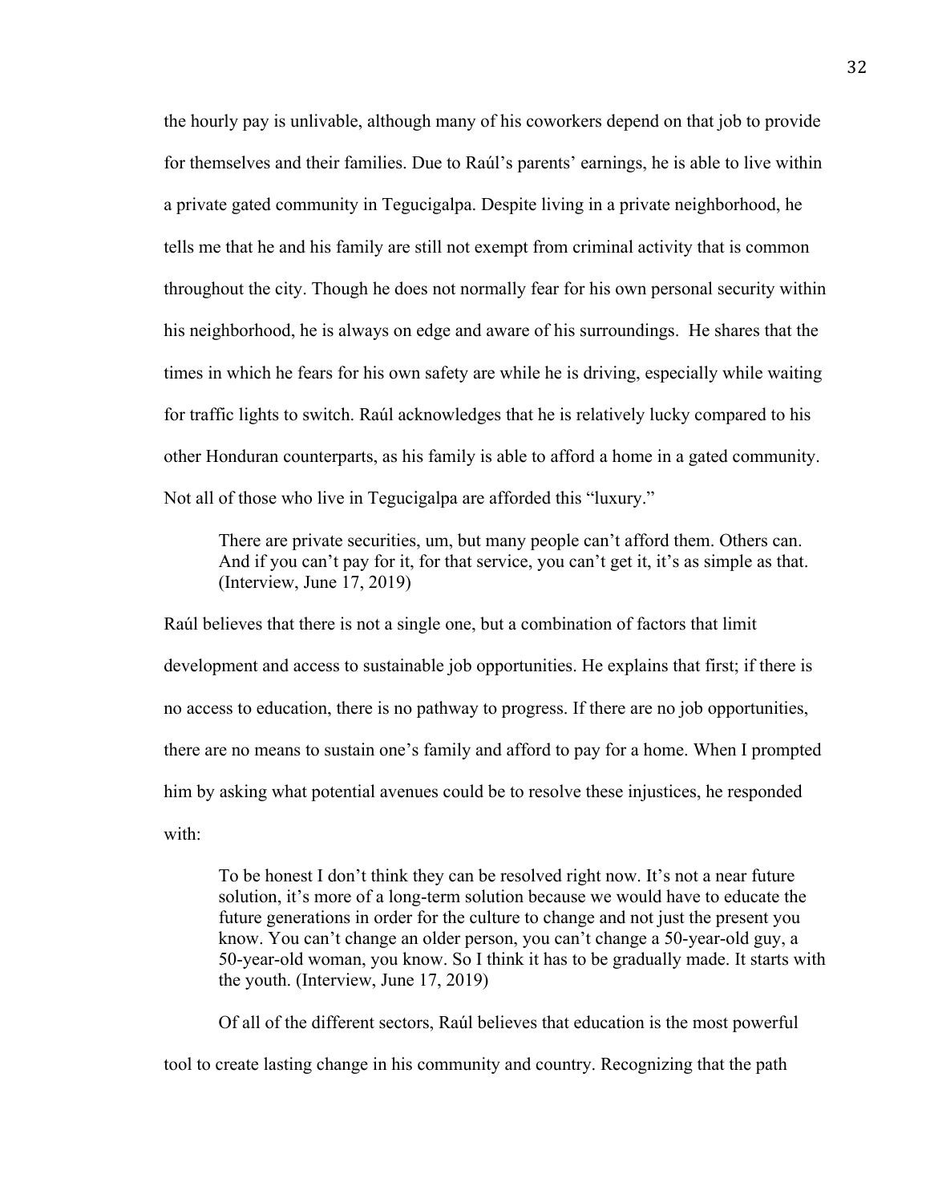the hourly pay is unlivable, although many of his coworkers depend on that job to provide for themselves and their families. Due to Raúl's parents' earnings, he is able to live within a private gated community in Tegucigalpa. Despite living in a private neighborhood, he tells me that he and his family are still not exempt from criminal activity that is common throughout the city. Though he does not normally fear for his own personal security within his neighborhood, he is always on edge and aware of his surroundings. He shares that the times in which he fears for his own safety are while he is driving, especially while waiting for traffic lights to switch. Raúl acknowledges that he is relatively lucky compared to his other Honduran counterparts, as his family is able to afford a home in a gated community. Not all of those who live in Tegucigalpa are afforded this "luxury."

> There are private securities, um, but many people can't afford them. Others can. And if you can't pay for it, for that service, you can't get it, it's as simple as that. (Interview, June 17, 2019)

Raúl believes that there is not a single one, but a combination of factors that limit development and access to sustainable job opportunities. He explains that first; if there is no access to education, there is no pathway to progress. If there are no job opportunities, there are no means to sustain one's family and afford to pay for a home. When I prompted him by asking what potential avenues could be to resolve these injustices, he responded with:

> To be honest I don't think they can be resolved right now. It's not a near future solution, it's more of a long-term solution because we would have to educate the future generations in order for the culture to change and not just the present you know. You can't change an older person, you can't change a 50-year-old guy, a 50-year-old woman, you know. So I think it has to be gradually made. It starts with the youth. (Interview, June 17, 2019)

Of all of the different sectors, Raúl believes that education is the most powerful tool to create lasting change in his community and country. Recognizing that the path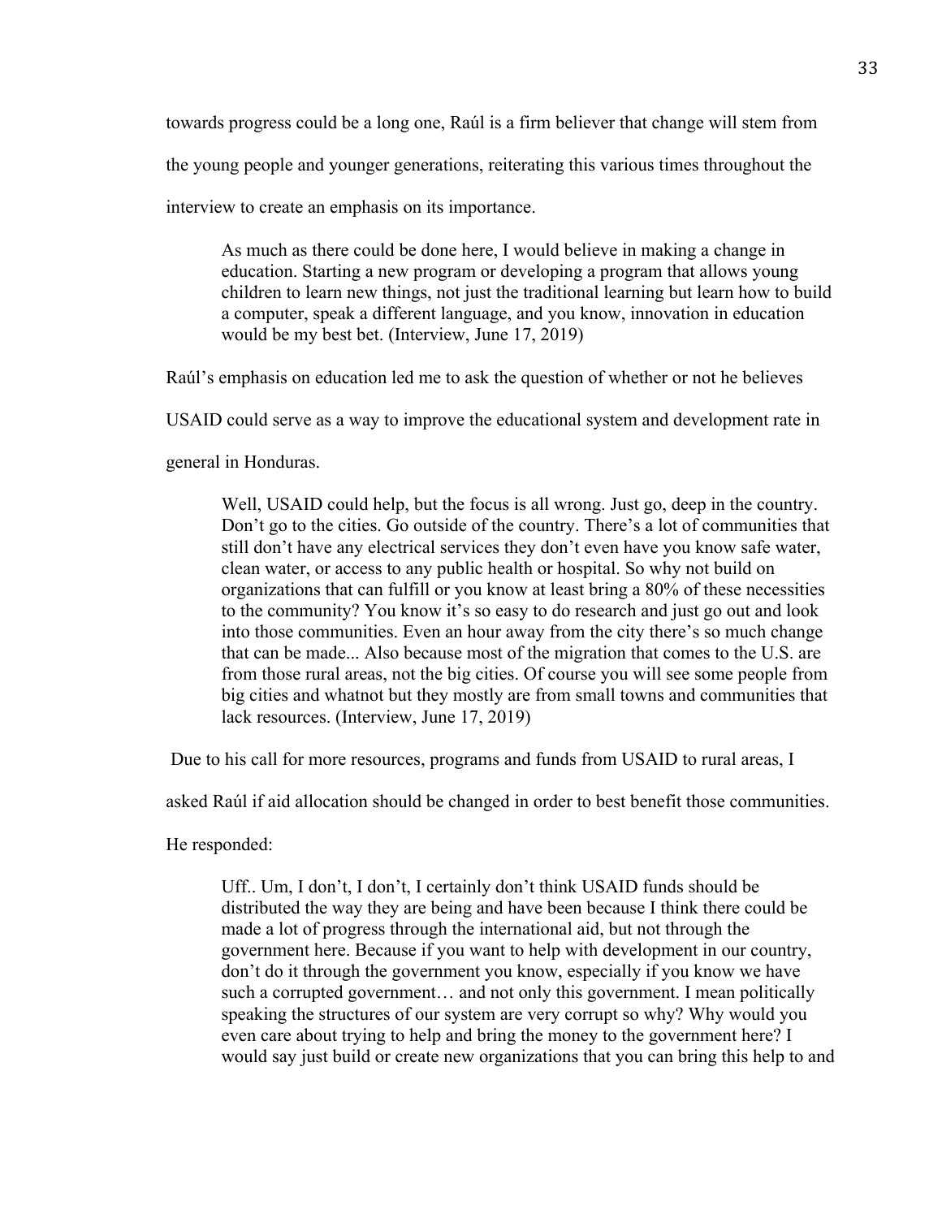towards progress could be a long one, Raúl is a firm believer that change will stem from the young people and younger generations, reiterating this various times throughout the interview to create an emphasis on its importance.

> As much as there could be done here, I would believe in making a change in education. Starting a new program or developing a program that allows young children to learn new things, not just the traditional learning but learn how to build a computer, speak a different language, and you know, innovation in education would be my best bet. (Interview, June 17, 2019)

Raúl's emphasis on education led me to ask the question of whether or not he believes USAID could serve as a way to improve the educational system and development rate in general in Honduras.

> Well, USAID could help, but the focus is all wrong. Just go, deep in the country. Don't go to the cities. Go outside of the country. There's a lot of communities that still don't have any electrical services they don't even have you know safe water, clean water, or access to any public health or hospital. So why not build on organizations that can fulfill or you know at least bring a 80% of these necessities to the community? You know it's so easy to do research and just go out and look into those communities. Even an hour away from the city there's so much change that can be made... Also because most of the migration that comes to the U.S. are from those rural areas, not the big cities. Of course you will see some people from big cities and whatnot but they mostly are from small towns and communities that lack resources. (Interview, June 17, 2019)

Due to his call for more resources, programs and funds from USAID to rural areas, I asked Raúl if aid allocation should be changed in order to best benefit those communities. He responded:

> Uff.. Um, I don't, I don't, I certainly don't think USAID funds should be distributed the way they are being and have been because I think there could be made a lot of progress through the international aid, but not through the government here. Because if you want to help with development in our country, don't do it through the government you know, especially if you know we have such a corrupted government… and not only this government. I mean politically speaking the structures of our system are very corrupt so why? Why would you even care about trying to help and bring the money to the government here? I would say just build or create new organizations that you can bring this help to and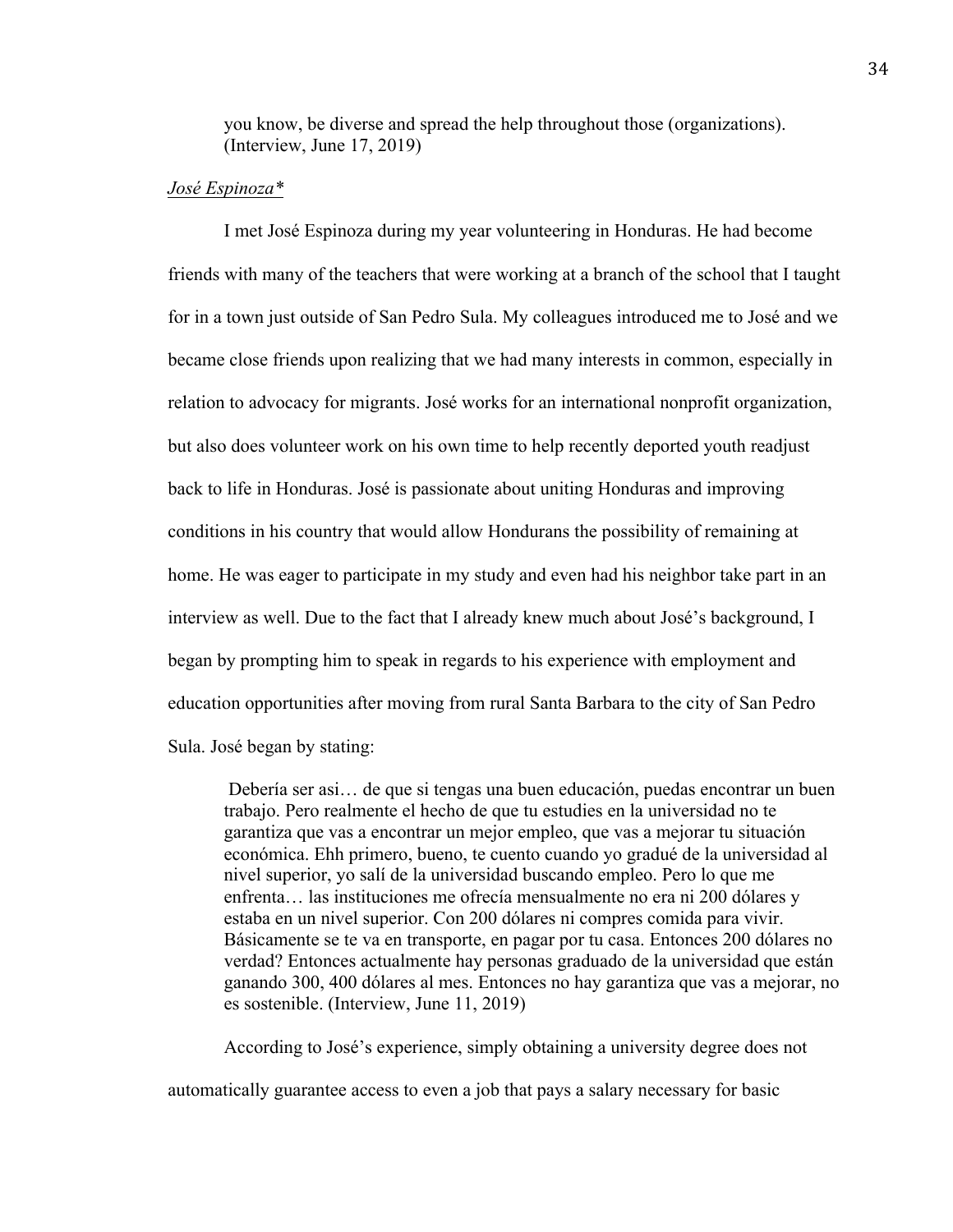> you know, be diverse and spread the help throughout those (organizations). (Interview, June 17, 2019)

*José Espinoza**

I met José Espinoza during my year volunteering in Honduras. He had become friends with many of the teachers that were working at a branch of the school that I taught for in a town just outside of San Pedro Sula. My colleagues introduced me to José and we became close friends upon realizing that we had many interests in common, especially in relation to advocacy for migrants. José works for an international nonprofit organization, but also does volunteer work on his own time to help recently deported youth readjust back to life in Honduras. José is passionate about uniting Honduras and improving conditions in his country that would allow Hondurans the possibility of remaining at home. He was eager to participate in my study and even had his neighbor take part in an interview as well. Due to the fact that I already knew much about José's background, I began by prompting him to speak in regards to his experience with employment and education opportunities after moving from rural Santa Barbara to the city of San Pedro Sula. José began by stating:

> Debería ser asi… de que si tengas una buen educación, puedas encontrar un buen trabajo. Pero realmente el hecho de que tu estudies en la universidad no te garantiza que vas a encontrar un mejor empleo, que vas a mejorar tu situación económica. Ehh primero, bueno, te cuento cuando yo gradué de la universidad al nivel superior, yo salí de la universidad buscando empleo. Pero lo que me enfrenta… las instituciones me ofrecía mensualmente no era ni 200 dólares y estaba en un nivel superior. Con 200 dólares ni compres comida para vivir. Básicamente se te va en transporte, en pagar por tu casa. Entonces 200 dólares no verdad? Entonces actualmente hay personas graduado de la universidad que están ganando 300, 400 dólares al mes. Entonces no hay garantiza que vas a mejorar, no es sostenible. (Interview, June 11, 2019)

According to José's experience, simply obtaining a university degree does not automatically guarantee access to even a job that pays a salary necessary for basic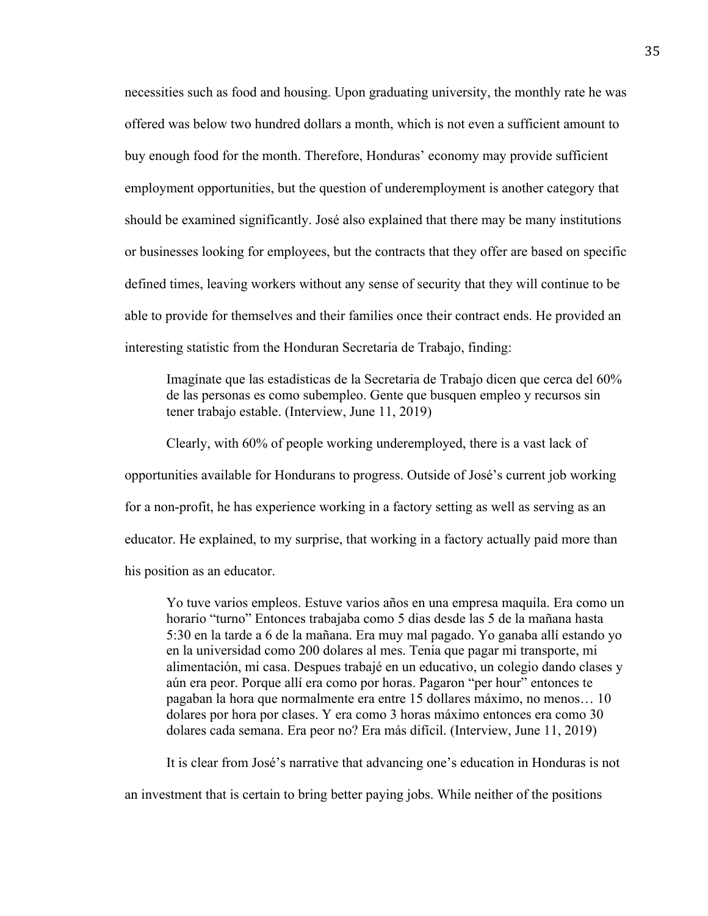necessities such as food and housing. Upon graduating university, the monthly rate he was offered was below two hundred dollars a month, which is not even a sufficient amount to buy enough food for the month. Therefore, Honduras' economy may provide sufficient employment opportunities, but the question of underemployment is another category that should be examined significantly. José also explained that there may be many institutions or businesses looking for employees, but the contracts that they offer are based on specific defined times, leaving workers without any sense of security that they will continue to be able to provide for themselves and their families once their contract ends. He provided an interesting statistic from the Honduran Secretaria de Trabajo, finding:

> Imagínate que las estadísticas de la Secretaria de Trabajo dicen que cerca del 60% de las personas es como subempleo. Gente que busquen empleo y recursos sin tener trabajo estable. (Interview, June 11, 2019)

Clearly, with 60% of people working underemployed, there is a vast lack of opportunities available for Hondurans to progress. Outside of José's current job working for a non-profit, he has experience working in a factory setting as well as serving as an educator. He explained, to my surprise, that working in a factory actually paid more than his position as an educator.

> Yo tuve varios empleos. Estuve varios años en una empresa maquila. Era como un horario "turno" Entonces trabajaba como 5 dias desde las 5 de la mañana hasta 5:30 en la tarde a 6 de la mañana. Era muy mal pagado. Yo ganaba allí estando yo en la universidad como 200 dolares al mes. Tenia que pagar mi transporte, mi alimentación, mi casa. Despues trabajé en un educativo, un colegio dando clases y aún era peor. Porque allí era como por horas. Pagaron "per hour" entonces te pagaban la hora que normalmente era entre 15 dollares máximo, no menos… 10 dolares por hora por clases. Y era como 3 horas máximo entonces era como 30 dolares cada semana. Era peor no? Era más difícil. (Interview, June 11, 2019)

It is clear from José's narrative that advancing one's education in Honduras is not an investment that is certain to bring better paying jobs. While neither of the positions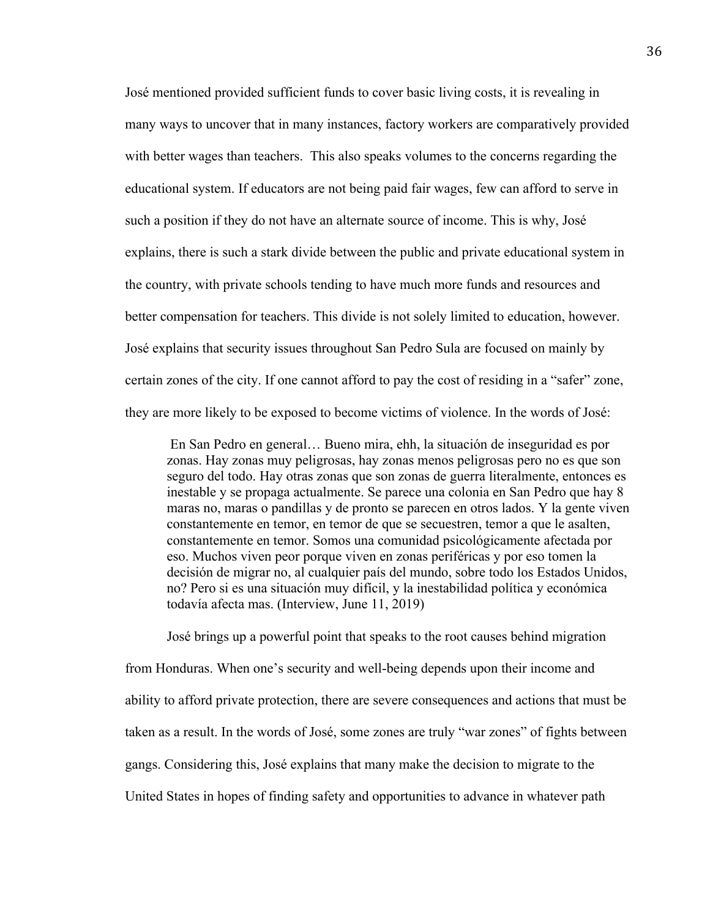José mentioned provided sufficient funds to cover basic living costs, it is revealing in many ways to uncover that in many instances, factory workers are comparatively provided with better wages than teachers.  This also speaks volumes to the concerns regarding the educational system. If educators are not being paid fair wages, few can afford to serve in such a position if they do not have an alternate source of income. This is why, José explains, there is such a stark divide between the public and private educational system in the country, with private schools tending to have much more funds and resources and better compensation for teachers. This divide is not solely limited to education, however. José explains that security issues throughout San Pedro Sula are focused on mainly by certain zones of the city. If one cannot afford to pay the cost of residing in a "safer" zone, they are more likely to be exposed to become victims of violence. In the words of José:

> En San Pedro en general… Bueno mira, ehh, la situación de inseguridad es por zonas. Hay zonas muy peligrosas, hay zonas menos peligrosas pero no es que son seguro del todo. Hay otras zonas que son zonas de guerra literalmente, entonces es inestable y se propaga actualmente. Se parece una colonia en San Pedro que hay 8 maras no, maras o pandillas y de pronto se parecen en otros lados. Y la gente viven constantemente en temor, en temor de que se secuestren, temor a que le asalten, constantemente en temor. Somos una comunidad psicológicamente afectada por eso. Muchos viven peor porque viven en zonas periféricas y por eso tomen la decisión de migrar no, al cualquier país del mundo, sobre todo los Estados Unidos, no? Pero si es una situación muy difícil, y la inestabilidad política y económica todavía afecta mas. (Interview, June 11, 2019)

José brings up a powerful point that speaks to the root causes behind migration from Honduras. When one's security and well-being depends upon their income and ability to afford private protection, there are severe consequences and actions that must be taken as a result. In the words of José, some zones are truly "war zones" of fights between gangs. Considering this, José explains that many make the decision to migrate to the United States in hopes of finding safety and opportunities to advance in whatever path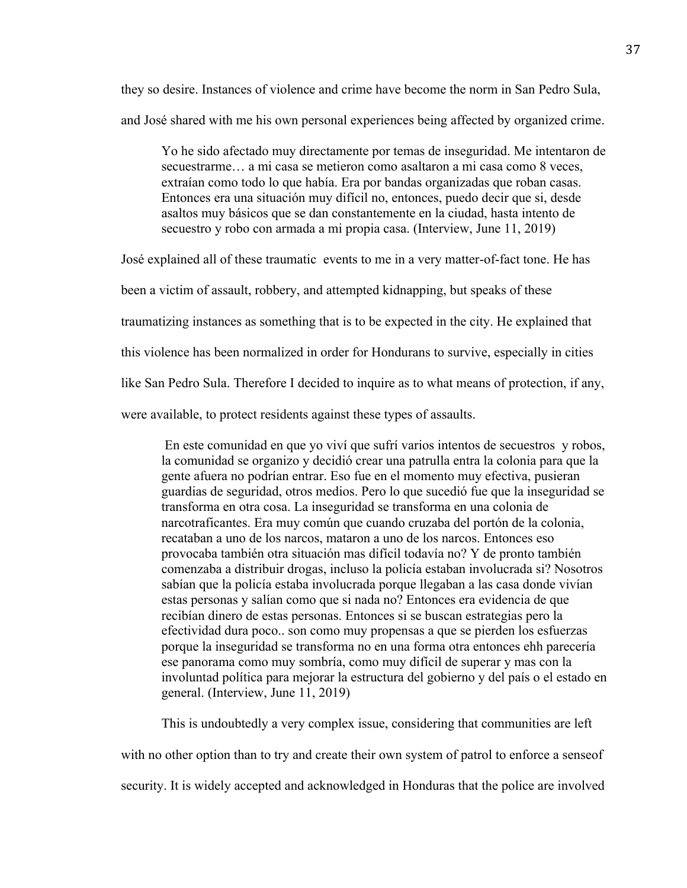they so desire. Instances of violence and crime have become the norm in San Pedro Sula, and José shared with me his own personal experiences being affected by organized crime.

> Yo he sido afectado muy directamente por temas de inseguridad. Me intentaron de secuestrarme… a mi casa se metieron como asaltaron a mi casa como 8 veces, extraían como todo lo que había. Era por bandas organizadas que roban casas. Entonces era una situación muy difícil no, entonces, puedo decir que si, desde asaltos muy básicos que se dan constantemente en la ciudad, hasta intento de secuestro y robo con armada a mi propia casa. (Interview, June 11, 2019)

José explained all of these traumatic events to me in a very matter-of-fact tone. He has been a victim of assault, robbery, and attempted kidnapping, but speaks of these traumatizing instances as something that is to be expected in the city. He explained that this violence has been normalized in order for Hondurans to survive, especially in cities like San Pedro Sula. Therefore I decided to inquire as to what means of protection, if any, were available, to protect residents against these types of assaults.

> En este comunidad en que yo viví que sufrí varios intentos de secuestros y robos, la comunidad se organizo y decidió crear una patrulla entra la colonia para que la gente afuera no podrían entrar. Eso fue en el momento muy efectiva, pusieran guardias de seguridad, otros medios. Pero lo que sucedió fue que la inseguridad se transforma en otra cosa. La inseguridad se transforma en una colonia de narcotraficantes. Era muy común que cuando cruzaba del portón de la colonia, recataban a uno de los narcos, mataron a uno de los narcos. Entonces eso provocaba también otra situación mas difícil todavía no? Y de pronto también comenzaba a distribuir drogas, incluso la policía estaban involucrada si? Nosotros sabían que la policía estaba involucrada porque llegaban a las casa donde vivían estas personas y salían como que si nada no? Entonces era evidencia de que recibían dinero de estas personas. Entonces si se buscan estrategias pero la efectividad dura poco.. son como muy propensas a que se pierden los esfuerzos porque la inseguridad se transforma no en una forma otra entonces ehh parecería ese panorama como muy sombría, como muy difícil de superar y mas con la involuntad política para mejorar la estructura del gobierno y del país o el estado en general. (Interview, June 11, 2019)

This is undoubtedly a very complex issue, considering that communities are left with no other option than to try and create their own system of patrol to enforce a senseof security. It is widely accepted and acknowledged in Honduras that the police are involved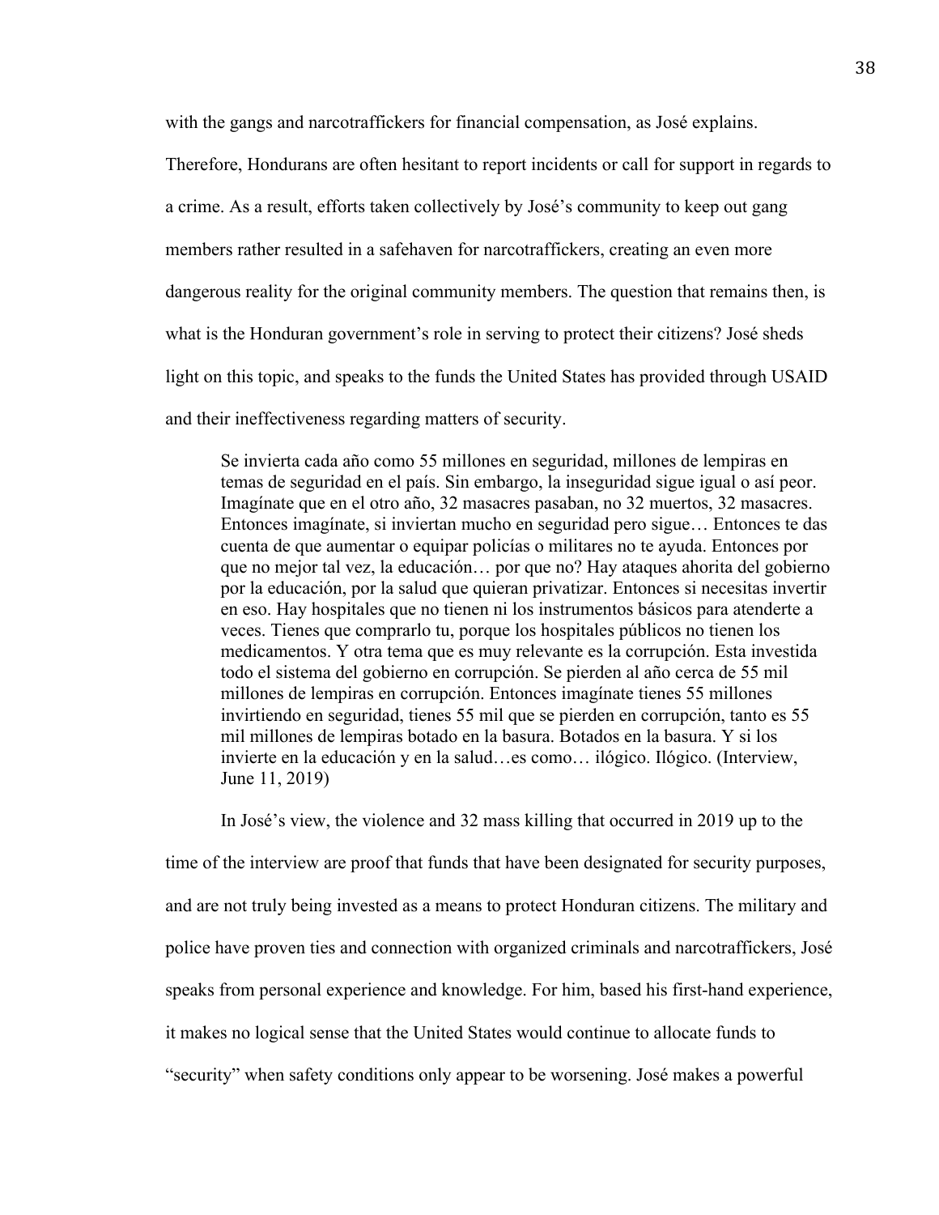with the gangs and narcotraffickers for financial compensation, as José explains. Therefore, Hondurans are often hesitant to report incidents or call for support in regards to a crime. As a result, efforts taken collectively by José's community to keep out gang members rather resulted in a safehaven for narcotraffickers, creating an even more dangerous reality for the original community members. The question that remains then, is what is the Honduran government's role in serving to protect their citizens? José sheds light on this topic, and speaks to the funds the United States has provided through USAID and their ineffectiveness regarding matters of security.

> Se invierta cada año como 55 millones en seguridad, millones de lempiras en temas de seguridad en el país. Sin embargo, la inseguridad sigue igual o así peor. Imagínate que en el otro año, 32 masacres pasaban, no 32 muertos, 32 masacres. Entonces imagínate, si inviertan mucho en seguridad pero sigue… Entonces te das cuenta de que aumentar o equipar policías o militares no te ayuda. Entonces por que no mejor tal vez, la educación… por que no? Hay ataques ahorita del gobierno por la educación, por la salud que quieran privatizar. Entonces si necesitas invertir en eso. Hay hospitales que no tienen ni los instrumentos básicos para atenderte a veces. Tienes que comprarlo tu, porque los hospitales públicos no tienen los medicamentos. Y otra tema que es muy relevante es la corrupción. Esta investida todo el sistema del gobierno en corrupción. Se pierden al año cerca de 55 mil millones de lempiras en corrupción. Entonces imagínate tienes 55 millones invirtiendo en seguridad, tienes 55 mil que se pierden en corrupción, tanto es 55 mil millones de lempiras botado en la basura. Botados en la basura. Y si los invierte en la educación y en la salud…es como… ilógico. Ilógico. (Interview, June 11, 2019)

In José's view, the violence and 32 mass killing that occurred in 2019 up to the time of the interview are proof that funds that have been designated for security purposes, and are not truly being invested as a means to protect Honduran citizens. The military and police have proven ties and connection with organized criminals and narcotraffickers, José speaks from personal experience and knowledge. For him, based his first-hand experience, it makes no logical sense that the United States would continue to allocate funds to "security" when safety conditions only appear to be worsening. José makes a powerful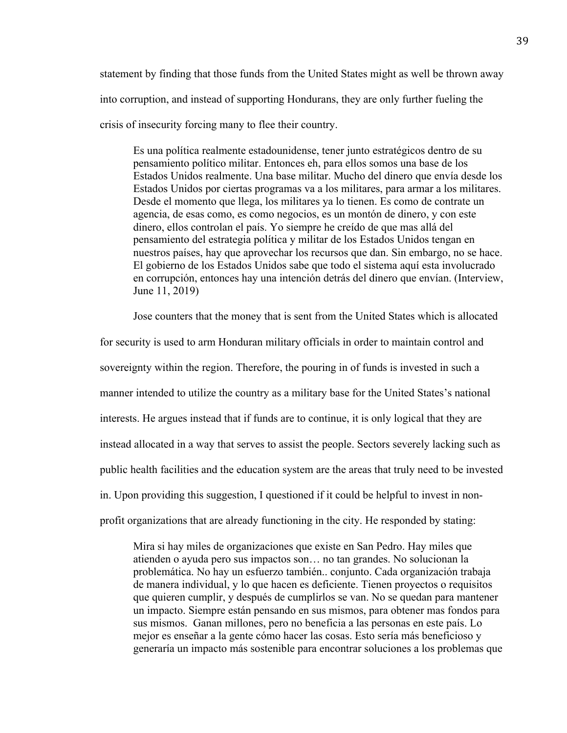statement by finding that those funds from the United States might as well be thrown away into corruption, and instead of supporting Hondurans, they are only further fueling the crisis of insecurity forcing many to flee their country.

> Es una política realmente estadounidense, tener junto estratégicos dentro de su pensamiento político militar. Entonces eh, para ellos somos una base de los Estados Unidos realmente. Una base militar. Mucho del dinero que envía desde los Estados Unidos por ciertas programas va a los militares, para armar a los militares. Desde el momento que llega, los militares ya lo tienen. Es como de contrate un agencia, de esas como, es como negocios, es un montón de dinero, y con este dinero, ellos controlan el país. Yo siempre he creído de que mas allá del pensamiento del estrategia política y militar de los Estados Unidos tengan en nuestros países, hay que aprovechar los recursos que dan. Sin embargo, no se hace. El gobierno de los Estados Unidos sabe que todo el sistema aquí esta involucrado en corrupción, entonces hay una intención detrás del dinero que envían. (Interview, June 11, 2019)

Jose counters that the money that is sent from the United States which is allocated for security is used to arm Honduran military officials in order to maintain control and sovereignty within the region. Therefore, the pouring in of funds is invested in such a manner intended to utilize the country as a military base for the United States's national interests. He argues instead that if funds are to continue, it is only logical that they are instead allocated in a way that serves to assist the people. Sectors severely lacking such as public health facilities and the education system are the areas that truly need to be invested in. Upon providing this suggestion, I questioned if it could be helpful to invest in non-profit organizations that are already functioning in the city. He responded by stating:

> Mira si hay miles de organizaciones que existe en San Pedro. Hay miles que atienden o ayuda pero sus impactos son… no tan grandes. No solucionan la problemática. No hay un esfuerzo también.. conjunto. Cada organización trabaja de manera individual, y lo que hacen es deficiente. Tienen proyectos o requisitos que quieren cumplir, y después de cumplirlos se van. No se quedan para mantener un impacto. Siempre están pensando en sus mismos, para obtener mas fondos para sus mismos. Ganan millones, pero no beneficia a las personas en este país. Lo mejor es enseñar a la gente cómo hacer las cosas. Esto sería más beneficioso y generaría un impacto más sostenible para encontrar soluciones a los problemas que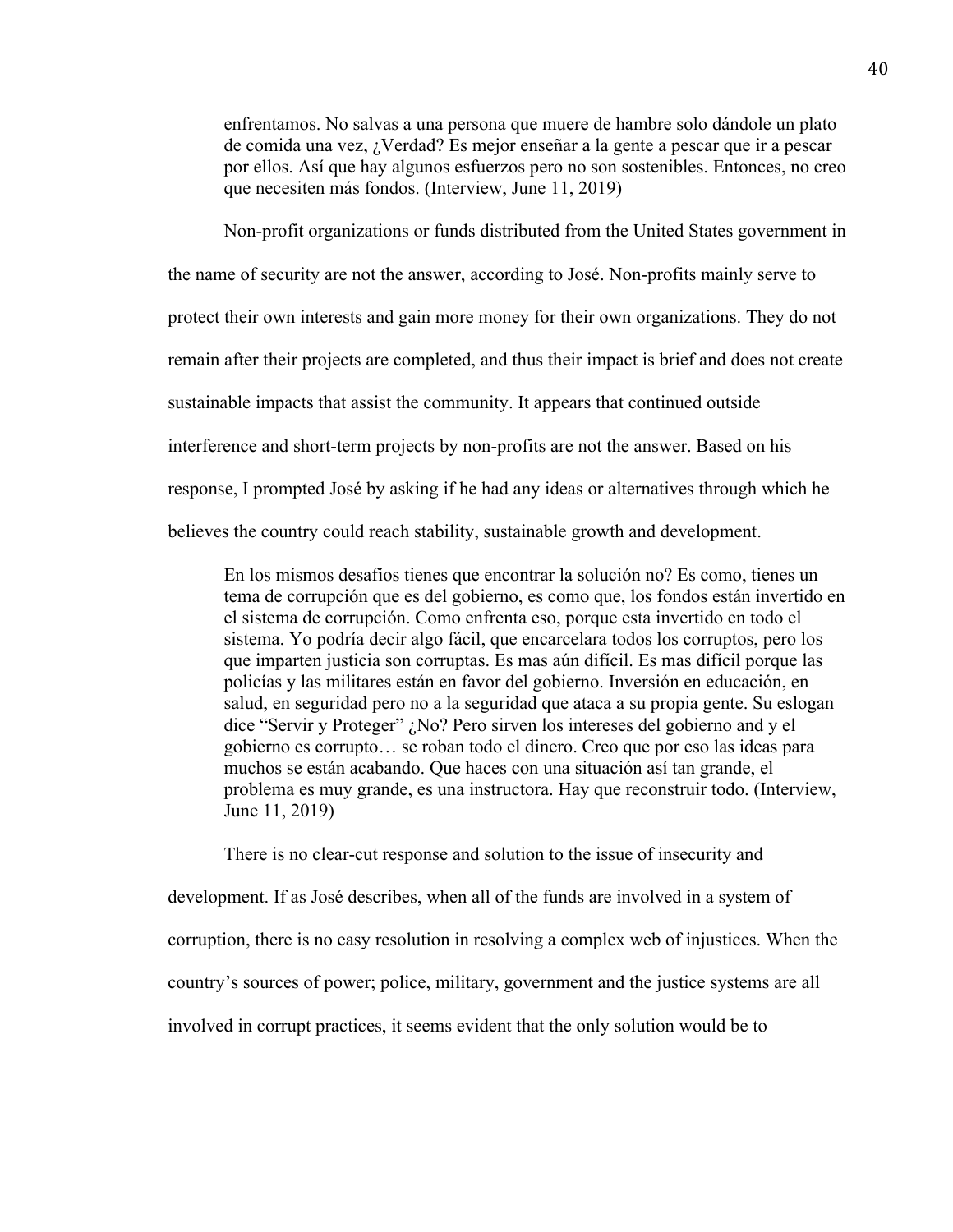> enfrentamos. No salvas a una persona que muere de hambre solo dándole un plato de comida una vez, ¿Verdad? Es mejor enseñar a la gente a pescar que ir a pescar por ellos. Así que hay algunos esfuerzos pero no son sostenibles. Entonces, no creo que necesiten más fondos. (Interview, June 11, 2019)

Non-profit organizations or funds distributed from the United States government in the name of security are not the answer, according to José. Non-profits mainly serve to protect their own interests and gain more money for their own organizations. They do not remain after their projects are completed, and thus their impact is brief and does not create sustainable impacts that assist the community. It appears that continued outside interference and short-term projects by non-profits are not the answer. Based on his response, I prompted José by asking if he had any ideas or alternatives through which he believes the country could reach stability, sustainable growth and development.

> En los mismos desafíos tienes que encontrar la solución no? Es como, tienes un tema de corrupción que es del gobierno, es como que, los fondos están invertido en el sistema de corrupción. Como enfrenta eso, porque esta invertido en todo el sistema. Yo podría decir algo fácil, que encarcelara todos los corruptos, pero los que imparten justicia son corruptas. Es mas aún difícil. Es mas difícil porque las policías y las militares están en favor del gobierno. Inversión en educación, en salud, en seguridad pero no a la seguridad que ataca a su propia gente. Su eslogan dice "Servir y Proteger" ¿No? Pero sirven los intereses del gobierno and y el gobierno es corrupto… se roban todo el dinero. Creo que por eso las ideas para muchos se están acabando. Que haces con una situación así tan grande, el problema es muy grande, es una instructora. Hay que reconstruir todo. (Interview, June 11, 2019)

There is no clear-cut response and solution to the issue of insecurity and development. If as José describes, when all of the funds are involved in a system of corruption, there is no easy resolution in resolving a complex web of injustices. When the country's sources of power; police, military, government and the justice systems are all involved in corrupt practices, it seems evident that the only solution would be to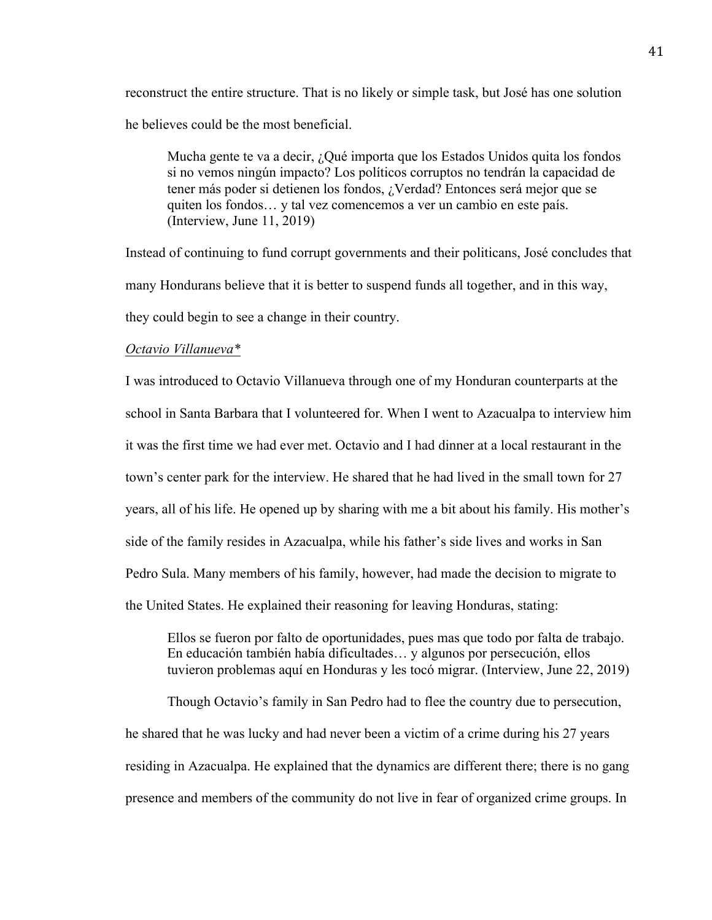reconstruct the entire structure. That is no likely or simple task, but José has one solution he believes could be the most beneficial.

> Mucha gente te va a decir, ¿Qué importa que los Estados Unidos quita los fondos si no vemos ningún impacto? Los políticos corruptos no tendrán la capacidad de tener más poder si detienen los fondos, ¿Verdad? Entonces será mejor que se quiten los fondos… y tal vez comencemos a ver un cambio en este país. (Interview, June 11, 2019)

Instead of continuing to fund corrupt governments and their politicans, José concludes that many Hondurans believe that it is better to suspend funds all together, and in this way, they could begin to see a change in their country.

<u>*Octavio Villanueva**</u>

I was introduced to Octavio Villanueva through one of my Honduran counterparts at the school in Santa Barbara that I volunteered for. When I went to Azacualpa to interview him it was the first time we had ever met. Octavio and I had dinner at a local restaurant in the town's center park for the interview. He shared that he had lived in the small town for 27 years, all of his life. He opened up by sharing with me a bit about his family. His mother's side of the family resides in Azacualpa, while his father's side lives and works in San Pedro Sula. Many members of his family, however, had made the decision to migrate to the United States. He explained their reasoning for leaving Honduras, stating:

> Ellos se fueron por falto de oportunidades, pues mas que todo por falta de trabajo. En educación también había dificultades… y algunos por persecución, ellos tuvieron problemas aquí en Honduras y les tocó migrar. (Interview, June 22, 2019)

Though Octavio's family in San Pedro had to flee the country due to persecution, he shared that he was lucky and had never been a victim of a crime during his 27 years residing in Azacualpa. He explained that the dynamics are different there; there is no gang presence and members of the community do not live in fear of organized crime groups. In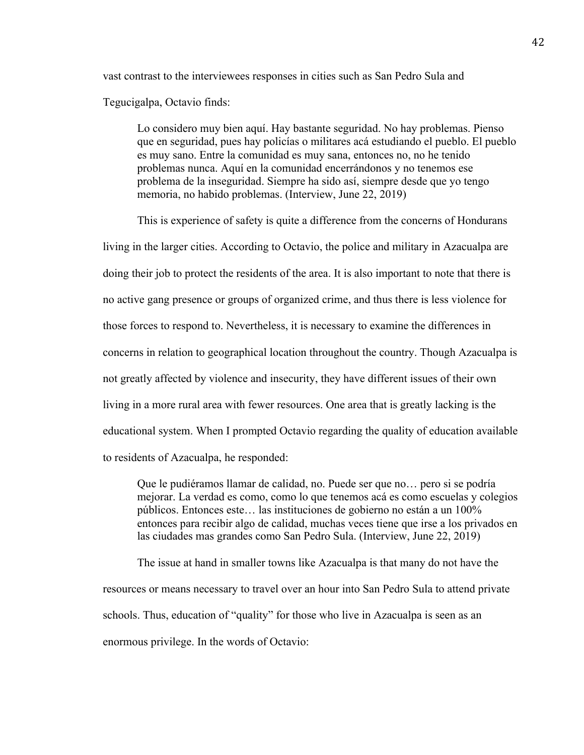vast contrast to the interviewees responses in cities such as San Pedro Sula and Tegucigalpa, Octavio finds:

> Lo considero muy bien aquí. Hay bastante seguridad. No hay problemas. Pienso que en seguridad, pues hay policías o militares acá estudiando el pueblo. El pueblo es muy sano. Entre la comunidad es muy sana, entonces no, no he tenido problemas nunca. Aquí en la comunidad encerrándonos y no tenemos ese problema de la inseguridad. Siempre ha sido así, siempre desde que yo tengo memoria, no habido problemas. (Interview, June 22, 2019)

This is experience of safety is quite a difference from the concerns of Hondurans living in the larger cities. According to Octavio, the police and military in Azacualpa are doing their job to protect the residents of the area. It is also important to note that there is no active gang presence or groups of organized crime, and thus there is less violence for those forces to respond to. Nevertheless, it is necessary to examine the differences in concerns in relation to geographical location throughout the country. Though Azacualpa is not greatly affected by violence and insecurity, they have different issues of their own living in a more rural area with fewer resources. One area that is greatly lacking is the educational system. When I prompted Octavio regarding the quality of education available to residents of Azacualpa, he responded:

> Que le pudiéramos llamar de calidad, no. Puede ser que no… pero si se podría mejorar. La verdad es como, como lo que tenemos acá es como escuelas y colegios públicos. Entonces este… las instituciones de gobierno no están a un 100% entonces para recibir algo de calidad, muchas veces tiene que irse a los privados en las ciudades mas grandes como San Pedro Sula. (Interview, June 22, 2019)

The issue at hand in smaller towns like Azacualpa is that many do not have the resources or means necessary to travel over an hour into San Pedro Sula to attend private schools. Thus, education of "quality" for those who live in Azacualpa is seen as an enormous privilege. In the words of Octavio: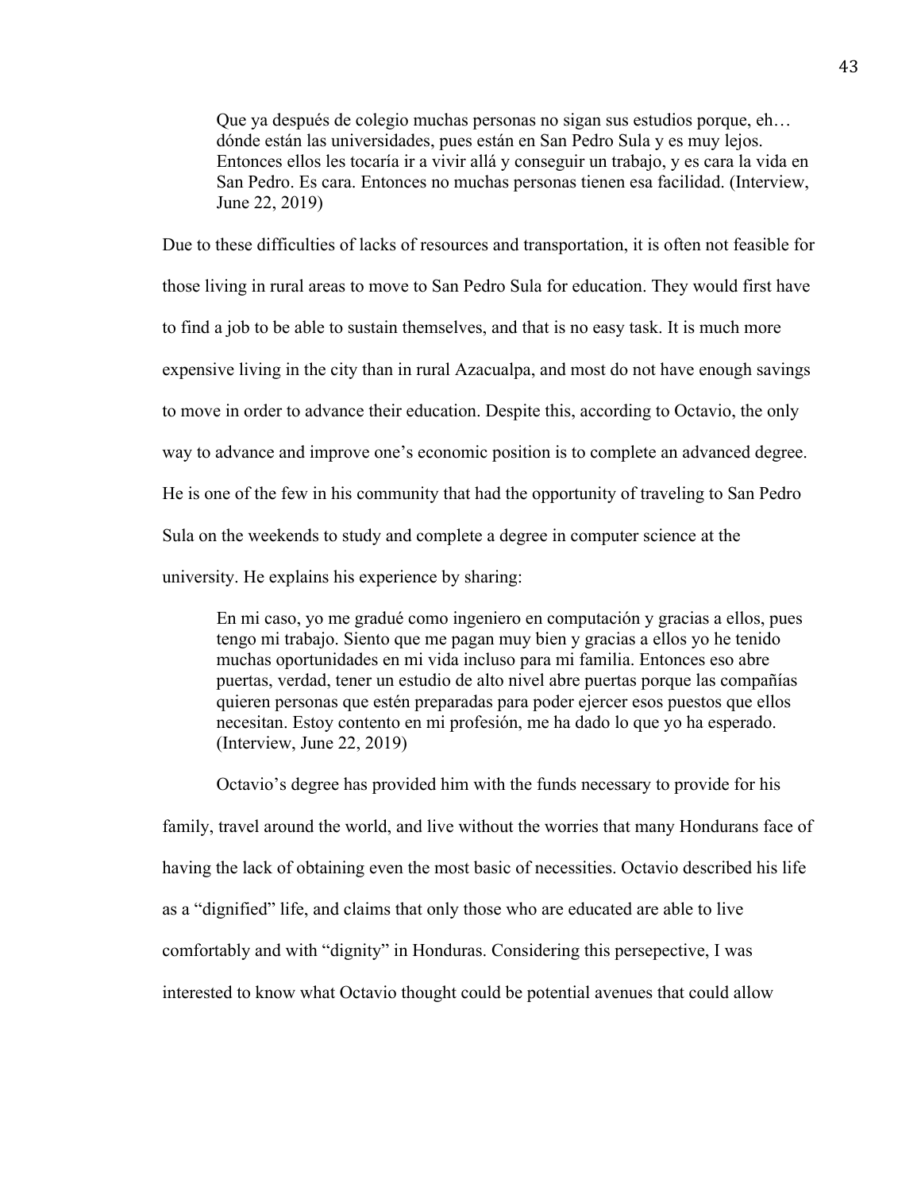> Que ya después de colegio muchas personas no sigan sus estudios porque, eh… dónde están las universidades, pues están en San Pedro Sula y es muy lejos. Entonces ellos les tocaría ir a vivir allá y conseguir un trabajo, y es cara la vida en San Pedro. Es cara. Entonces no muchas personas tienen esa facilidad. (Interview, June 22, 2019)

Due to these difficulties of lacks of resources and transportation, it is often not feasible for those living in rural areas to move to San Pedro Sula for education. They would first have to find a job to be able to sustain themselves, and that is no easy task. It is much more expensive living in the city than in rural Azacualpa, and most do not have enough savings to move in order to advance their education. Despite this, according to Octavio, the only way to advance and improve one's economic position is to complete an advanced degree. He is one of the few in his community that had the opportunity of traveling to San Pedro Sula on the weekends to study and complete a degree in computer science at the university. He explains his experience by sharing:

> En mi caso, yo me gradué como ingeniero en computación y gracias a ellos, pues tengo mi trabajo. Siento que me pagan muy bien y gracias a ellos yo he tenido muchas oportunidades en mi vida incluso para mi familia. Entonces eso abre puertas, verdad, tener un estudio de alto nivel abre puertas porque las compañías quieren personas que estén preparadas para poder ejercer esos puestos que ellos necesitan. Estoy contento en mi profesión, me ha dado lo que yo ha esperado. (Interview, June 22, 2019)

Octavio's degree has provided him with the funds necessary to provide for his family, travel around the world, and live without the worries that many Hondurans face of having the lack of obtaining even the most basic of necessities. Octavio described his life as a "dignified" life, and claims that only those who are educated are able to live comfortably and with "dignity" in Honduras. Considering this persepective, I was interested to know what Octavio thought could be potential avenues that could allow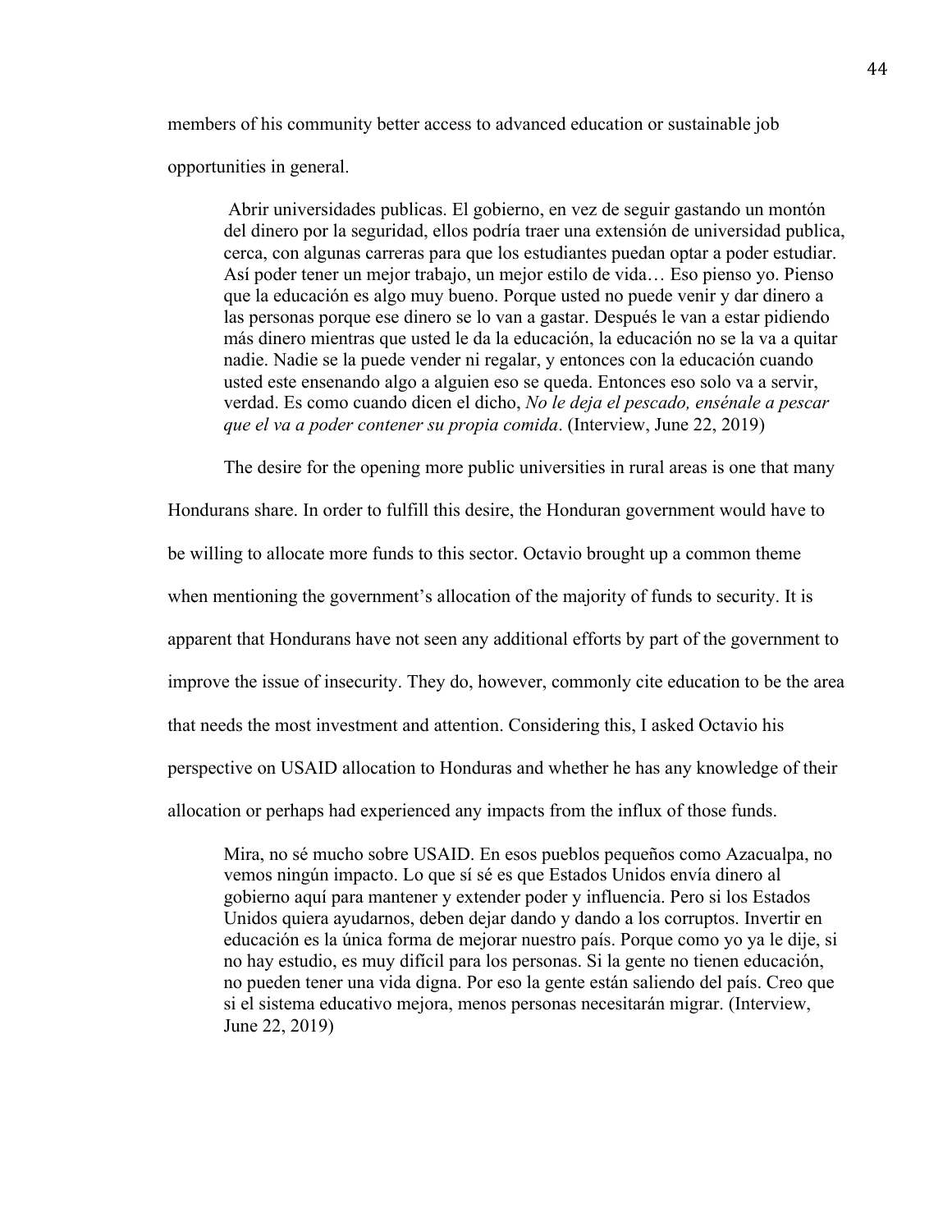members of his community better access to advanced education or sustainable job opportunities in general.

> Abrir universidades publicas. El gobierno, en vez de seguir gastando un montón del dinero por la seguridad, ellos podría traer una extensión de universidad publica, cerca, con algunas carreras para que los estudiantes puedan optar a poder estudiar. Así poder tener un mejor trabajo, un mejor estilo de vida… Eso pienso yo. Pienso que la educación es algo muy bueno. Porque usted no puede venir y dar dinero a las personas porque ese dinero se lo van a gastar. Después le van a estar pidiendo más dinero mientras que usted le da la educación, la educación no se la va a quitar nadie. Nadie se la puede vender ni regalar, y entonces con la educación cuando usted este ensenando algo a alguien eso se queda. Entonces eso solo va a servir, verdad. Es como cuando dicen el dicho, *No le deja el pescado, ensénale a pescar que el va a poder contener su propia comida*. (Interview, June 22, 2019)

The desire for the opening more public universities in rural areas is one that many Hondurans share. In order to fulfill this desire, the Honduran government would have to be willing to allocate more funds to this sector. Octavio brought up a common theme when mentioning the government's allocation of the majority of funds to security. It is apparent that Hondurans have not seen any additional efforts by part of the government to improve the issue of insecurity. They do, however, commonly cite education to be the area that needs the most investment and attention. Considering this, I asked Octavio his perspective on USAID allocation to Honduras and whether he has any knowledge of their allocation or perhaps had experienced any impacts from the influx of those funds.

> Mira, no sé mucho sobre USAID. En esos pueblos pequeños como Azacualpa, no vemos ningún impacto. Lo que sí sé es que Estados Unidos envía dinero al gobierno aquí para mantener y extender poder y influencia. Pero si los Estados Unidos quiera ayudarnos, deben dejar dando y dando a los corruptos. Invertir en educación es la única forma de mejorar nuestro país. Porque como yo ya le dije, si no hay estudio, es muy difícil para los personas. Si la gente no tienen educación, no pueden tener una vida digna. Por eso la gente están saliendo del país. Creo que si el sistema educativo mejora, menos personas necesitarán migrar. (Interview, June 22, 2019)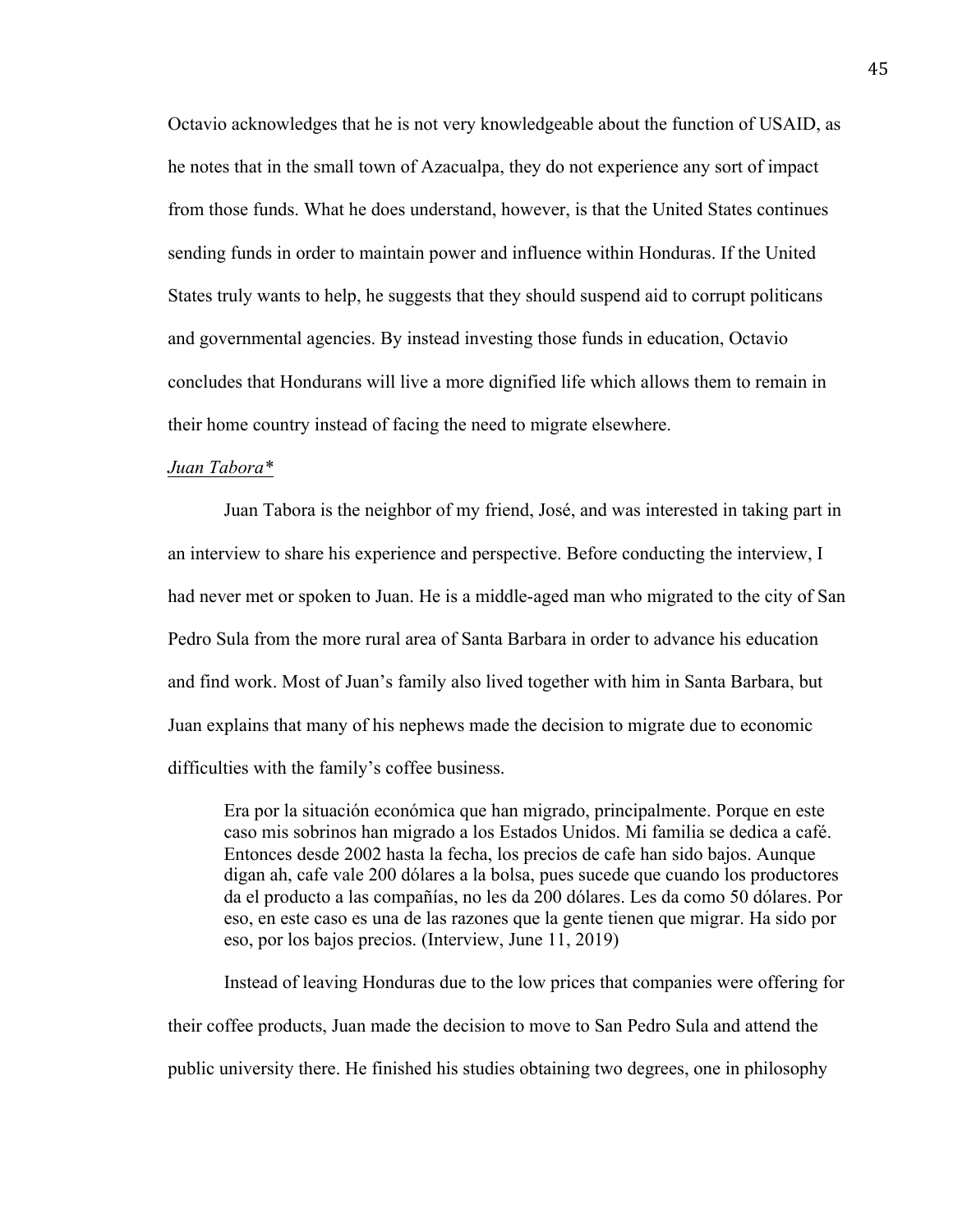Octavio acknowledges that he is not very knowledgeable about the function of USAID, as he notes that in the small town of Azacualpa, they do not experience any sort of impact from those funds. What he does understand, however, is that the United States continues sending funds in order to maintain power and influence within Honduras. If the United States truly wants to help, he suggests that they should suspend aid to corrupt politicans and governmental agencies. By instead investing those funds in education, Octavio concludes that Hondurans will live a more dignified life which allows them to remain in their home country instead of facing the need to migrate elsewhere.

*Juan Tabora**

Juan Tabora is the neighbor of my friend, José, and was interested in taking part in an interview to share his experience and perspective. Before conducting the interview, I had never met or spoken to Juan. He is a middle-aged man who migrated to the city of San Pedro Sula from the more rural area of Santa Barbara in order to advance his education and find work. Most of Juan's family also lived together with him in Santa Barbara, but Juan explains that many of his nephews made the decision to migrate due to economic difficulties with the family's coffee business.

> Era por la situación económica que han migrado, principalmente. Porque en este caso mis sobrinos han migrado a los Estados Unidos. Mi familia se dedica a café. Entonces desde 2002 hasta la fecha, los precios de cafe han sido bajos. Aunque digan ah, cafe vale 200 dólares a la bolsa, pues sucede que cuando los productores da el producto a las compañías, no les da 200 dólares. Les da como 50 dólares. Por eso, en este caso es una de las razones que la gente tienen que migrar. Ha sido por eso, por los bajos precios. (Interview, June 11, 2019)

Instead of leaving Honduras due to the low prices that companies were offering for their coffee products, Juan made the decision to move to San Pedro Sula and attend the public university there. He finished his studies obtaining two degrees, one in philosophy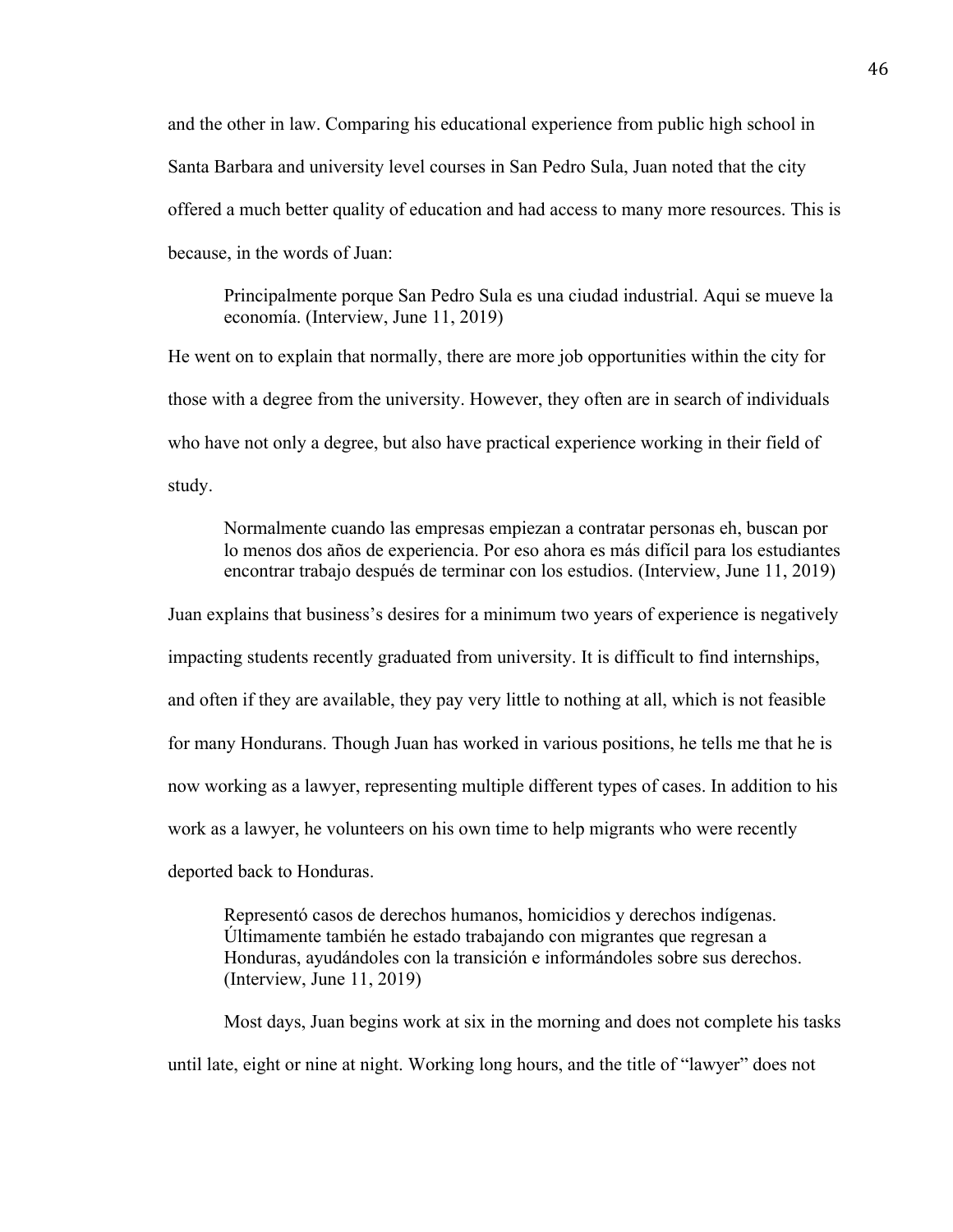and the other in law. Comparing his educational experience from public high school in Santa Barbara and university level courses in San Pedro Sula, Juan noted that the city offered a much better quality of education and had access to many more resources. This is because, in the words of Juan:

> Principalmente porque San Pedro Sula es una ciudad industrial. Aqui se mueve la economía. (Interview, June 11, 2019)

He went on to explain that normally, there are more job opportunities within the city for those with a degree from the university. However, they often are in search of individuals who have not only a degree, but also have practical experience working in their field of study.

> Normalmente cuando las empresas empiezan a contratar personas eh, buscan por lo menos dos años de experiencia. Por eso ahora es más difícil para los estudiantes encontrar trabajo después de terminar con los estudios. (Interview, June 11, 2019)

Juan explains that business's desires for a minimum two years of experience is negatively impacting students recently graduated from university. It is difficult to find internships, and often if they are available, they pay very little to nothing at all, which is not feasible for many Hondurans. Though Juan has worked in various positions, he tells me that he is now working as a lawyer, representing multiple different types of cases. In addition to his work as a lawyer, he volunteers on his own time to help migrants who were recently deported back to Honduras.

> Representó casos de derechos humanos, homicidios y derechos indígenas. Últimamente también he estado trabajando con migrantes que regresan a Honduras, ayudándoles con la transición e informándoles sobre sus derechos. (Interview, June 11, 2019)

Most days, Juan begins work at six in the morning and does not complete his tasks until late, eight or nine at night. Working long hours, and the title of "lawyer" does not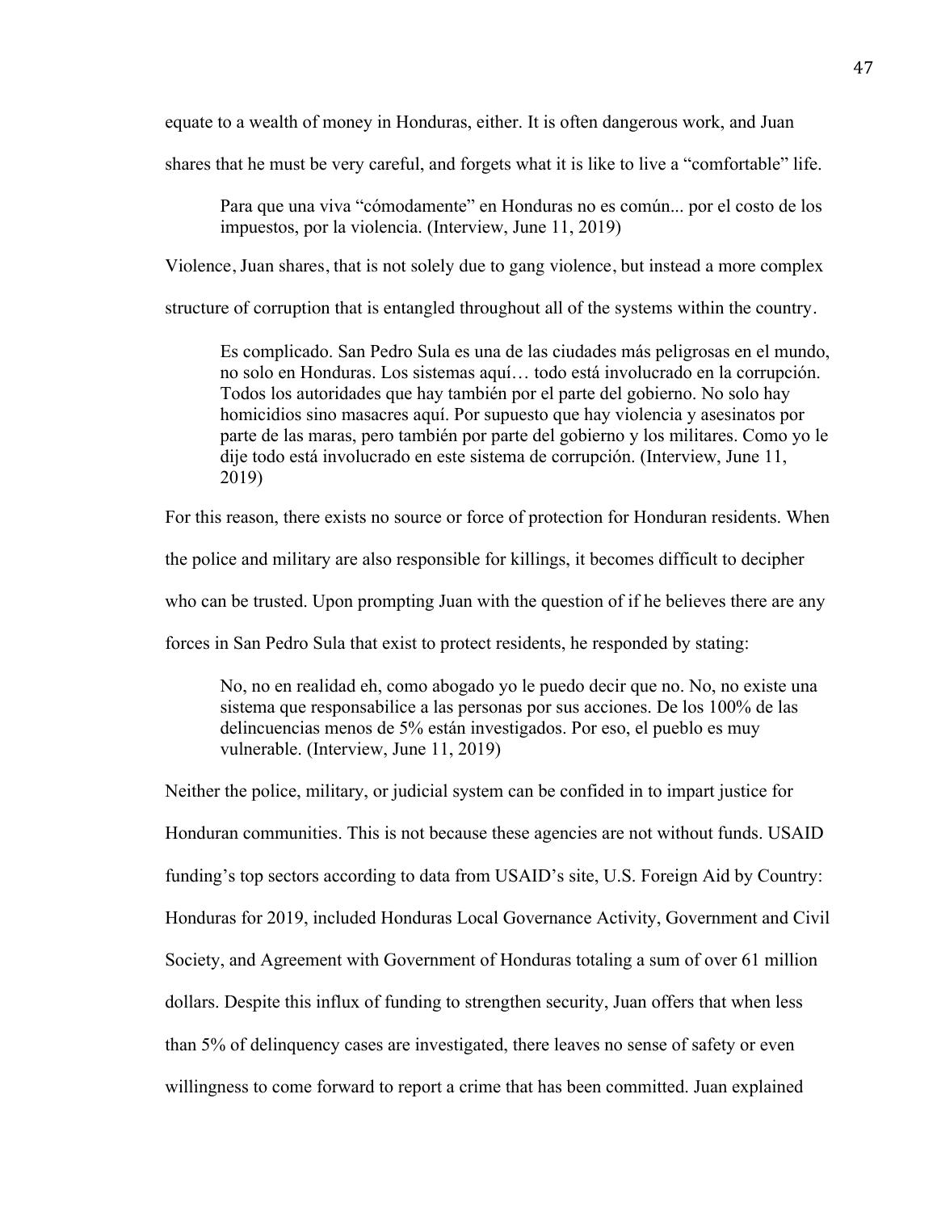equate to a wealth of money in Honduras, either. It is often dangerous work, and Juan shares that he must be very careful, and forgets what it is like to live a "comfortable" life.

> Para que una viva "cómodamente" en Honduras no es común... por el costo de los impuestos, por la violencia. (Interview, June 11, 2019)

Violence, Juan shares, that is not solely due to gang violence, but instead a more complex structure of corruption that is entangled throughout all of the systems within the country.

> Es complicado. San Pedro Sula es una de las ciudades más peligrosas en el mundo, no solo en Honduras. Los sistemas aquí… todo está involucrado en la corrupción. Todos los autoridades que hay también por el parte del gobierno. No solo hay homicidios sino masacres aquí. Por supuesto que hay violencia y asesinatos por parte de las maras, pero también por parte del gobierno y los militares. Como yo le dije todo está involucrado en este sistema de corrupción. (Interview, June 11, 2019)

For this reason, there exists no source or force of protection for Honduran residents. When the police and military are also responsible for killings, it becomes difficult to decipher who can be trusted. Upon prompting Juan with the question of if he believes there are any forces in San Pedro Sula that exist to protect residents, he responded by stating:

> No, no en realidad eh, como abogado yo le puedo decir que no. No, no existe una sistema que responsabilice a las personas por sus acciones. De los 100% de las delincuencias menos de 5% están investigados. Por eso, el pueblo es muy vulnerable. (Interview, June 11, 2019)

Neither the police, military, or judicial system can be confided in to impart justice for Honduran communities. This is not because these agencies are not without funds. USAID funding's top sectors according to data from USAID's site, U.S. Foreign Aid by Country: Honduras for 2019, included Honduras Local Governance Activity, Government and Civil Society, and Agreement with Government of Honduras totaling a sum of over 61 million dollars. Despite this influx of funding to strengthen security, Juan offers that when less than 5% of delinquency cases are investigated, there leaves no sense of safety or even willingness to come forward to report a crime that has been committed. Juan explained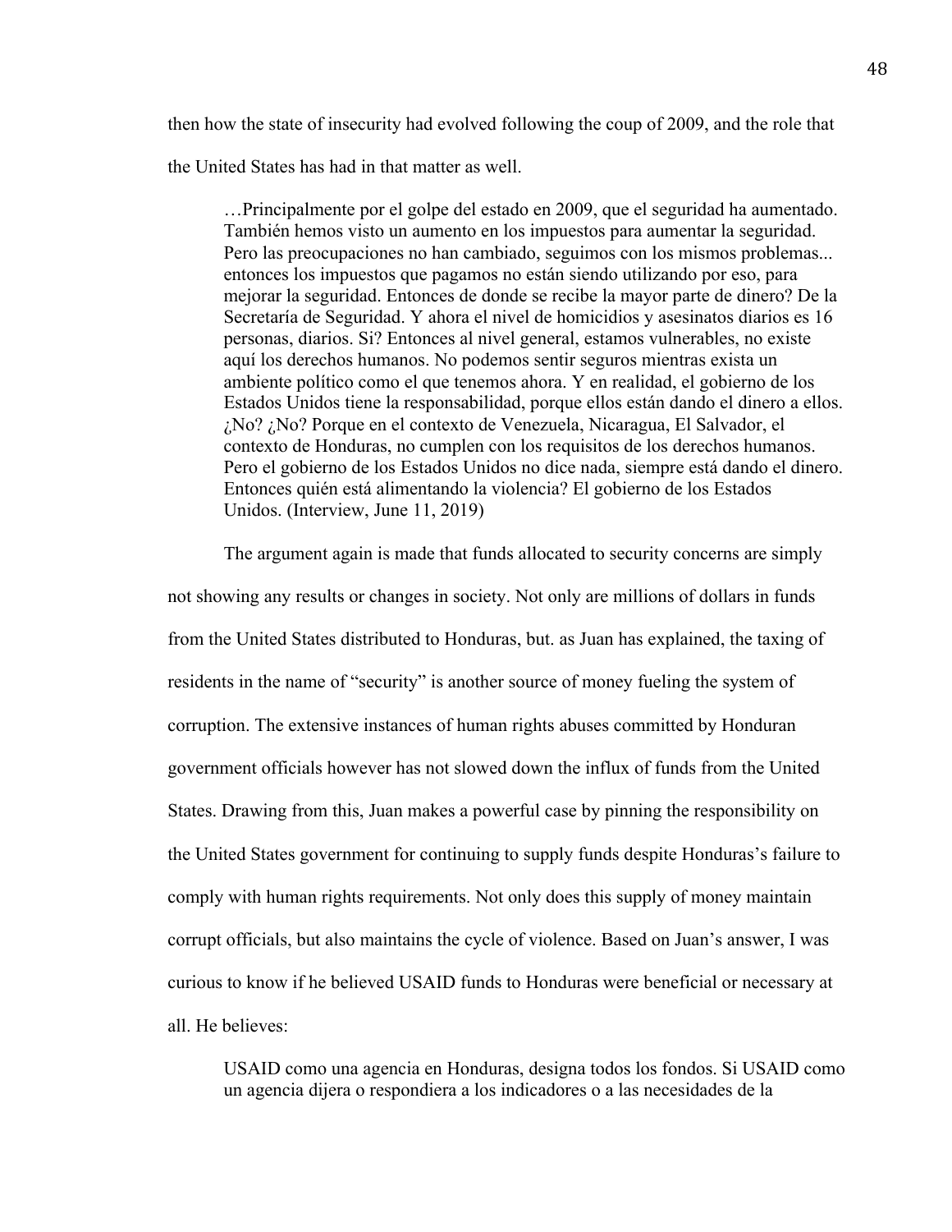then how the state of insecurity had evolved following the coup of 2009, and the role that the United States has had in that matter as well.

> …Principalmente por el golpe del estado en 2009, que el seguridad ha aumentado. También hemos visto un aumento en los impuestos para aumentar la seguridad. Pero las preocupaciones no han cambiado, seguimos con los mismos problemas... entonces los impuestos que pagamos no están siendo utilizando por eso, para mejorar la seguridad. Entonces de donde se recibe la mayor parte de dinero? De la Secretaría de Seguridad. Y ahora el nivel de homicidios y asesinatos diarios es 16 personas, diarios. Si? Entonces al nivel general, estamos vulnerables, no existe aquí los derechos humanos. No podemos sentir seguros mientras exista un ambiente político como el que tenemos ahora. Y en realidad, el gobierno de los Estados Unidos tiene la responsabilidad, porque ellos están dando el dinero a ellos. ¿No? ¿No? Porque en el contexto de Venezuela, Nicaragua, El Salvador, el contexto de Honduras, no cumplen con los requisitos de los derechos humanos. Pero el gobierno de los Estados Unidos no dice nada, siempre está dando el dinero. Entonces quién está alimentando la violencia? El gobierno de los Estados Unidos. (Interview, June 11, 2019)

The argument again is made that funds allocated to security concerns are simply not showing any results or changes in society. Not only are millions of dollars in funds from the United States distributed to Honduras, but. as Juan has explained, the taxing of residents in the name of "security" is another source of money fueling the system of corruption. The extensive instances of human rights abuses committed by Honduran government officials however has not slowed down the influx of funds from the United States. Drawing from this, Juan makes a powerful case by pinning the responsibility on the United States government for continuing to supply funds despite Honduras's failure to comply with human rights requirements. Not only does this supply of money maintain corrupt officials, but also maintains the cycle of violence. Based on Juan's answer, I was curious to know if he believed USAID funds to Honduras were beneficial or necessary at all. He believes:

> USAID como una agencia en Honduras, designa todos los fondos. Si USAID como un agencia dijera o respondiera a los indicadores o a las necesidades de la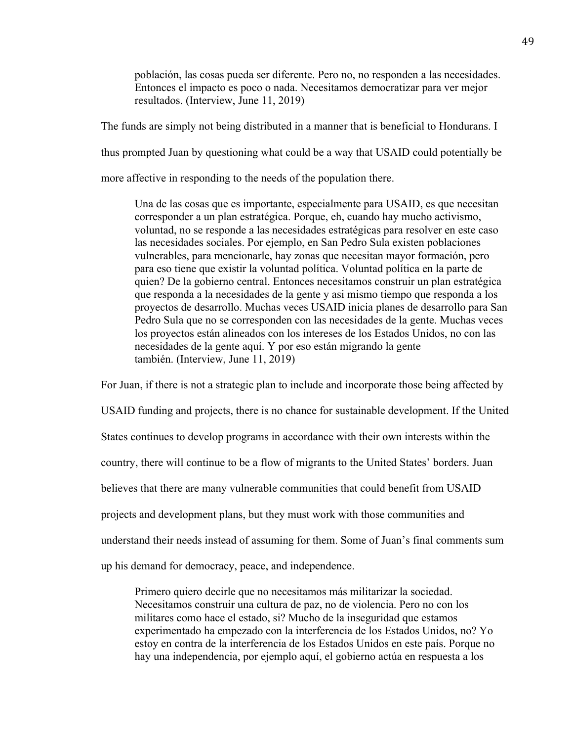> población, las cosas pueda ser diferente. Pero no, no responden a las necesidades. Entonces el impacto es poco o nada. Necesitamos democratizar para ver mejor resultados. (Interview, June 11, 2019)

The funds are simply not being distributed in a manner that is beneficial to Hondurans. I thus prompted Juan by questioning what could be a way that USAID could potentially be more affective in responding to the needs of the population there.

> Una de las cosas que es importante, especialmente para USAID, es que necesitan corresponder a un plan estratégica. Porque, eh, cuando hay mucho activismo, voluntad, no se responde a las necesidades estratégicas para resolver en este caso las necesidades sociales. Por ejemplo, en San Pedro Sula existen poblaciones vulnerables, para mencionarle, hay zonas que necesitan mayor formación, pero para eso tiene que existir la voluntad política. Voluntad política en la parte de quien? De la gobierno central. Entonces necesitamos construir un plan estratégica que responda a la necesidades de la gente y asi mismo tiempo que responda a los proyectos de desarrollo. Muchas veces USAID inicia planes de desarrollo para San Pedro Sula que no se corresponden con las necesidades de la gente. Muchas veces los proyectos están alineados con los intereses de los Estados Unidos, no con las necesidades de la gente aquí. Y por eso están migrando la gente también. (Interview, June 11, 2019)

For Juan, if there is not a strategic plan to include and incorporate those being affected by USAID funding and projects, there is no chance for sustainable development. If the United States continues to develop programs in accordance with their own interests within the country, there will continue to be a flow of migrants to the United States' borders. Juan believes that there are many vulnerable communities that could benefit from USAID projects and development plans, but they must work with those communities and understand their needs instead of assuming for them. Some of Juan's final comments sum up his demand for democracy, peace, and independence.

> Primero quiero decirle que no necesitamos más militarizar la sociedad. Necesitamos construir una cultura de paz, no de violencia. Pero no con los militares como hace el estado, si? Mucho de la inseguridad que estamos experimentado ha empezado con la interferencia de los Estados Unidos, no? Yo estoy en contra de la interferencia de los Estados Unidos en este país. Porque no hay una independencia, por ejemplo aquí, el gobierno actúa en respuesta a los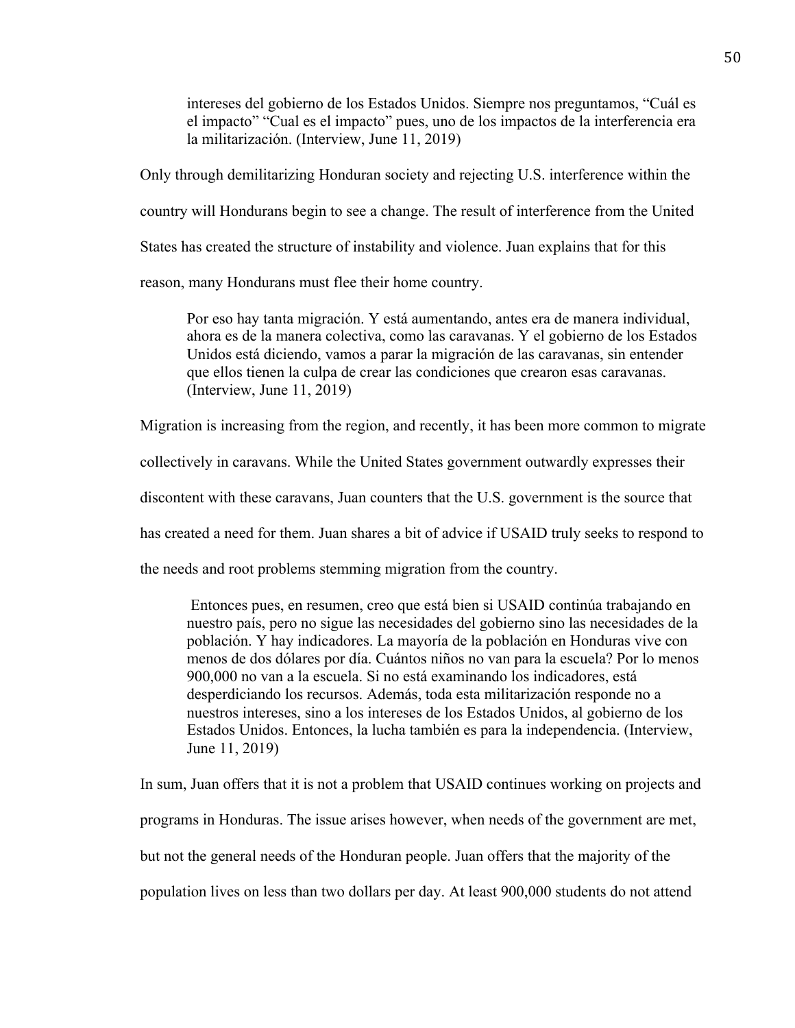> intereses del gobierno de los Estados Unidos. Siempre nos preguntamos, "Cuál es el impacto" "Cual es el impacto" pues, uno de los impactos de la interferencia era la militarización. (Interview, June 11, 2019)

Only through demilitarizing Honduran society and rejecting U.S. interference within the country will Hondurans begin to see a change. The result of interference from the United States has created the structure of instability and violence. Juan explains that for this reason, many Hondurans must flee their home country.

> Por eso hay tanta migración. Y está aumentando, antes era de manera individual, ahora es de la manera colectiva, como las caravanas. Y el gobierno de los Estados Unidos está diciendo, vamos a parar la migración de las caravanas, sin entender que ellos tienen la culpa de crear las condiciones que crearon esas caravanas. (Interview, June 11, 2019)

Migration is increasing from the region, and recently, it has been more common to migrate collectively in caravans. While the United States government outwardly expresses their discontent with these caravans, Juan counters that the U.S. government is the source that has created a need for them. Juan shares a bit of advice if USAID truly seeks to respond to the needs and root problems stemming migration from the country.

> Entonces pues, en resumen, creo que está bien si USAID continúa trabajando en nuestro país, pero no sigue las necesidades del gobierno sino las necesidades de la población. Y hay indicadores. La mayoría de la población en Honduras vive con menos de dos dólares por día. Cuántos niños no van para la escuela? Por lo menos 900,000 no van a la escuela. Si no está examinando los indicadores, está desperdiciando los recursos. Además, toda esta militarización responde no a nuestros intereses, sino a los intereses de los Estados Unidos, al gobierno de los Estados Unidos. Entonces, la lucha también es para la independencia. (Interview, June 11, 2019)

In sum, Juan offers that it is not a problem that USAID continues working on projects and programs in Honduras. The issue arises however, when needs of the government are met, but not the general needs of the Honduran people. Juan offers that the majority of the population lives on less than two dollars per day. At least 900,000 students do not attend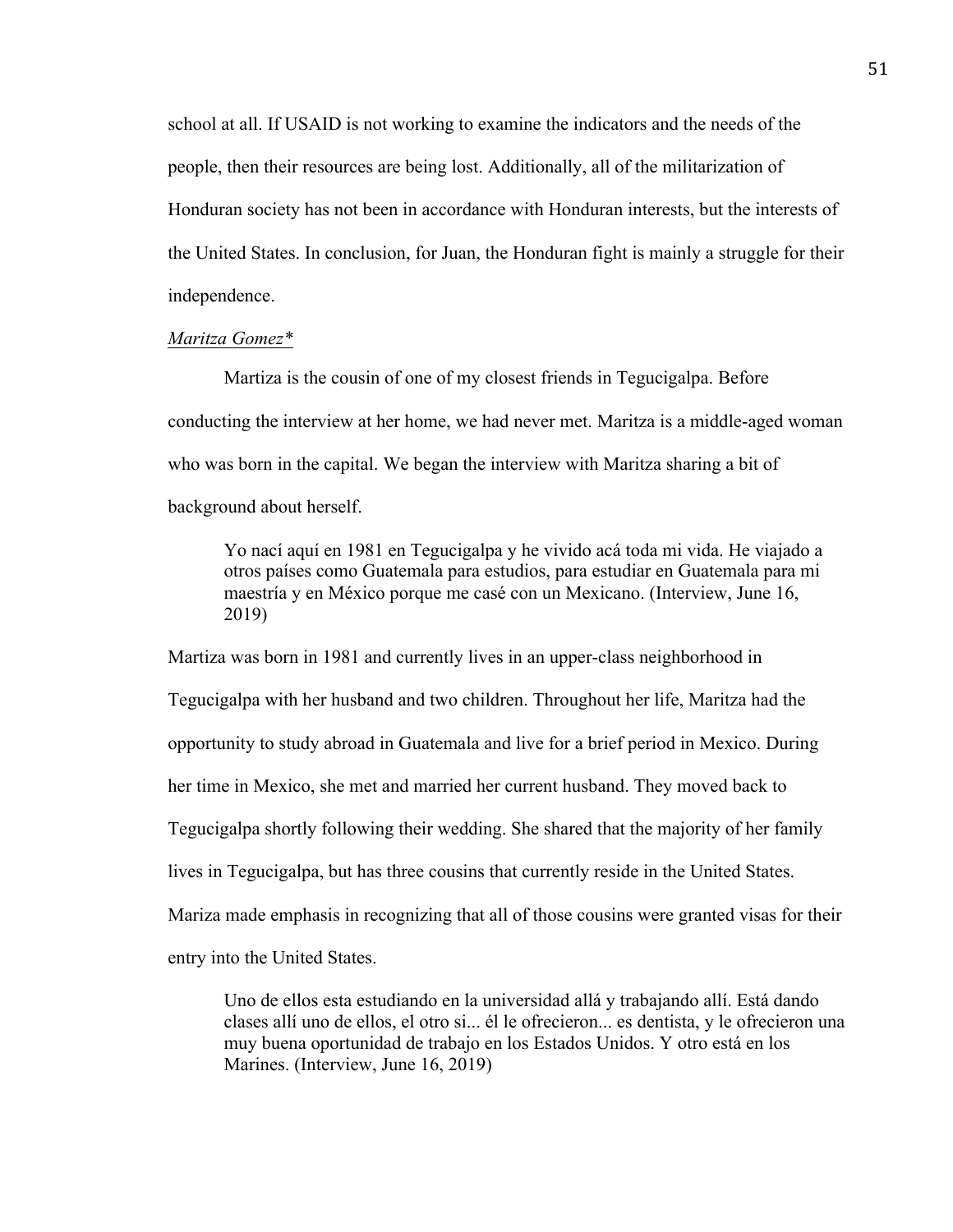school at all. If USAID is not working to examine the indicators and the needs of the people, then their resources are being lost. Additionally, all of the militarization of Honduran society has not been in accordance with Honduran interests, but the interests of the United States. In conclusion, for Juan, the Honduran fight is mainly a struggle for their independence.

_Maritza Gomez*_

Martiza is the cousin of one of my closest friends in Tegucigalpa. Before conducting the interview at her home, we had never met. Maritza is a middle-aged woman who was born in the capital. We began the interview with Maritza sharing a bit of background about herself.

> Yo nací aquí en 1981 en Tegucigalpa y he vivido acá toda mi vida. He viajado a otros países como Guatemala para estudios, para estudiar en Guatemala para mi maestría y en México porque me casé con un Mexicano. (Interview, June 16, 2019)

Martiza was born in 1981 and currently lives in an upper-class neighborhood in Tegucigalpa with her husband and two children. Throughout her life, Maritza had the opportunity to study abroad in Guatemala and live for a brief period in Mexico. During her time in Mexico, she met and married her current husband. They moved back to Tegucigalpa shortly following their wedding. She shared that the majority of her family lives in Tegucigalpa, but has three cousins that currently reside in the United States. Mariza made emphasis in recognizing that all of those cousins were granted visas for their entry into the United States.

> Uno de ellos esta estudiando en la universidad allá y trabajando allí. Está dando clases allí uno de ellos, el otro si... él le ofrecieron... es dentista, y le ofrecieron una muy buena oportunidad de trabajo en los Estados Unidos. Y otro está en los Marines. (Interview, June 16, 2019)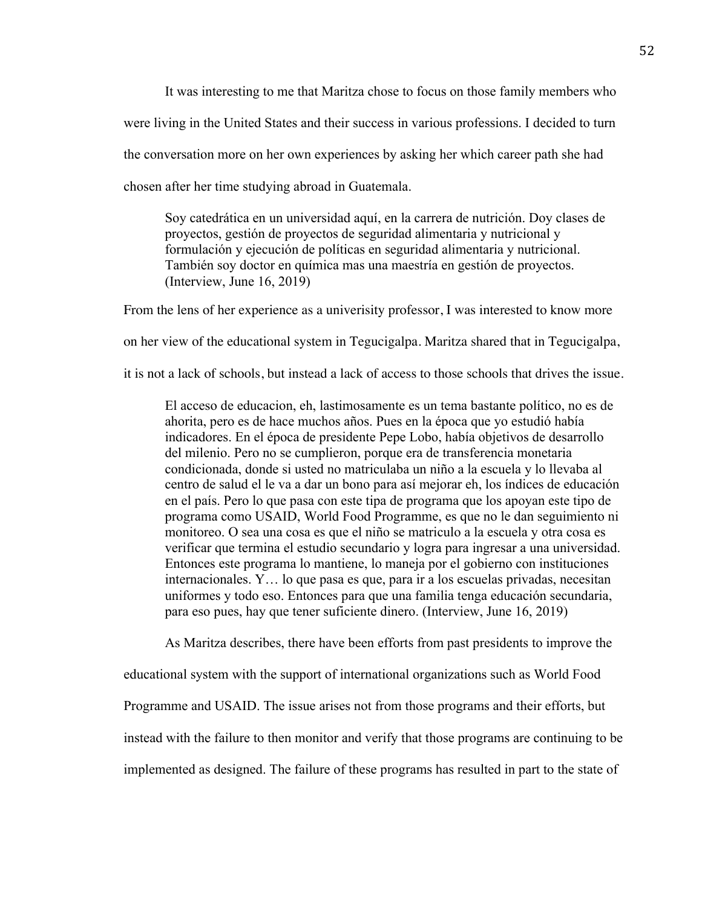It was interesting to me that Maritza chose to focus on those family members who were living in the United States and their success in various professions. I decided to turn the conversation more on her own experiences by asking her which career path she had chosen after her time studying abroad in Guatemala.

> Soy catedrática en un universidad aquí, en la carrera de nutrición. Doy clases de proyectos, gestión de proyectos de seguridad alimentaria y nutricional y formulación y ejecución de políticas en seguridad alimentaria y nutricional. También soy doctor en química mas una maestría en gestión de proyectos. (Interview, June 16, 2019)

From the lens of her experience as a univerisity professor, I was interested to know more on her view of the educational system in Tegucigalpa. Maritza shared that in Tegucigalpa, it is not a lack of schools, but instead a lack of access to those schools that drives the issue.

> El acceso de educacion, eh, lastimosamente es un tema bastante político, no es de ahorita, pero es de hace muchos años. Pues en la época que yo estudió había indicadores. En el época de presidente Pepe Lobo, había objetivos de desarrollo del milenio. Pero no se cumplieron, porque era de transferencia monetaria condicionada, donde si usted no matriculaba un niño a la escuela y lo llevaba al centro de salud el le va a dar un bono para así mejorar eh, los índices de educación en el país. Pero lo que pasa con este tipa de programa que los apoyan este tipo de programa como USAID, World Food Programme, es que no le dan seguimiento ni monitoreo. O sea una cosa es que el niño se matriculo a la escuela y otra cosa es verificar que termina el estudio secundario y logra para ingresar a una universidad. Entonces este programa lo mantiene, lo maneja por el gobierno con instituciones internacionales. Y… lo que pasa es que, para ir a los escuelas privadas, necesitan uniformes y todo eso. Entonces para que una familia tenga educación secundaria, para eso pues, hay que tener suficiente dinero. (Interview, June 16, 2019)

As Maritza describes, there have been efforts from past presidents to improve the educational system with the support of international organizations such as World Food Programme and USAID. The issue arises not from those programs and their efforts, but instead with the failure to then monitor and verify that those programs are continuing to be implemented as designed. The failure of these programs has resulted in part to the state of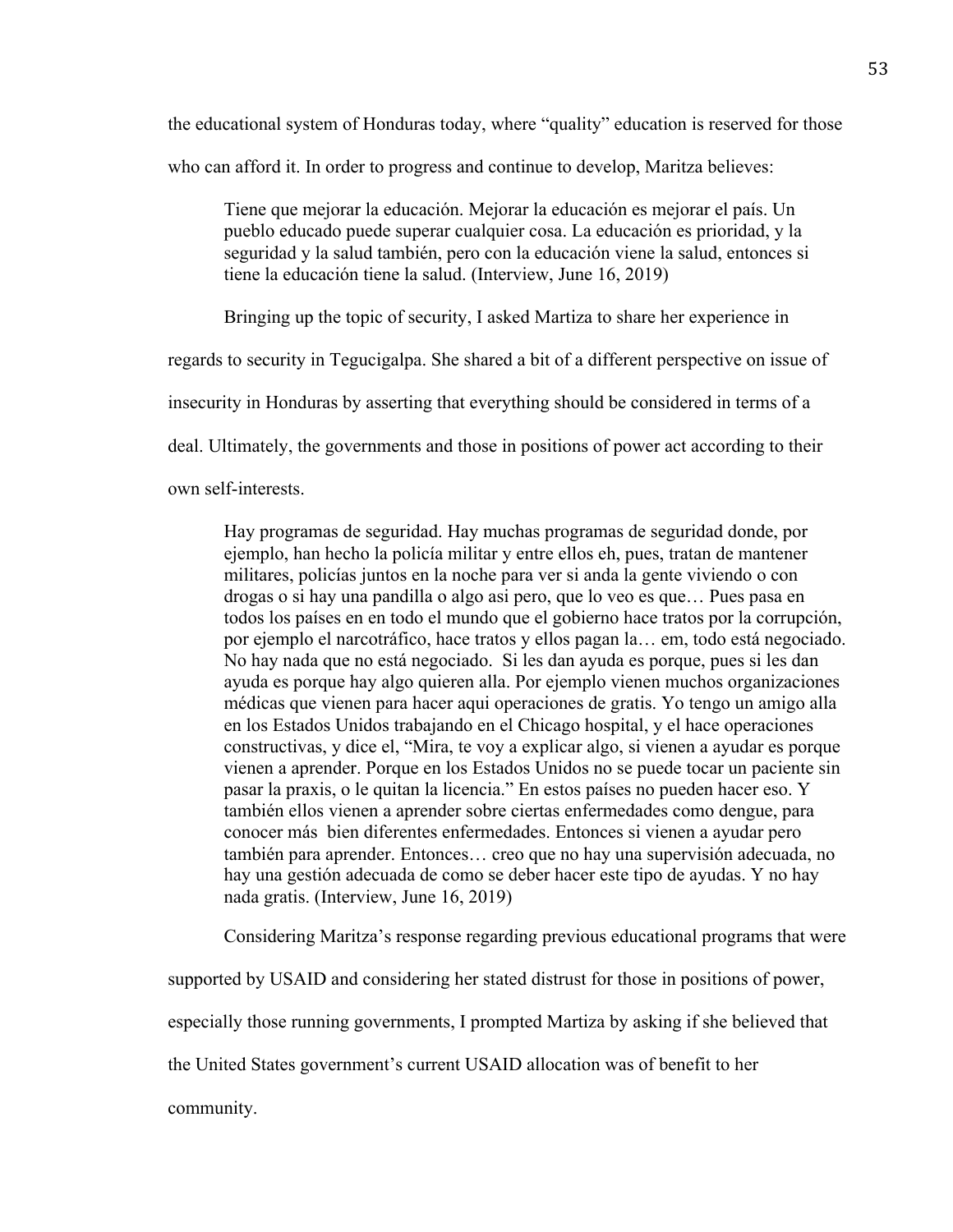the educational system of Honduras today, where "quality" education is reserved for those who can afford it. In order to progress and continue to develop, Maritza believes:

> Tiene que mejorar la educación. Mejorar la educación es mejorar el país. Un pueblo educado puede superar cualquier cosa. La educación es prioridad, y la seguridad y la salud también, pero con la educación viene la salud, entonces si tiene la educación tiene la salud. (Interview, June 16, 2019)

Bringing up the topic of security, I asked Martiza to share her experience in regards to security in Tegucigalpa. She shared a bit of a different perspective on issue of insecurity in Honduras by asserting that everything should be considered in terms of a deal. Ultimately, the governments and those in positions of power act according to their own self-interests.

> Hay programas de seguridad. Hay muchas programas de seguridad donde, por ejemplo, han hecho la policía militar y entre ellos eh, pues, tratan de mantener militares, policías juntos en la noche para ver si anda la gente viviendo o con drogas o si hay una pandilla o algo asi pero, que lo veo es que… Pues pasa en todos los países en en todo el mundo que el gobierno hace tratos por la corrupción, por ejemplo el narcotráfico, hace tratos y ellos pagan la… em, todo está negociado. No hay nada que no está negociado. Si les dan ayuda es porque, pues si les dan ayuda es porque hay algo quieren alla. Por ejemplo vienen muchos organizaciones médicas que vienen para hacer aqui operaciones de gratis. Yo tengo un amigo alla en los Estados Unidos trabajando en el Chicago hospital, y el hace operaciones constructivas, y dice el, "Mira, te voy a explicar algo, si vienen a ayudar es porque vienen a aprender. Porque en los Estados Unidos no se puede tocar un paciente sin pasar la praxis, o le quitan la licencia." En estos países no pueden hacer eso. Y también ellos vienen a aprender sobre ciertas enfermedades como dengue, para conocer más bien diferentes enfermedades. Entonces si vienen a ayudar pero también para aprender. Entonces… creo que no hay una supervisión adecuada, no hay una gestión adecuada de como se deber hacer este tipo de ayudas. Y no hay nada gratis. (Interview, June 16, 2019)

Considering Maritza's response regarding previous educational programs that were supported by USAID and considering her stated distrust for those in positions of power, especially those running governments, I prompted Martiza by asking if she believed that the United States government's current USAID allocation was of benefit to her community.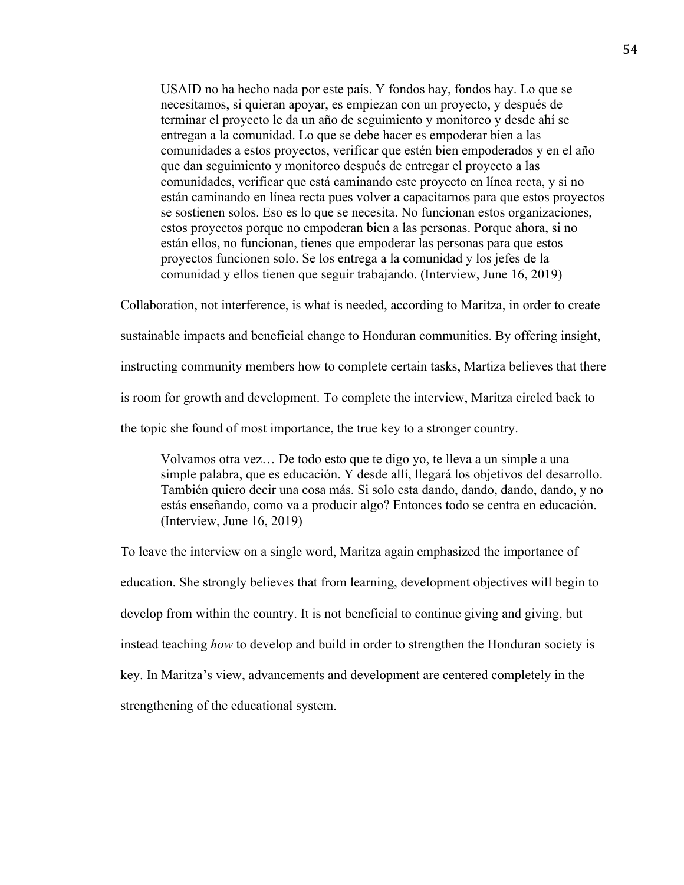> USAID no ha hecho nada por este país. Y fondos hay, fondos hay. Lo que se necesitamos, si quieran apoyar, es empiezan con un proyecto, y después de terminar el proyecto le da un año de seguimiento y monitoreo y desde ahí se entregan a la comunidad. Lo que se debe hacer es empoderar bien a las comunidades a estos proyectos, verificar que estén bien empoderados y en el año que dan seguimiento y monitoreo después de entregar el proyecto a las comunidades, verificar que está caminando este proyecto en línea recta, y si no están caminando en línea recta pues volver a capacitarnos para que estos proyectos se sostienen solos. Eso es lo que se necesita. No funcionan estos organizaciones, estos proyectos porque no empoderan bien a las personas. Porque ahora, si no están ellos, no funcionan, tienes que empoderar las personas para que estos proyectos funcionen solo. Se los entrega a la comunidad y los jefes de la comunidad y ellos tienen que seguir trabajando. (Interview, June 16, 2019)

Collaboration, not interference, is what is needed, according to Maritza, in order to create sustainable impacts and beneficial change to Honduran communities. By offering insight, instructing community members how to complete certain tasks, Martiza believes that there is room for growth and development. To complete the interview, Maritza circled back to the topic she found of most importance, the true key to a stronger country.

> Volvamos otra vez… De todo esto que te digo yo, te lleva a un simple a una simple palabra, que es educación. Y desde allí, llegará los objetivos del desarrollo. También quiero decir una cosa más. Si solo esta dando, dando, dando, dando, y no estás enseñando, como va a producir algo? Entonces todo se centra en educación. (Interview, June 16, 2019)

To leave the interview on a single word, Maritza again emphasized the importance of education. She strongly believes that from learning, development objectives will begin to develop from within the country. It is not beneficial to continue giving and giving, but instead teaching *how* to develop and build in order to strengthen the Honduran society is key. In Maritza's view, advancements and development are centered completely in the strengthening of the educational system.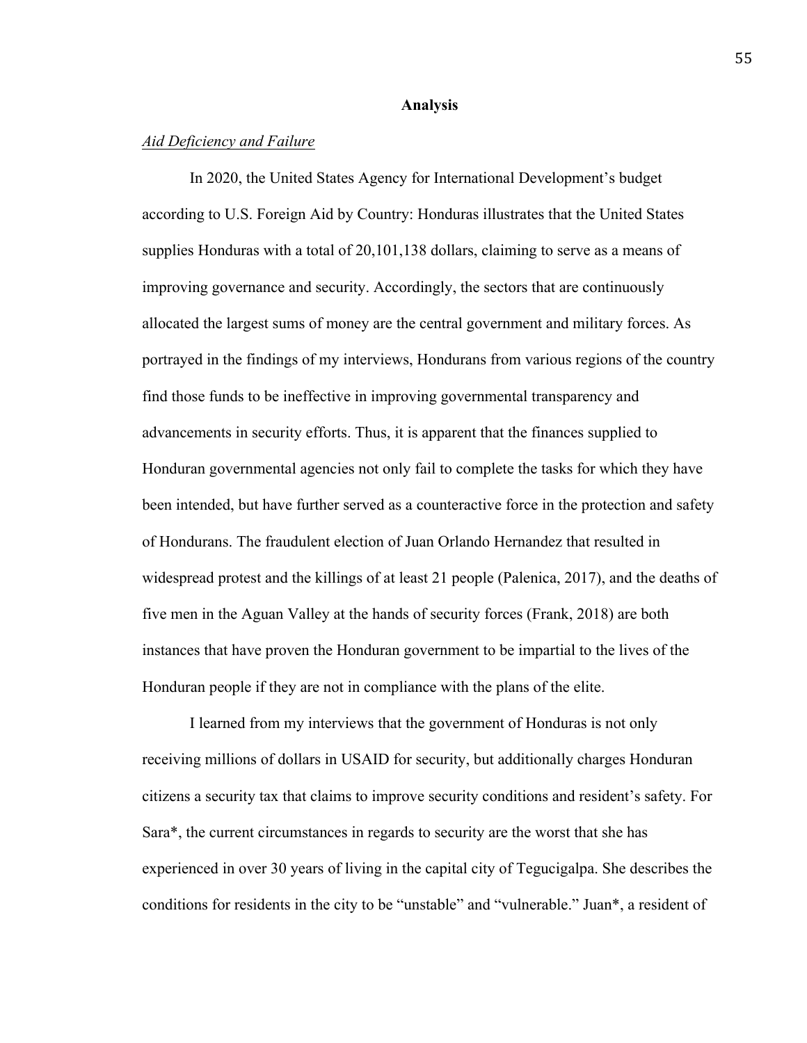## Analysis

*Aid Deficiency and Failure*

In 2020, the United States Agency for International Development's budget according to U.S. Foreign Aid by Country: Honduras illustrates that the United States supplies Honduras with a total of 20,101,138 dollars, claiming to serve as a means of improving governance and security. Accordingly, the sectors that are continuously allocated the largest sums of money are the central government and military forces. As portrayed in the findings of my interviews, Hondurans from various regions of the country find those funds to be ineffective in improving governmental transparency and advancements in security efforts. Thus, it is apparent that the finances supplied to Honduran governmental agencies not only fail to complete the tasks for which they have been intended, but have further served as a counteractive force in the protection and safety of Hondurans. The fraudulent election of Juan Orlando Hernandez that resulted in widespread protest and the killings of at least 21 people (Palenica, 2017), and the deaths of five men in the Aguan Valley at the hands of security forces (Frank, 2018) are both instances that have proven the Honduran government to be impartial to the lives of the Honduran people if they are not in compliance with the plans of the elite.

I learned from my interviews that the government of Honduras is not only receiving millions of dollars in USAID for security, but additionally charges Honduran citizens a security tax that claims to improve security conditions and resident's safety. For Sara*, the current circumstances in regards to security are the worst that she has experienced in over 30 years of living in the capital city of Tegucigalpa. She describes the conditions for residents in the city to be "unstable" and "vulnerable." Juan*, a resident of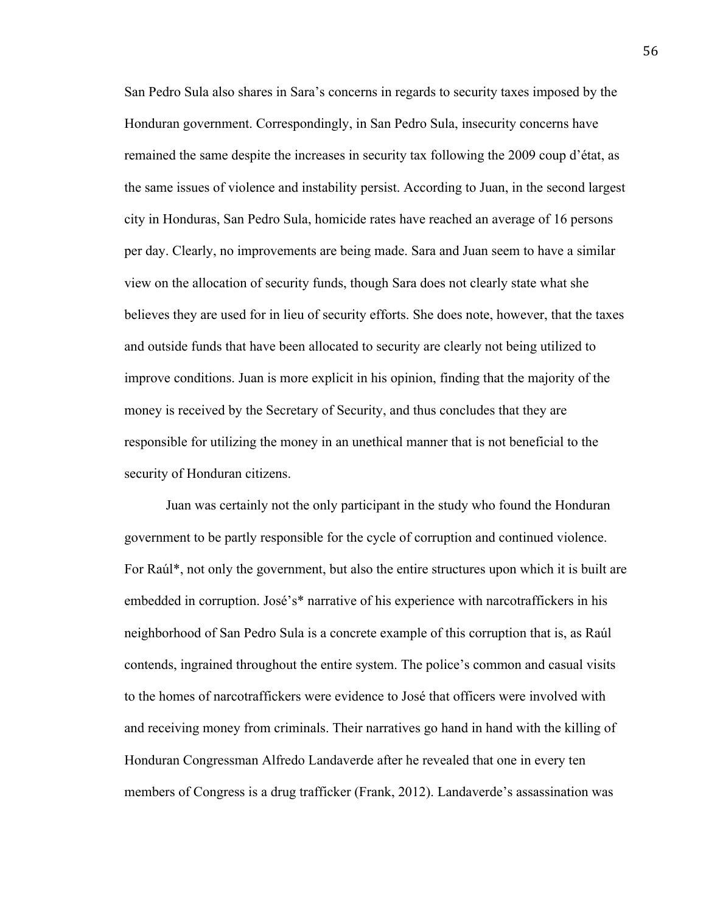San Pedro Sula also shares in Sara's concerns in regards to security taxes imposed by the Honduran government. Correspondingly, in San Pedro Sula, insecurity concerns have remained the same despite the increases in security tax following the 2009 coup d'état, as the same issues of violence and instability persist. According to Juan, in the second largest city in Honduras, San Pedro Sula, homicide rates have reached an average of 16 persons per day. Clearly, no improvements are being made. Sara and Juan seem to have a similar view on the allocation of security funds, though Sara does not clearly state what she believes they are used for in lieu of security efforts. She does note, however, that the taxes and outside funds that have been allocated to security are clearly not being utilized to improve conditions. Juan is more explicit in his opinion, finding that the majority of the money is received by the Secretary of Security, and thus concludes that they are responsible for utilizing the money in an unethical manner that is not beneficial to the security of Honduran citizens.

Juan was certainly not the only participant in the study who found the Honduran government to be partly responsible for the cycle of corruption and continued violence. For Raúl*, not only the government, but also the entire structures upon which it is built are embedded in corruption. José's* narrative of his experience with narcotraffickers in his neighborhood of San Pedro Sula is a concrete example of this corruption that is, as Raúl contends, ingrained throughout the entire system. The police's common and casual visits to the homes of narcotraffickers were evidence to José that officers were involved with and receiving money from criminals. Their narratives go hand in hand with the killing of Honduran Congressman Alfredo Landaverde after he revealed that one in every ten members of Congress is a drug trafficker (Frank, 2012). Landaverde's assassination was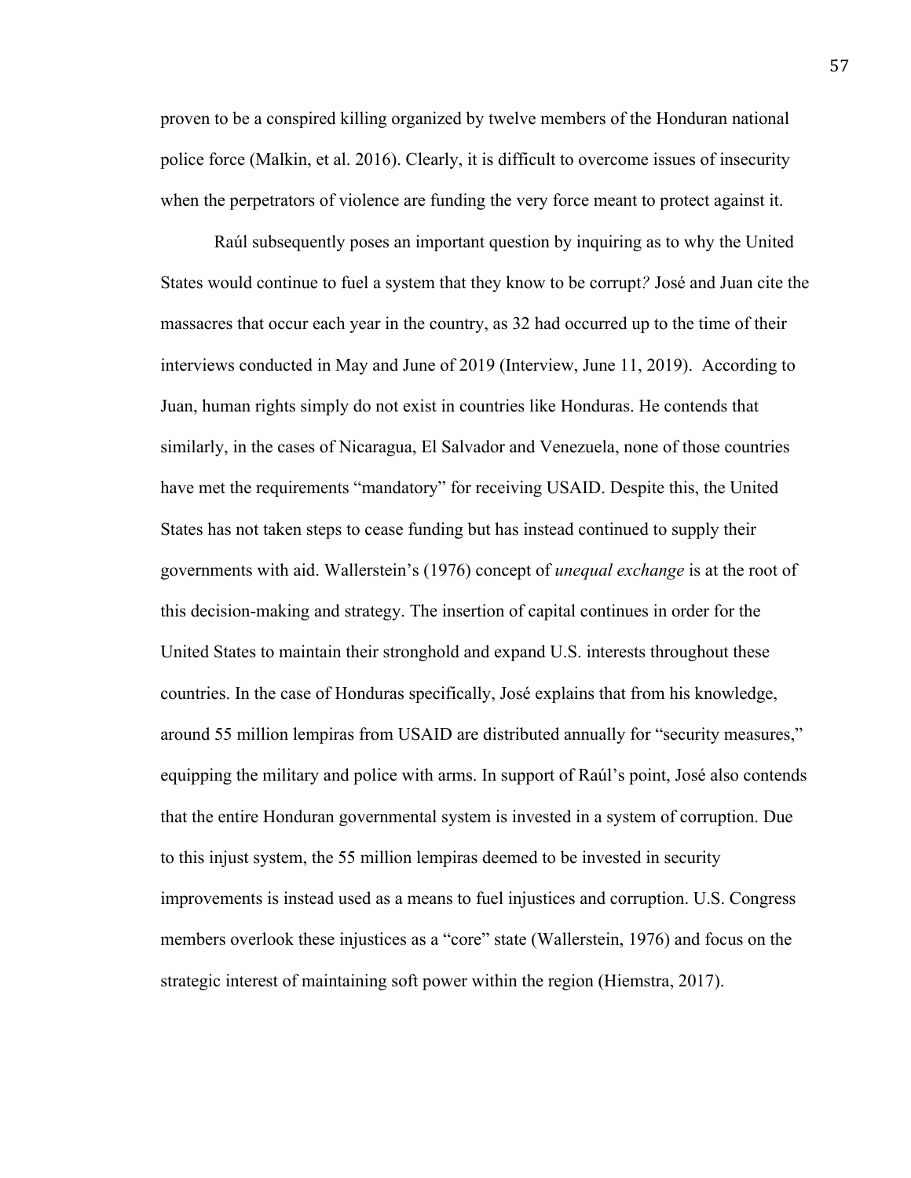proven to be a conspired killing organized by twelve members of the Honduran national police force (Malkin, et al. 2016). Clearly, it is difficult to overcome issues of insecurity when the perpetrators of violence are funding the very force meant to protect against it.

Raúl subsequently poses an important question by inquiring as to why the United States would continue to fuel a system that they know to be corrupt*?* José and Juan cite the massacres that occur each year in the country, as 32 had occurred up to the time of their interviews conducted in May and June of 2019 (Interview, June 11, 2019). According to Juan, human rights simply do not exist in countries like Honduras. He contends that similarly, in the cases of Nicaragua, El Salvador and Venezuela, none of those countries have met the requirements "mandatory" for receiving USAID. Despite this, the United States has not taken steps to cease funding but has instead continued to supply their governments with aid. Wallerstein's (1976) concept of *unequal exchange* is at the root of this decision-making and strategy. The insertion of capital continues in order for the United States to maintain their stronghold and expand U.S. interests throughout these countries. In the case of Honduras specifically, José explains that from his knowledge, around 55 million lempiras from USAID are distributed annually for "security measures," equipping the military and police with arms. In support of Raúl's point, José also contends that the entire Honduran governmental system is invested in a system of corruption. Due to this injust system, the 55 million lempiras deemed to be invested in security improvements is instead used as a means to fuel injustices and corruption. U.S. Congress members overlook these injustices as a "core" state (Wallerstein, 1976) and focus on the strategic interest of maintaining soft power within the region (Hiemstra, 2017).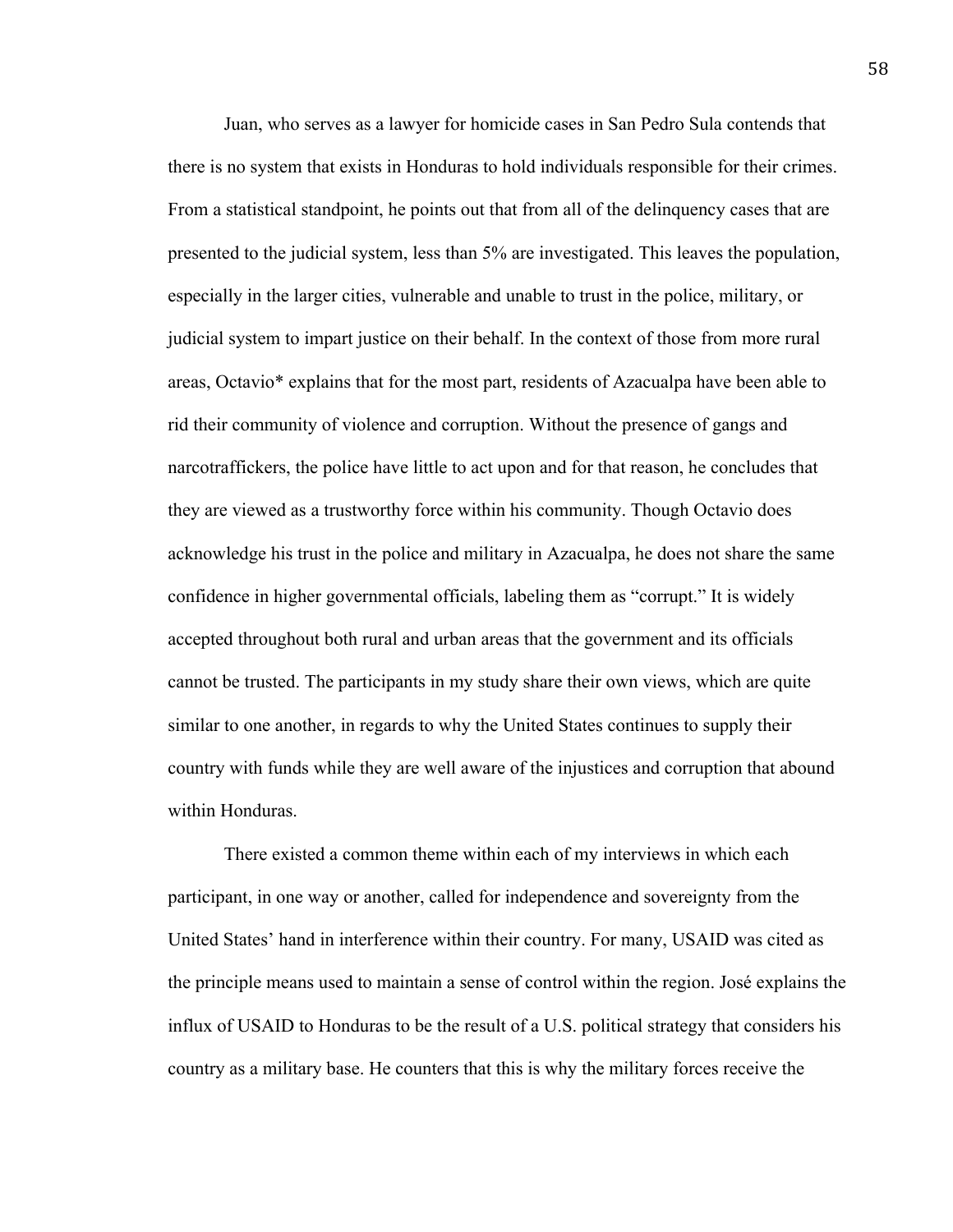Juan, who serves as a lawyer for homicide cases in San Pedro Sula contends that there is no system that exists in Honduras to hold individuals responsible for their crimes. From a statistical standpoint, he points out that from all of the delinquency cases that are presented to the judicial system, less than 5% are investigated. This leaves the population, especially in the larger cities, vulnerable and unable to trust in the police, military, or judicial system to impart justice on their behalf. In the context of those from more rural areas, Octavio* explains that for the most part, residents of Azacualpa have been able to rid their community of violence and corruption. Without the presence of gangs and narcotraffickers, the police have little to act upon and for that reason, he concludes that they are viewed as a trustworthy force within his community. Though Octavio does acknowledge his trust in the police and military in Azacualpa, he does not share the same confidence in higher governmental officials, labeling them as "corrupt." It is widely accepted throughout both rural and urban areas that the government and its officials cannot be trusted. The participants in my study share their own views, which are quite similar to one another, in regards to why the United States continues to supply their country with funds while they are well aware of the injustices and corruption that abound within Honduras.

There existed a common theme within each of my interviews in which each participant, in one way or another, called for independence and sovereignty from the United States' hand in interference within their country. For many, USAID was cited as the principle means used to maintain a sense of control within the region. José explains the influx of USAID to Honduras to be the result of a U.S. political strategy that considers his country as a military base. He counters that this is why the military forces receive the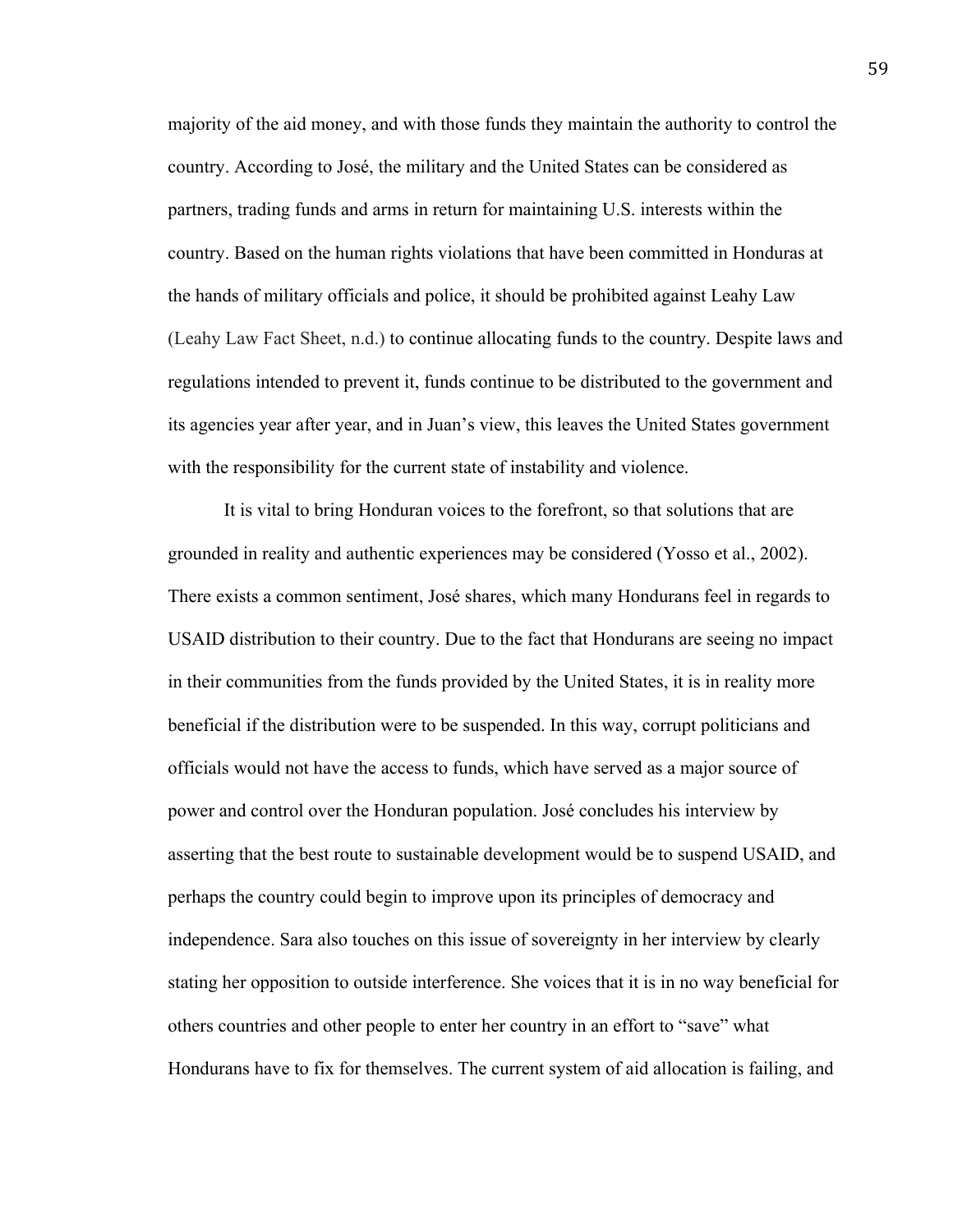majority of the aid money, and with those funds they maintain the authority to control the country. According to José, the military and the United States can be considered as partners, trading funds and arms in return for maintaining U.S. interests within the country. Based on the human rights violations that have been committed in Honduras at the hands of military officials and police, it should be prohibited against Leahy Law (Leahy Law Fact Sheet, n.d.) to continue allocating funds to the country. Despite laws and regulations intended to prevent it, funds continue to be distributed to the government and its agencies year after year, and in Juan's view, this leaves the United States government with the responsibility for the current state of instability and violence.

It is vital to bring Honduran voices to the forefront, so that solutions that are grounded in reality and authentic experiences may be considered (Yosso et al., 2002). There exists a common sentiment, José shares, which many Hondurans feel in regards to USAID distribution to their country. Due to the fact that Hondurans are seeing no impact in their communities from the funds provided by the United States, it is in reality more beneficial if the distribution were to be suspended. In this way, corrupt politicians and officials would not have the access to funds, which have served as a major source of power and control over the Honduran population. José concludes his interview by asserting that the best route to sustainable development would be to suspend USAID, and perhaps the country could begin to improve upon its principles of democracy and independence. Sara also touches on this issue of sovereignty in her interview by clearly stating her opposition to outside interference. She voices that it is in no way beneficial for others countries and other people to enter her country in an effort to "save" what Hondurans have to fix for themselves. The current system of aid allocation is failing, and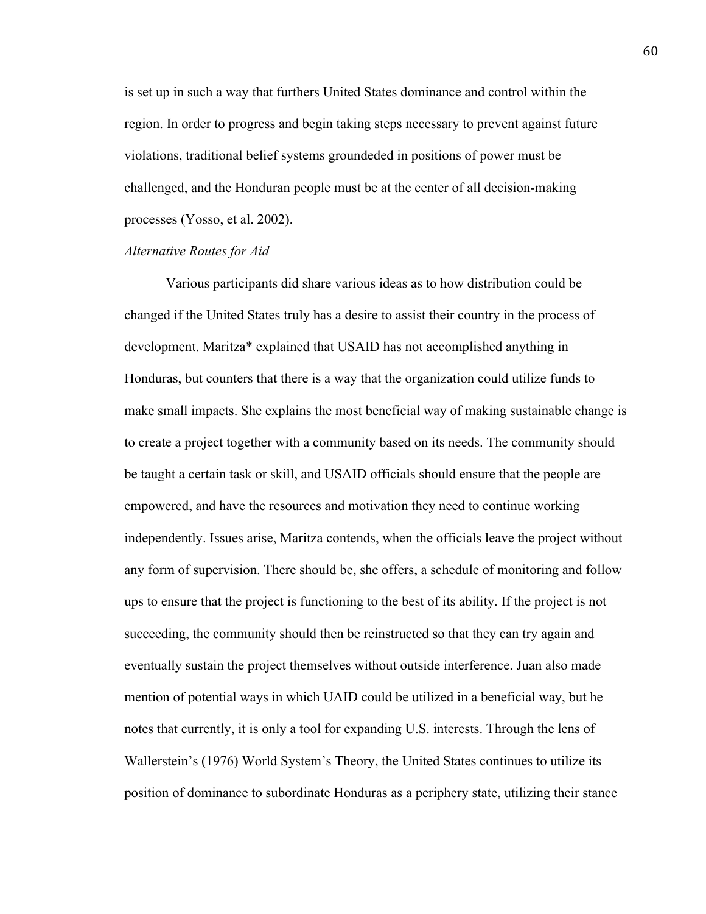is set up in such a way that furthers United States dominance and control within the region. In order to progress and begin taking steps necessary to prevent against future violations, traditional belief systems groundeded in positions of power must be challenged, and the Honduran people must be at the center of all decision-making processes (Yosso, et al. 2002).

*Alternative Routes for Aid*

Various participants did share various ideas as to how distribution could be changed if the United States truly has a desire to assist their country in the process of development. Maritza* explained that USAID has not accomplished anything in Honduras, but counters that there is a way that the organization could utilize funds to make small impacts. She explains the most beneficial way of making sustainable change is to create a project together with a community based on its needs. The community should be taught a certain task or skill, and USAID officials should ensure that the people are empowered, and have the resources and motivation they need to continue working independently. Issues arise, Maritza contends, when the officials leave the project without any form of supervision. There should be, she offers, a schedule of monitoring and follow ups to ensure that the project is functioning to the best of its ability. If the project is not succeeding, the community should then be reinstructed so that they can try again and eventually sustain the project themselves without outside interference. Juan also made mention of potential ways in which UAID could be utilized in a beneficial way, but he notes that currently, it is only a tool for expanding U.S. interests. Through the lens of Wallerstein's (1976) World System's Theory, the United States continues to utilize its position of dominance to subordinate Honduras as a periphery state, utilizing their stance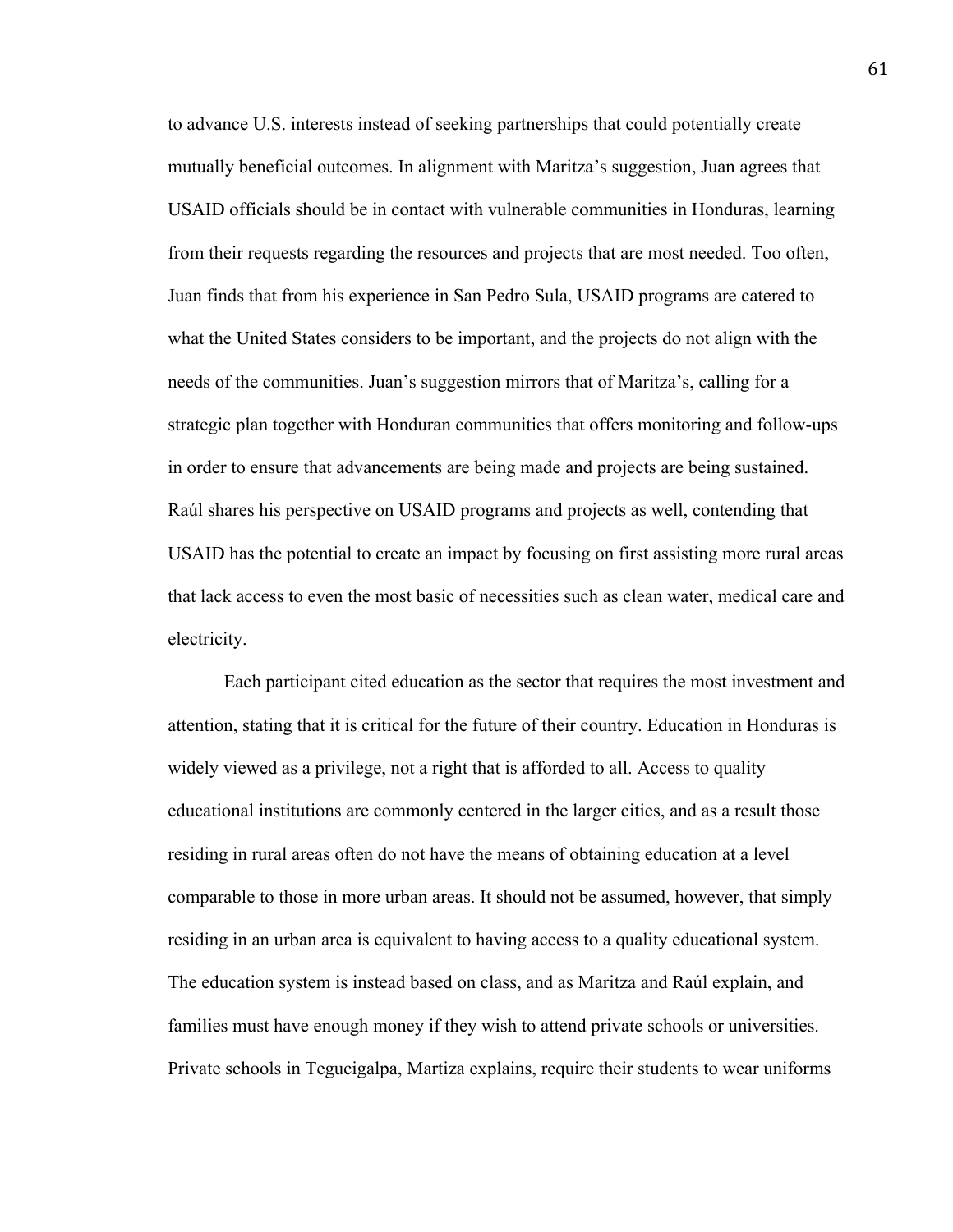to advance U.S. interests instead of seeking partnerships that could potentially create mutually beneficial outcomes. In alignment with Maritza's suggestion, Juan agrees that USAID officials should be in contact with vulnerable communities in Honduras, learning from their requests regarding the resources and projects that are most needed. Too often, Juan finds that from his experience in San Pedro Sula, USAID programs are catered to what the United States considers to be important, and the projects do not align with the needs of the communities. Juan's suggestion mirrors that of Maritza's, calling for a strategic plan together with Honduran communities that offers monitoring and follow-ups in order to ensure that advancements are being made and projects are being sustained. Raúl shares his perspective on USAID programs and projects as well, contending that USAID has the potential to create an impact by focusing on first assisting more rural areas that lack access to even the most basic of necessities such as clean water, medical care and electricity.

Each participant cited education as the sector that requires the most investment and attention, stating that it is critical for the future of their country. Education in Honduras is widely viewed as a privilege, not a right that is afforded to all. Access to quality educational institutions are commonly centered in the larger cities, and as a result those residing in rural areas often do not have the means of obtaining education at a level comparable to those in more urban areas. It should not be assumed, however, that simply residing in an urban area is equivalent to having access to a quality educational system. The education system is instead based on class, and as Maritza and Raúl explain, and families must have enough money if they wish to attend private schools or universities. Private schools in Tegucigalpa, Martiza explains, require their students to wear uniforms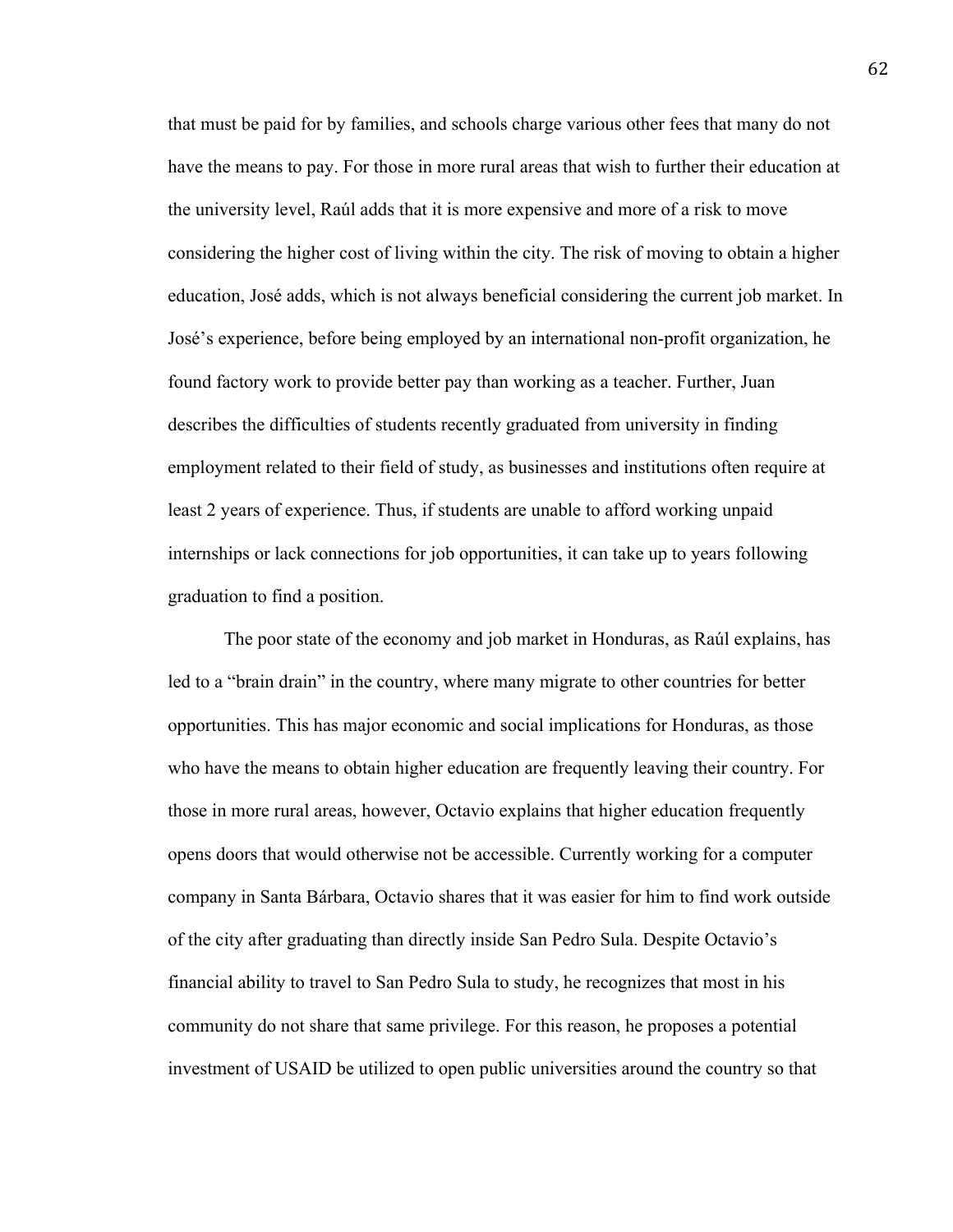that must be paid for by families, and schools charge various other fees that many do not have the means to pay. For those in more rural areas that wish to further their education at the university level, Raúl adds that it is more expensive and more of a risk to move considering the higher cost of living within the city. The risk of moving to obtain a higher education, José adds, which is not always beneficial considering the current job market. In José's experience, before being employed by an international non-profit organization, he found factory work to provide better pay than working as a teacher. Further, Juan describes the difficulties of students recently graduated from university in finding employment related to their field of study, as businesses and institutions often require at least 2 years of experience. Thus, if students are unable to afford working unpaid internships or lack connections for job opportunities, it can take up to years following graduation to find a position.

The poor state of the economy and job market in Honduras, as Raúl explains, has led to a "brain drain" in the country, where many migrate to other countries for better opportunities. This has major economic and social implications for Honduras, as those who have the means to obtain higher education are frequently leaving their country. For those in more rural areas, however, Octavio explains that higher education frequently opens doors that would otherwise not be accessible. Currently working for a computer company in Santa Bárbara, Octavio shares that it was easier for him to find work outside of the city after graduating than directly inside San Pedro Sula. Despite Octavio's financial ability to travel to San Pedro Sula to study, he recognizes that most in his community do not share that same privilege. For this reason, he proposes a potential investment of USAID be utilized to open public universities around the country so that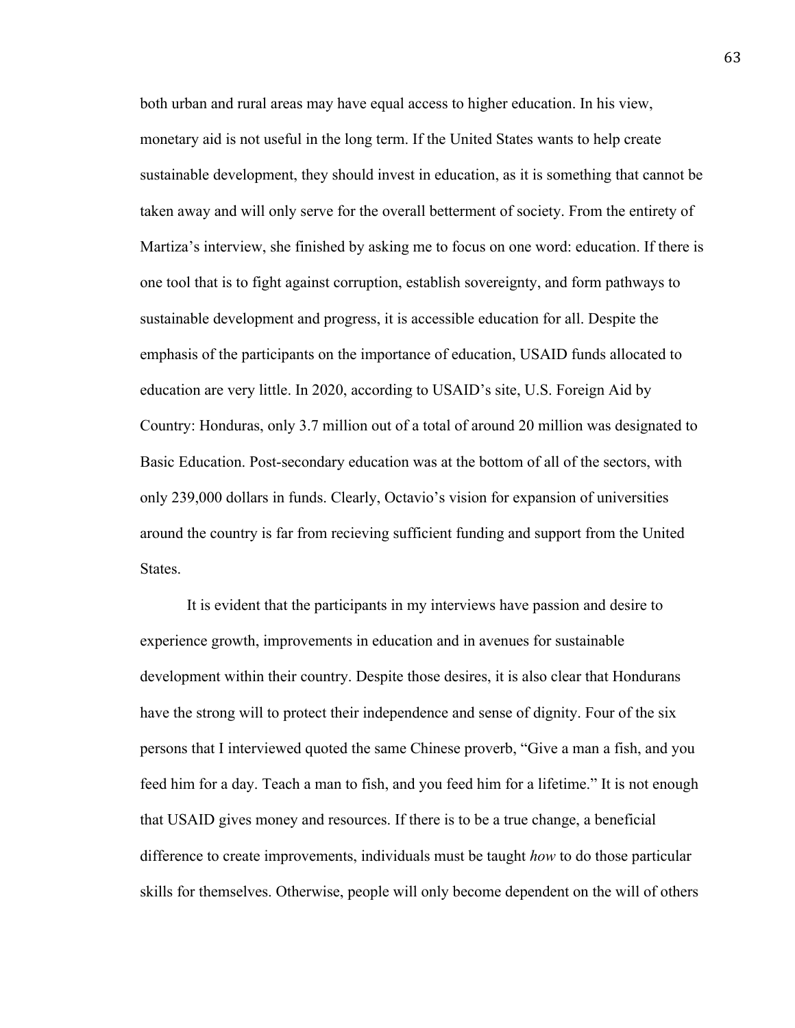both urban and rural areas may have equal access to higher education. In his view, monetary aid is not useful in the long term. If the United States wants to help create sustainable development, they should invest in education, as it is something that cannot be taken away and will only serve for the overall betterment of society. From the entirety of Martiza's interview, she finished by asking me to focus on one word: education. If there is one tool that is to fight against corruption, establish sovereignty, and form pathways to sustainable development and progress, it is accessible education for all. Despite the emphasis of the participants on the importance of education, USAID funds allocated to education are very little. In 2020, according to USAID's site, U.S. Foreign Aid by Country: Honduras, only 3.7 million out of a total of around 20 million was designated to Basic Education. Post-secondary education was at the bottom of all of the sectors, with only 239,000 dollars in funds. Clearly, Octavio's vision for expansion of universities around the country is far from recieving sufficient funding and support from the United States.

It is evident that the participants in my interviews have passion and desire to experience growth, improvements in education and in avenues for sustainable development within their country. Despite those desires, it is also clear that Hondurans have the strong will to protect their independence and sense of dignity. Four of the six persons that I interviewed quoted the same Chinese proverb, "Give a man a fish, and you feed him for a day. Teach a man to fish, and you feed him for a lifetime." It is not enough that USAID gives money and resources. If there is to be a true change, a beneficial difference to create improvements, individuals must be taught *how* to do those particular skills for themselves. Otherwise, people will only become dependent on the will of others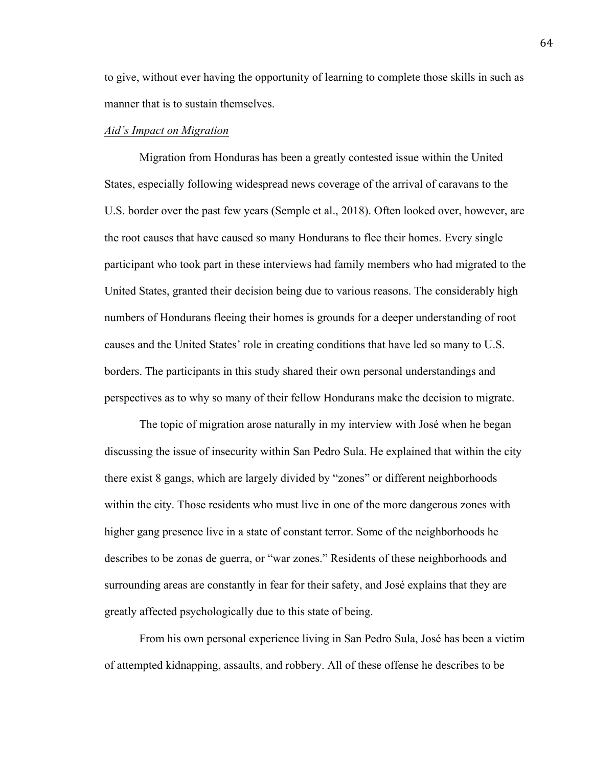to give, without ever having the opportunity of learning to complete those skills in such as manner that is to sustain themselves.

*Aid's Impact on Migration*

Migration from Honduras has been a greatly contested issue within the United States, especially following widespread news coverage of the arrival of caravans to the U.S. border over the past few years (Semple et al., 2018). Often looked over, however, are the root causes that have caused so many Hondurans to flee their homes. Every single participant who took part in these interviews had family members who had migrated to the United States, granted their decision being due to various reasons. The considerably high numbers of Hondurans fleeing their homes is grounds for a deeper understanding of root causes and the United States' role in creating conditions that have led so many to U.S. borders. The participants in this study shared their own personal understandings and perspectives as to why so many of their fellow Hondurans make the decision to migrate.

The topic of migration arose naturally in my interview with José when he began discussing the issue of insecurity within San Pedro Sula. He explained that within the city there exist 8 gangs, which are largely divided by "zones" or different neighborhoods within the city. Those residents who must live in one of the more dangerous zones with higher gang presence live in a state of constant terror. Some of the neighborhoods he describes to be zonas de guerra, or "war zones." Residents of these neighborhoods and surrounding areas are constantly in fear for their safety, and José explains that they are greatly affected psychologically due to this state of being.

From his own personal experience living in San Pedro Sula, José has been a victim of attempted kidnapping, assaults, and robbery. All of these offense he describes to be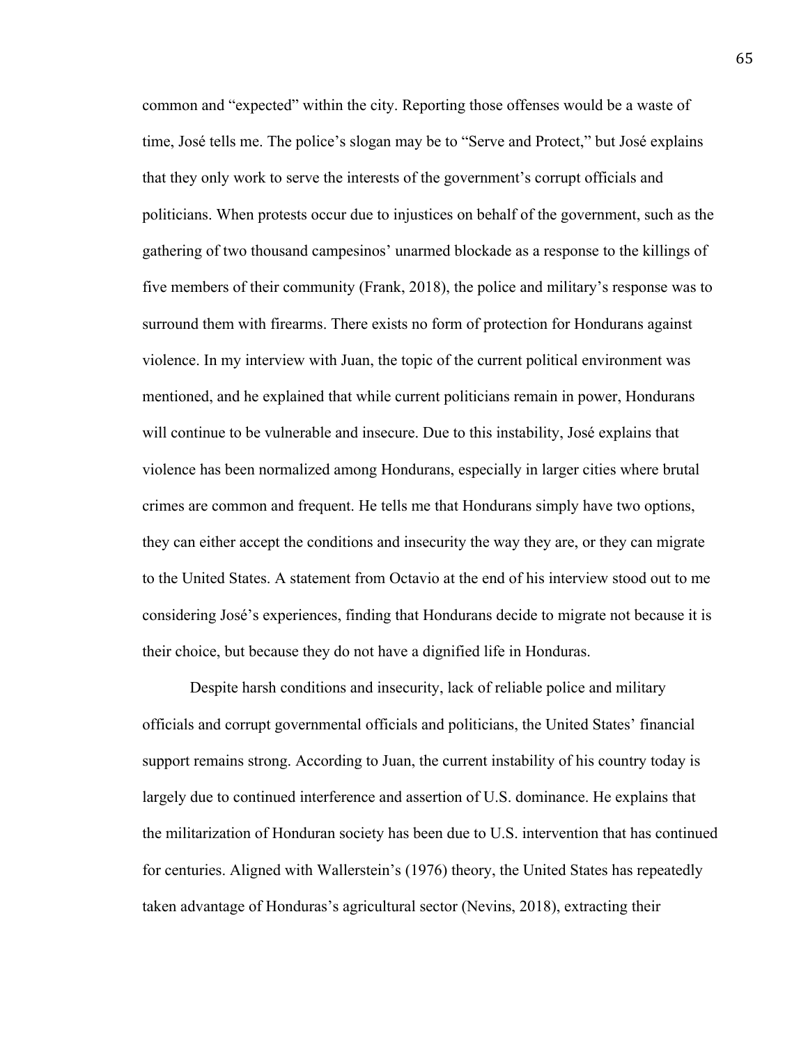common and "expected" within the city. Reporting those offenses would be a waste of time, José tells me. The police's slogan may be to "Serve and Protect," but José explains that they only work to serve the interests of the government's corrupt officials and politicians. When protests occur due to injustices on behalf of the government, such as the gathering of two thousand campesinos' unarmed blockade as a response to the killings of five members of their community (Frank, 2018), the police and military's response was to surround them with firearms. There exists no form of protection for Hondurans against violence. In my interview with Juan, the topic of the current political environment was mentioned, and he explained that while current politicians remain in power, Hondurans will continue to be vulnerable and insecure. Due to this instability, José explains that violence has been normalized among Hondurans, especially in larger cities where brutal crimes are common and frequent. He tells me that Hondurans simply have two options, they can either accept the conditions and insecurity the way they are, or they can migrate to the United States. A statement from Octavio at the end of his interview stood out to me considering José's experiences, finding that Hondurans decide to migrate not because it is their choice, but because they do not have a dignified life in Honduras.

Despite harsh conditions and insecurity, lack of reliable police and military officials and corrupt governmental officials and politicians, the United States' financial support remains strong. According to Juan, the current instability of his country today is largely due to continued interference and assertion of U.S. dominance. He explains that the militarization of Honduran society has been due to U.S. intervention that has continued for centuries. Aligned with Wallerstein's (1976) theory, the United States has repeatedly taken advantage of Honduras's agricultural sector (Nevins, 2018), extracting their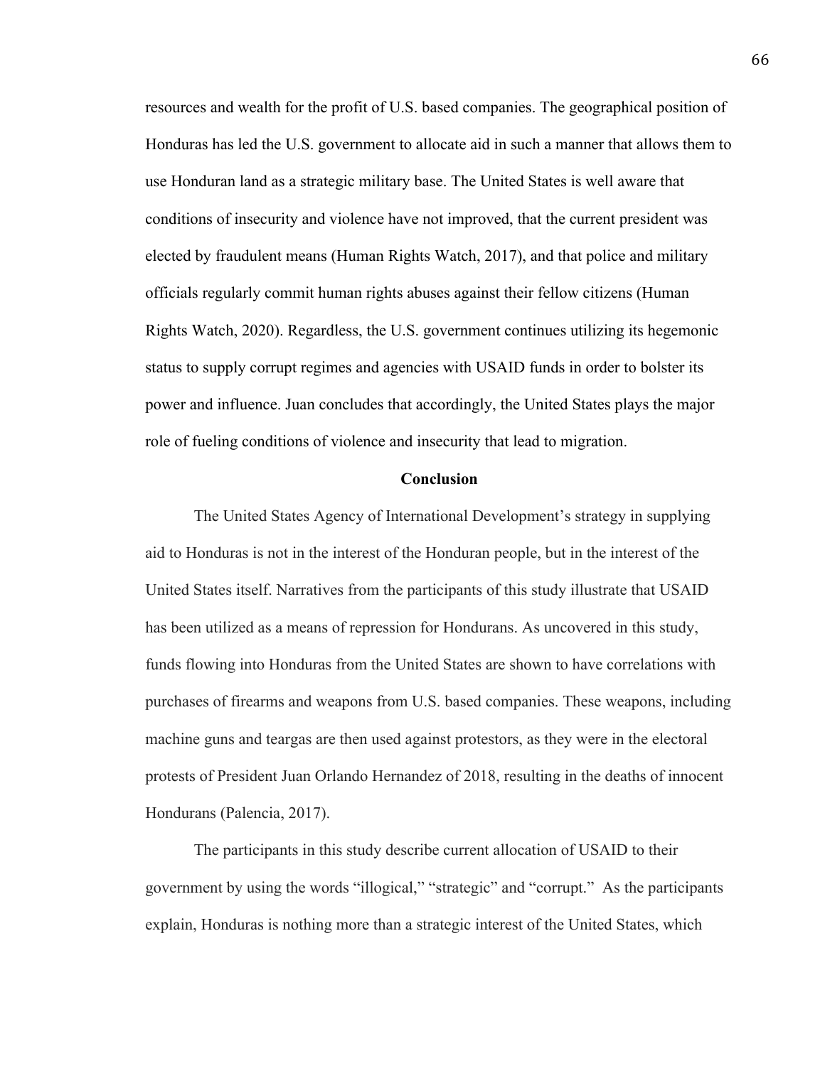resources and wealth for the profit of U.S. based companies. The geographical position of Honduras has led the U.S. government to allocate aid in such a manner that allows them to use Honduran land as a strategic military base. The United States is well aware that conditions of insecurity and violence have not improved, that the current president was elected by fraudulent means (Human Rights Watch, 2017), and that police and military officials regularly commit human rights abuses against their fellow citizens (Human Rights Watch, 2020). Regardless, the U.S. government continues utilizing its hegemonic status to supply corrupt regimes and agencies with USAID funds in order to bolster its power and influence. Juan concludes that accordingly, the United States plays the major role of fueling conditions of violence and insecurity that lead to migration.

## Conclusion

The United States Agency of International Development's strategy in supplying aid to Honduras is not in the interest of the Honduran people, but in the interest of the United States itself. Narratives from the participants of this study illustrate that USAID has been utilized as a means of repression for Hondurans. As uncovered in this study, funds flowing into Honduras from the United States are shown to have correlations with purchases of firearms and weapons from U.S. based companies. These weapons, including machine guns and teargas are then used against protestors, as they were in the electoral protests of President Juan Orlando Hernandez of 2018, resulting in the deaths of innocent Hondurans (Palencia, 2017).

The participants in this study describe current allocation of USAID to their government by using the words "illogical," "strategic" and "corrupt." As the participants explain, Honduras is nothing more than a strategic interest of the United States, which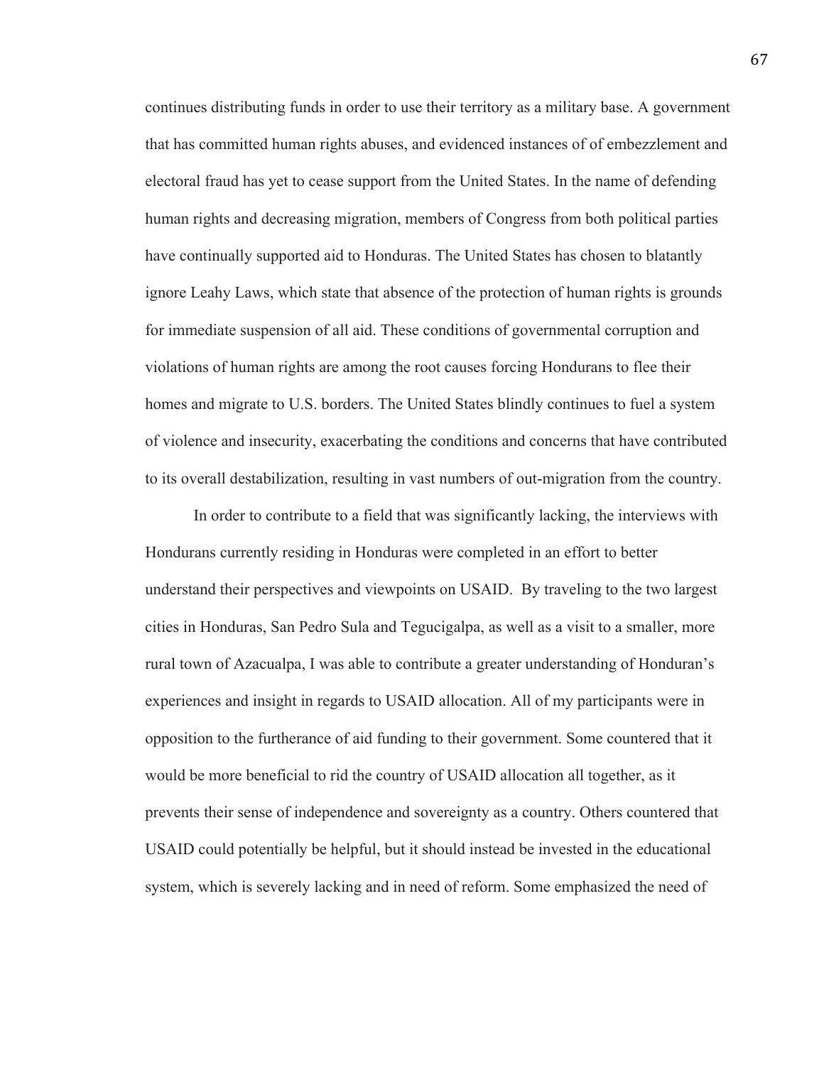continues distributing funds in order to use their territory as a military base. A government that has committed human rights abuses, and evidenced instances of of embezzlement and electoral fraud has yet to cease support from the United States. In the name of defending human rights and decreasing migration, members of Congress from both political parties have continually supported aid to Honduras. The United States has chosen to blatantly ignore Leahy Laws, which state that absence of the protection of human rights is grounds for immediate suspension of all aid. These conditions of governmental corruption and violations of human rights are among the root causes forcing Hondurans to flee their homes and migrate to U.S. borders. The United States blindly continues to fuel a system of violence and insecurity, exacerbating the conditions and concerns that have contributed to its overall destabilization, resulting in vast numbers of out-migration from the country.

In order to contribute to a field that was significantly lacking, the interviews with Hondurans currently residing in Honduras were completed in an effort to better understand their perspectives and viewpoints on USAID. By traveling to the two largest cities in Honduras, San Pedro Sula and Tegucigalpa, as well as a visit to a smaller, more rural town of Azacualpa, I was able to contribute a greater understanding of Honduran's experiences and insight in regards to USAID allocation. All of my participants were in opposition to the furtherance of aid funding to their government. Some countered that it would be more beneficial to rid the country of USAID allocation all together, as it prevents their sense of independence and sovereignty as a country. Others countered that USAID could potentially be helpful, but it should instead be invested in the educational system, which is severely lacking and in need of reform. Some emphasized the need of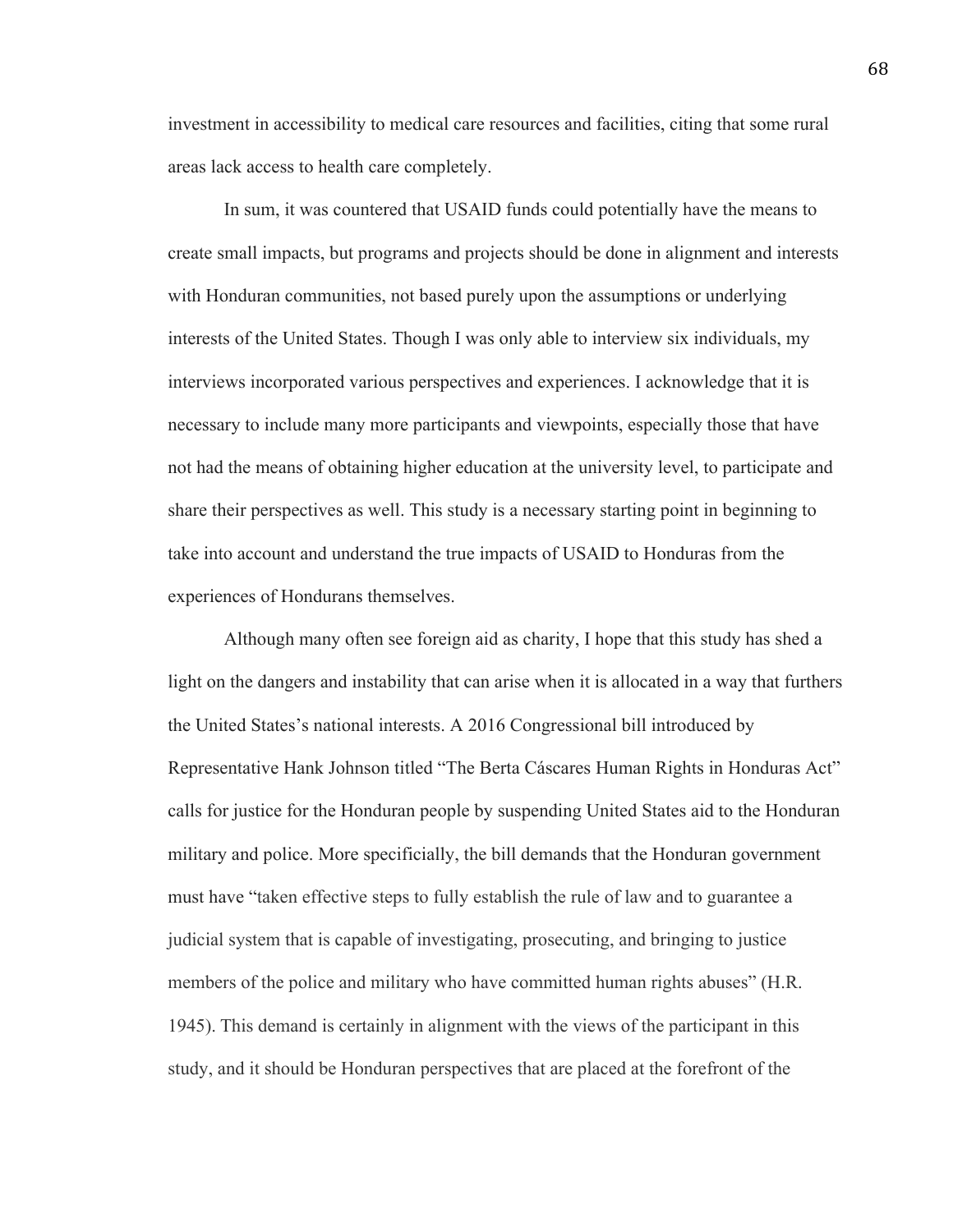investment in accessibility to medical care resources and facilities, citing that some rural areas lack access to health care completely.

In sum, it was countered that USAID funds could potentially have the means to create small impacts, but programs and projects should be done in alignment and interests with Honduran communities, not based purely upon the assumptions or underlying interests of the United States. Though I was only able to interview six individuals, my interviews incorporated various perspectives and experiences. I acknowledge that it is necessary to include many more participants and viewpoints, especially those that have not had the means of obtaining higher education at the university level, to participate and share their perspectives as well. This study is a necessary starting point in beginning to take into account and understand the true impacts of USAID to Honduras from the experiences of Hondurans themselves.

Although many often see foreign aid as charity, I hope that this study has shed a light on the dangers and instability that can arise when it is allocated in a way that furthers the United States's national interests. A 2016 Congressional bill introduced by Representative Hank Johnson titled "The Berta Cáscares Human Rights in Honduras Act" calls for justice for the Honduran people by suspending United States aid to the Honduran military and police. More specificially, the bill demands that the Honduran government must have "taken effective steps to fully establish the rule of law and to guarantee a judicial system that is capable of investigating, prosecuting, and bringing to justice members of the police and military who have committed human rights abuses" (H.R. 1945). This demand is certainly in alignment with the views of the participant in this study, and it should be Honduran perspectives that are placed at the forefront of the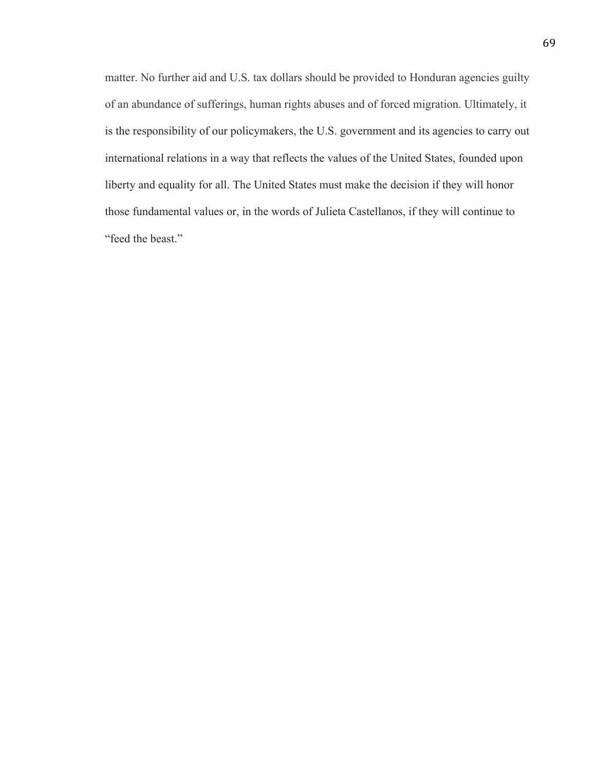matter. No further aid and U.S. tax dollars should be provided to Honduran agencies guilty of an abundance of sufferings, human rights abuses and of forced migration. Ultimately, it is the responsibility of our policymakers, the U.S. government and its agencies to carry out international relations in a way that reflects the values of the United States, founded upon liberty and equality for all. The United States must make the decision if they will honor those fundamental values or, in the words of Julieta Castellanos, if they will continue to "feed the beast."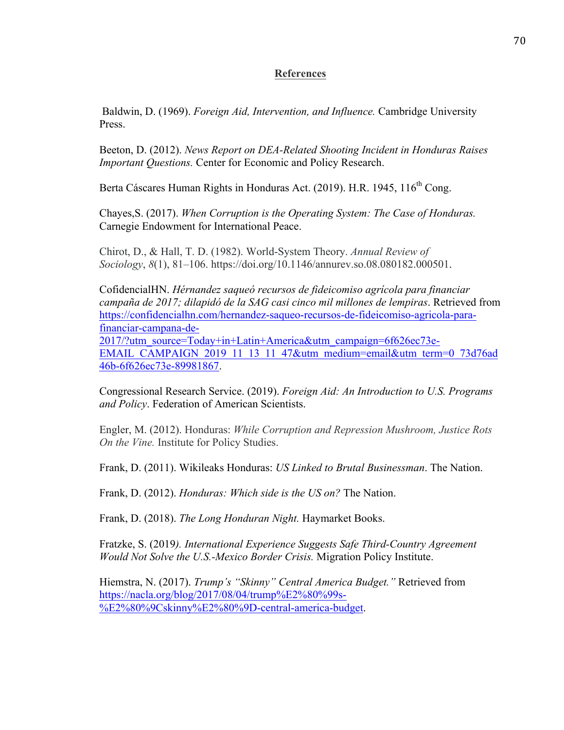## References

Baldwin, D. (1969). *Foreign Aid, Intervention, and Influence.* Cambridge University Press.

Beeton, D. (2012). *News Report on DEA-Related Shooting Incident in Honduras Raises Important Questions.* Center for Economic and Policy Research.

Berta Cáscares Human Rights in Honduras Act. (2019). H.R. 1945, 116th Cong.

Chayes,S. (2017). *When Corruption is the Operating System: The Case of Honduras.* Carnegie Endowment for International Peace.

Chirot, D., & Hall, T. D. (1982). World-System Theory. *Annual Review of Sociology*, *8*(1), 81–106. https://doi.org/10.1146/annurev.so.08.080182.000501.

CofidencialHN. *Hérnandez saqueó recursos de fideicomiso agrícola para financiar campaña de 2017; dilapidó de la SAG casi cinco mil millones de lempiras*. Retrieved from https://confidencialhn.com/hernandez-saqueo-recursos-de-fideicomiso-agricola-para-financiar-campana-de-2017/?utm_source=Today+in+Latin+America&utm_campaign=6f626ec73e-EMAIL_CAMPAIGN_2019_11_13_11_47&utm_medium=email&utm_term=0_73d76ad46b-6f626ec73e-89981867.

Congressional Research Service. (2019). *Foreign Aid: An Introduction to U.S. Programs and Policy*. Federation of American Scientists.

Engler, M. (2012). Honduras: *While Corruption and Repression Mushroom, Justice Rots On the Vine.* Institute for Policy Studies.

Frank, D. (2011). Wikileaks Honduras: *US Linked to Brutal Businessman*. The Nation.

Frank, D. (2012). *Honduras: Which side is the US on?* The Nation.

Frank, D. (2018). *The Long Honduran Night.* Haymarket Books.

Fratzke, S. (2019*). International Experience Suggests Safe Third-Country Agreement Would Not Solve the U.S.-Mexico Border Crisis.* Migration Policy Institute.

Hiemstra, N. (2017). *Trump's "Skinny" Central America Budget."* Retrieved from https://nacla.org/blog/2017/08/04/trump%E2%80%99s-%E2%80%9Cskinny%E2%80%9D-central-america-budget.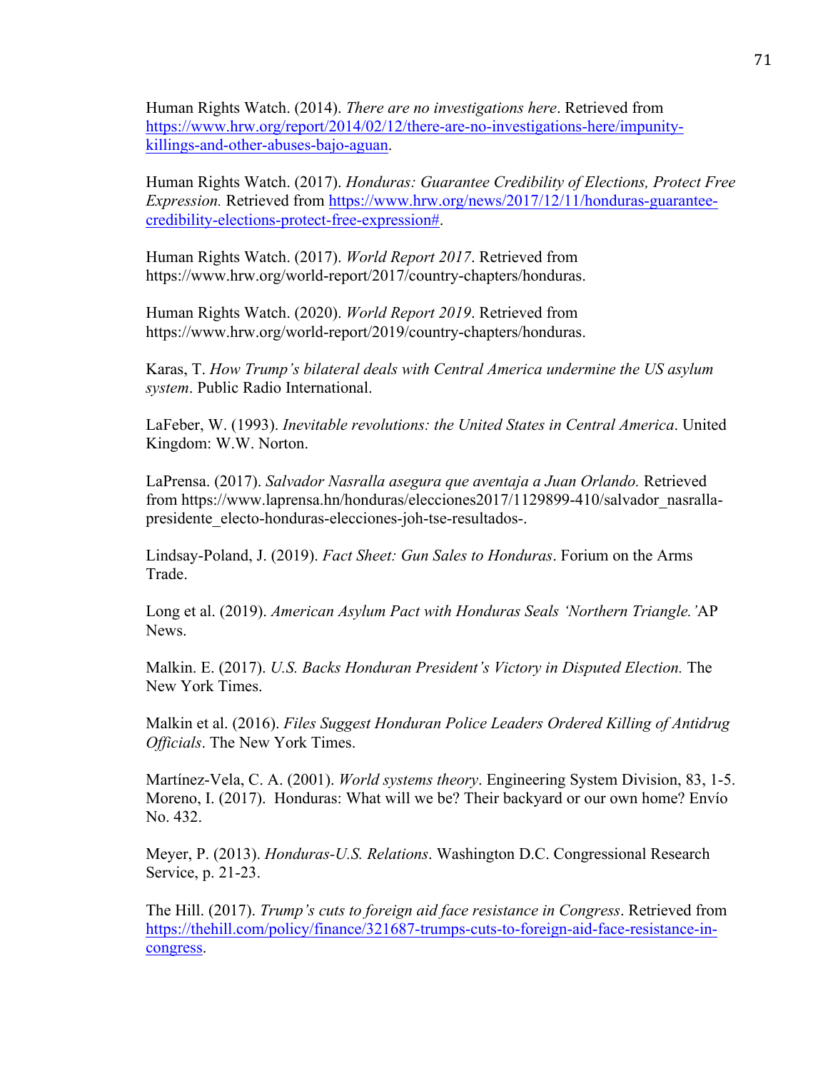Human Rights Watch. (2014). *There are no investigations here*. Retrieved from https://www.hrw.org/report/2014/02/12/there-are-no-investigations-here/impunity-killings-and-other-abuses-bajo-aguan.

Human Rights Watch. (2017). *Honduras: Guarantee Credibility of Elections, Protect Free Expression.* Retrieved from https://www.hrw.org/news/2017/12/11/honduras-guarantee-credibility-elections-protect-free-expression#.

Human Rights Watch. (2017). *World Report 2017*. Retrieved from https://www.hrw.org/world-report/2017/country-chapters/honduras.

Human Rights Watch. (2020). *World Report 2019*. Retrieved from https://www.hrw.org/world-report/2019/country-chapters/honduras.

Karas, T. *How Trump's bilateral deals with Central America undermine the US asylum system*. Public Radio International.

LaFeber, W. (1993). *Inevitable revolutions: the United States in Central America*. United Kingdom: W.W. Norton.

LaPrensa. (2017). *Salvador Nasralla asegura que aventaja a Juan Orlando.* Retrieved from https://www.laprensa.hn/honduras/elecciones2017/1129899-410/salvador_nasralla-presidente_electo-honduras-elecciones-joh-tse-resultados-.

Lindsay-Poland, J. (2019). *Fact Sheet: Gun Sales to Honduras*. Forium on the Arms Trade.

Long et al. (2019). *American Asylum Pact with Honduras Seals 'Northern Triangle.'* AP News.

Malkin. E. (2017). *U.S. Backs Honduran President's Victory in Disputed Election.* The New York Times.

Malkin et al. (2016). *Files Suggest Honduran Police Leaders Ordered Killing of Antidrug Officials*. The New York Times.

Martínez-Vela, C. A. (2001). *World systems theory*. Engineering System Division, 83, 1-5.
Moreno, I. (2017). Honduras: What will we be? Their backyard or our own home? Envío No. 432.

Meyer, P. (2013). *Honduras-U.S. Relations*. Washington D.C. Congressional Research Service, p. 21-23.

The Hill. (2017). *Trump's cuts to foreign aid face resistance in Congress*. Retrieved from https://thehill.com/policy/finance/321687-trumps-cuts-to-foreign-aid-face-resistance-in-congress.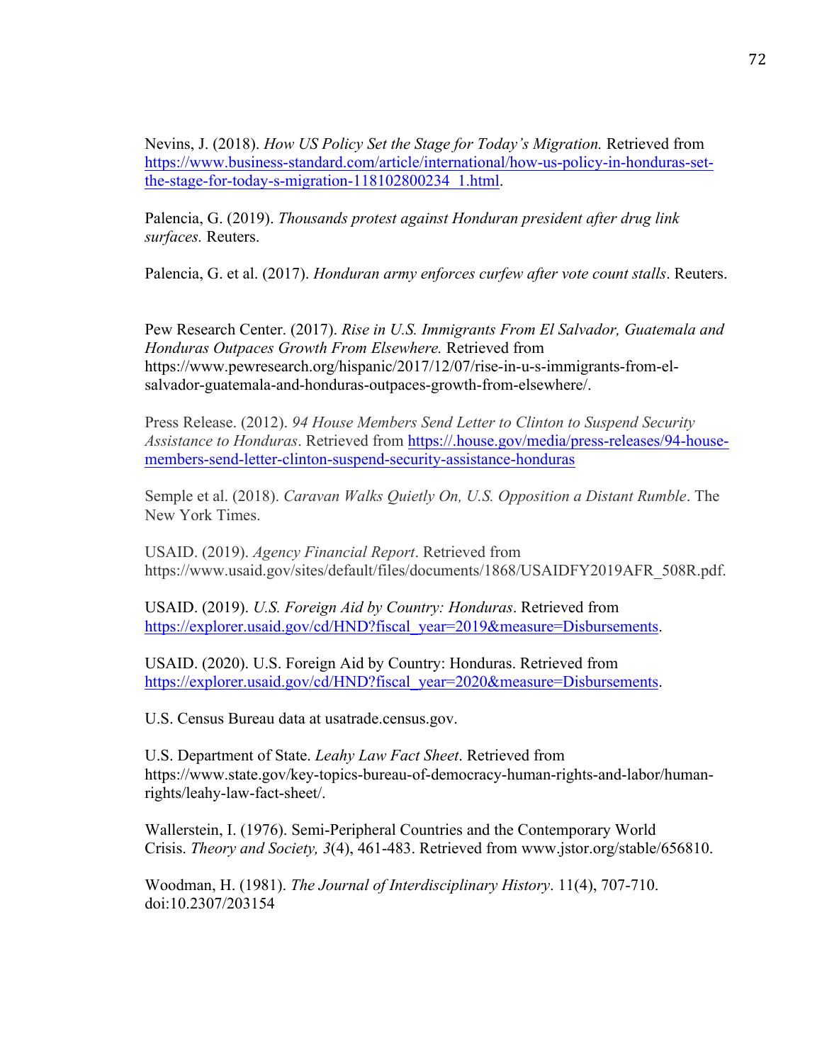Nevins, J. (2018). *How US Policy Set the Stage for Today's Migration.* Retrieved from https://www.business-standard.com/article/international/how-us-policy-in-honduras-set-the-stage-for-today-s-migration-118102800234_1.html.

Palencia, G. (2019). *Thousands protest against Honduran president after drug link surfaces.* Reuters.

Palencia, G. et al. (2017). *Honduran army enforces curfew after vote count stalls*. Reuters.

Pew Research Center. (2017). *Rise in U.S. Immigrants From El Salvador, Guatemala and Honduras Outpaces Growth From Elsewhere.* Retrieved from https://www.pewresearch.org/hispanic/2017/12/07/rise-in-u-s-immigrants-from-el-salvador-guatemala-and-honduras-outpaces-growth-from-elsewhere/.

Press Release. (2012). *94 House Members Send Letter to Clinton to Suspend Security Assistance to Honduras*. Retrieved from https://.house.gov/media/press-releases/94-house-members-send-letter-clinton-suspend-security-assistance-honduras

Semple et al. (2018). *Caravan Walks Quietly On, U.S. Opposition a Distant Rumble*. The New York Times.

USAID. (2019). *Agency Financial Report*. Retrieved from https://www.usaid.gov/sites/default/files/documents/1868/USAIDFY2019AFR_508R.pdf.

USAID. (2019). *U.S. Foreign Aid by Country: Honduras*. Retrieved from https://explorer.usaid.gov/cd/HND?fiscal_year=2019&measure=Disbursements.

USAID. (2020). U.S. Foreign Aid by Country: Honduras. Retrieved from https://explorer.usaid.gov/cd/HND?fiscal_year=2020&measure=Disbursements.

U.S. Census Bureau data at usatrade.census.gov.

U.S. Department of State. *Leahy Law Fact Sheet*. Retrieved from https://www.state.gov/key-topics-bureau-of-democracy-human-rights-and-labor/human-rights/leahy-law-fact-sheet/.

Wallerstein, I. (1976). Semi-Peripheral Countries and the Contemporary World Crisis. *Theory and Society, 3*(4), 461-483. Retrieved from www.jstor.org/stable/656810.

Woodman, H. (1981). *The Journal of Interdisciplinary History*. 11(4), 707-710. doi:10.2307/203154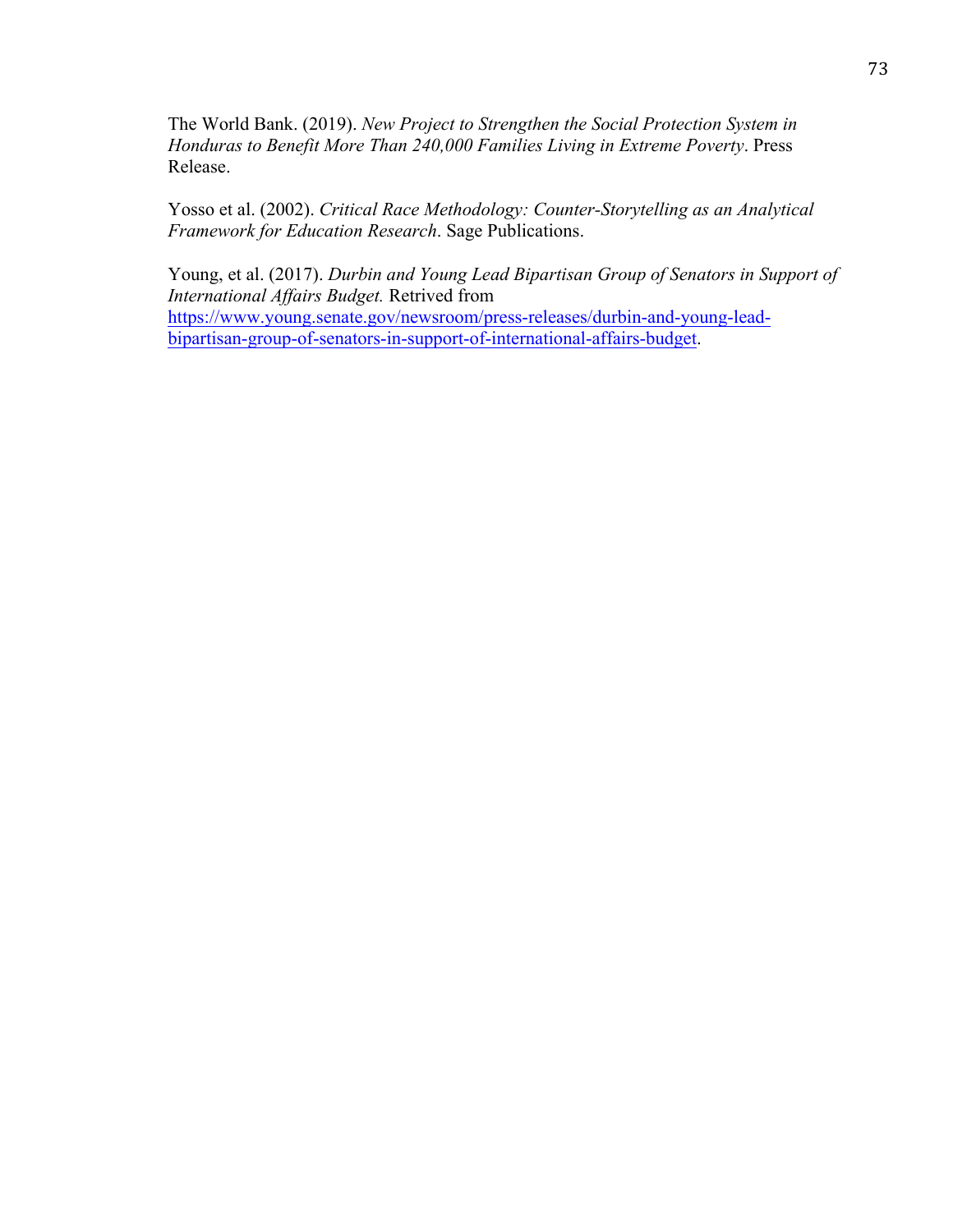The World Bank. (2019). *New Project to Strengthen the Social Protection System in Honduras to Benefit More Than 240,000 Families Living in Extreme Poverty*. Press Release.

Yosso et al. (2002). *Critical Race Methodology: Counter-Storytelling as an Analytical Framework for Education Research*. Sage Publications.

Young, et al. (2017). *Durbin and Young Lead Bipartisan Group of Senators in Support of International Affairs Budget.* Retrived from https://www.young.senate.gov/newsroom/press-releases/durbin-and-young-lead-bipartisan-group-of-senators-in-support-of-international-affairs-budget.